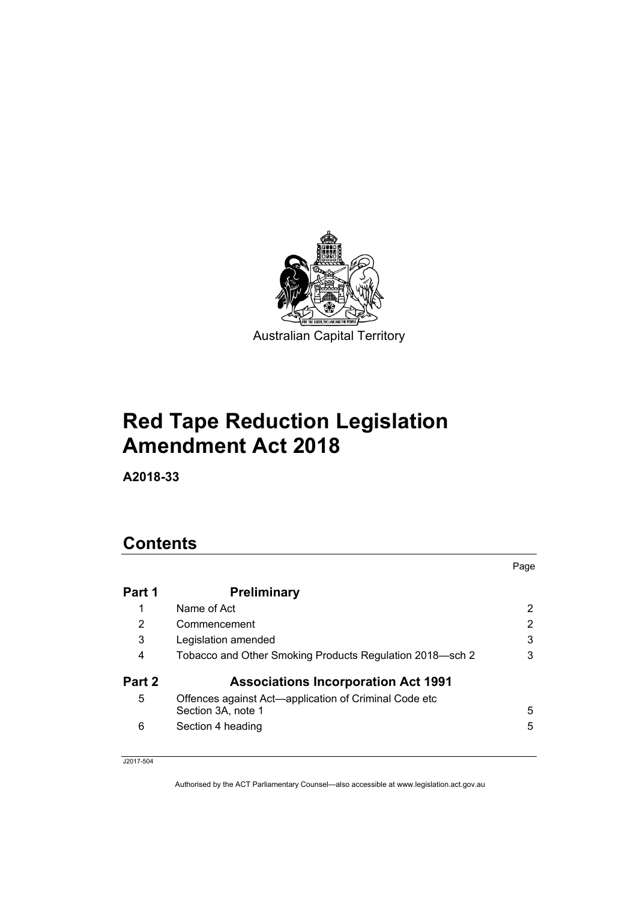Australian Capital Territory

# Red Tape Reduction Legislation Amendment Act 2018

**A2018-33**

## Contents

| | | Page |
|---|---|---|
| **Part 1** | **Preliminary** | |
| 1 | Name of Act | 2 |
| 2 | Commencement | 2 |
| 3 | Legislation amended | 3 |
| 4 | Tobacco and Other Smoking Products Regulation 2018—sch 2 | 3 |
| **Part 2** | **Associations Incorporation Act 1991** | |
| 5 | Offences against Act—application of Criminal Code etc Section 3A, note 1 | 5 |
| 6 | Section 4 heading | 5 |

J2017-504

Authorised by the ACT Parliamentary Counsel—also accessible at www.legislation.act.gov.au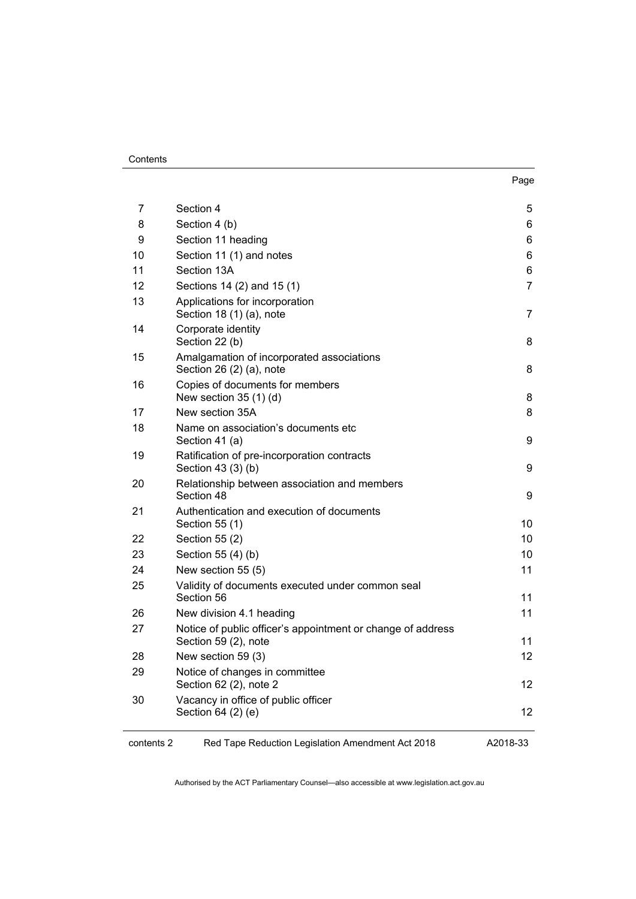| | | Page |
|---|---|---|
| 7 | Section 4 | 5 |
| 8 | Section 4 (b) | 6 |
| 9 | Section 11 heading | 6 |
| 10 | Section 11 (1) and notes | 6 |
| 11 | Section 13A | 6 |
| 12 | Sections 14 (2) and 15 (1) | 7 |
| 13 | Applications for incorporation<br>Section 18 (1) (a), note | 7 |
| 14 | Corporate identity<br>Section 22 (b) | 8 |
| 15 | Amalgamation of incorporated associations<br>Section 26 (2) (a), note | 8 |
| 16 | Copies of documents for members<br>New section 35 (1) (d) | 8 |
| 17 | New section 35A | 8 |
| 18 | Name on association's documents etc<br>Section 41 (a) | 9 |
| 19 | Ratification of pre-incorporation contracts<br>Section 43 (3) (b) | 9 |
| 20 | Relationship between association and members<br>Section 48 | 9 |
| 21 | Authentication and execution of documents<br>Section 55 (1) | 10 |
| 22 | Section 55 (2) | 10 |
| 23 | Section 55 (4) (b) | 10 |
| 24 | New section 55 (5) | 11 |
| 25 | Validity of documents executed under common seal<br>Section 56 | 11 |
| 26 | New division 4.1 heading | 11 |
| 27 | Notice of public officer's appointment or change of address<br>Section 59 (2), note | 11 |
| 28 | New section 59 (3) | 12 |
| 29 | Notice of changes in committee<br>Section 62 (2), note 2 | 12 |
| 30 | Vacancy in office of public officer<br>Section 64 (2) (e) | 12 |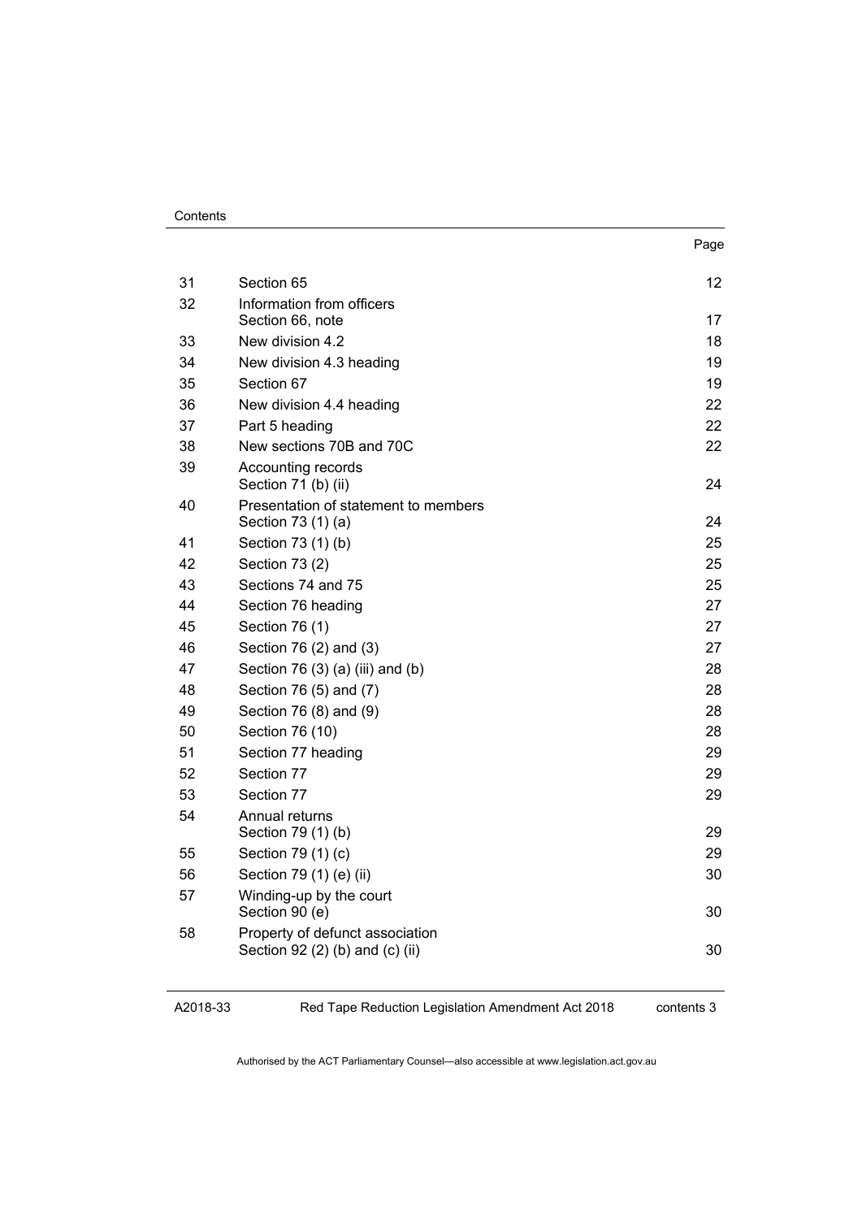| | | Page |
|---|---|---|
| 31 | Section 65 | 12 |
| 32 | Information from officers<br>Section 66, note | 17 |
| 33 | New division 4.2 | 18 |
| 34 | New division 4.3 heading | 19 |
| 35 | Section 67 | 19 |
| 36 | New division 4.4 heading | 22 |
| 37 | Part 5 heading | 22 |
| 38 | New sections 70B and 70C | 22 |
| 39 | Accounting records<br>Section 71 (b) (ii) | 24 |
| 40 | Presentation of statement to members<br>Section 73 (1) (a) | 24 |
| 41 | Section 73 (1) (b) | 25 |
| 42 | Section 73 (2) | 25 |
| 43 | Sections 74 and 75 | 25 |
| 44 | Section 76 heading | 27 |
| 45 | Section 76 (1) | 27 |
| 46 | Section 76 (2) and (3) | 27 |
| 47 | Section 76 (3) (a) (iii) and (b) | 28 |
| 48 | Section 76 (5) and (7) | 28 |
| 49 | Section 76 (8) and (9) | 28 |
| 50 | Section 76 (10) | 28 |
| 51 | Section 77 heading | 29 |
| 52 | Section 77 | 29 |
| 53 | Section 77 | 29 |
| 54 | Annual returns<br>Section 79 (1) (b) | 29 |
| 55 | Section 79 (1) (c) | 29 |
| 56 | Section 79 (1) (e) (ii) | 30 |
| 57 | Winding-up by the court<br>Section 90 (e) | 30 |
| 58 | Property of defunct association<br>Section 92 (2) (b) and (c) (ii) | 30 |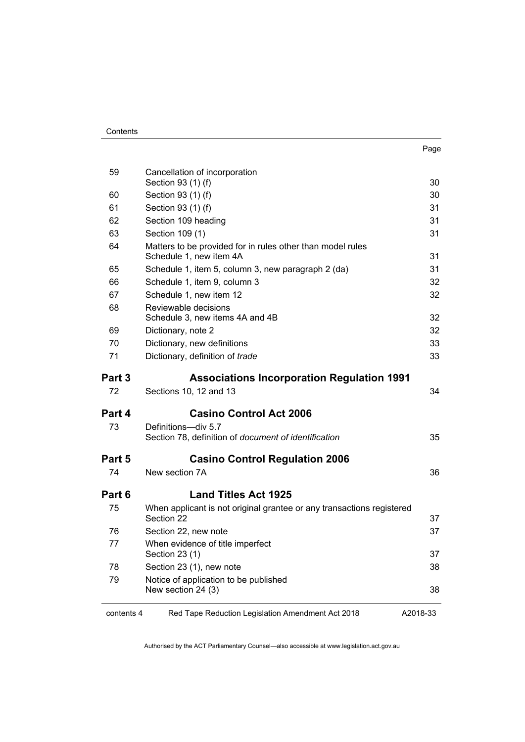| | | Page |
|---|---|---|
| 59 | Cancellation of incorporation<br>Section 93 (1) (f) | 30 |
| 60 | Section 93 (1) (f) | 30 |
| 61 | Section 93 (1) (f) | 31 |
| 62 | Section 109 heading | 31 |
| 63 | Section 109 (1) | 31 |
| 64 | Matters to be provided for in rules other than model rules<br>Schedule 1, new item 4A | 31 |
| 65 | Schedule 1, item 5, column 3, new paragraph 2 (da) | 31 |
| 66 | Schedule 1, item 9, column 3 | 32 |
| 67 | Schedule 1, new item 12 | 32 |
| 68 | Reviewable decisions<br>Schedule 3, new items 4A and 4B | 32 |
| 69 | Dictionary, note 2 | 32 |
| 70 | Dictionary, new definitions | 33 |
| 71 | Dictionary, definition of *trade* | 33 |
| **Part 3** | **Associations Incorporation Regulation 1991** | |
| 72 | Sections 10, 12 and 13 | 34 |
| **Part 4** | **Casino Control Act 2006** | |
| 73 | Definitions—div 5.7<br>Section 78, definition of *document of identification* | 35 |
| **Part 5** | **Casino Control Regulation 2006** | |
| 74 | New section 7A | 36 |
| **Part 6** | **Land Titles Act 1925** | |
| 75 | When applicant is not original grantee or any transactions registered<br>Section 22 | 37 |
| 76 | Section 22, new note | 37 |
| 77 | When evidence of title imperfect<br>Section 23 (1) | 37 |
| 78 | Section 23 (1), new note | 38 |
| 79 | Notice of application to be published<br>New section 24 (3) | 38 |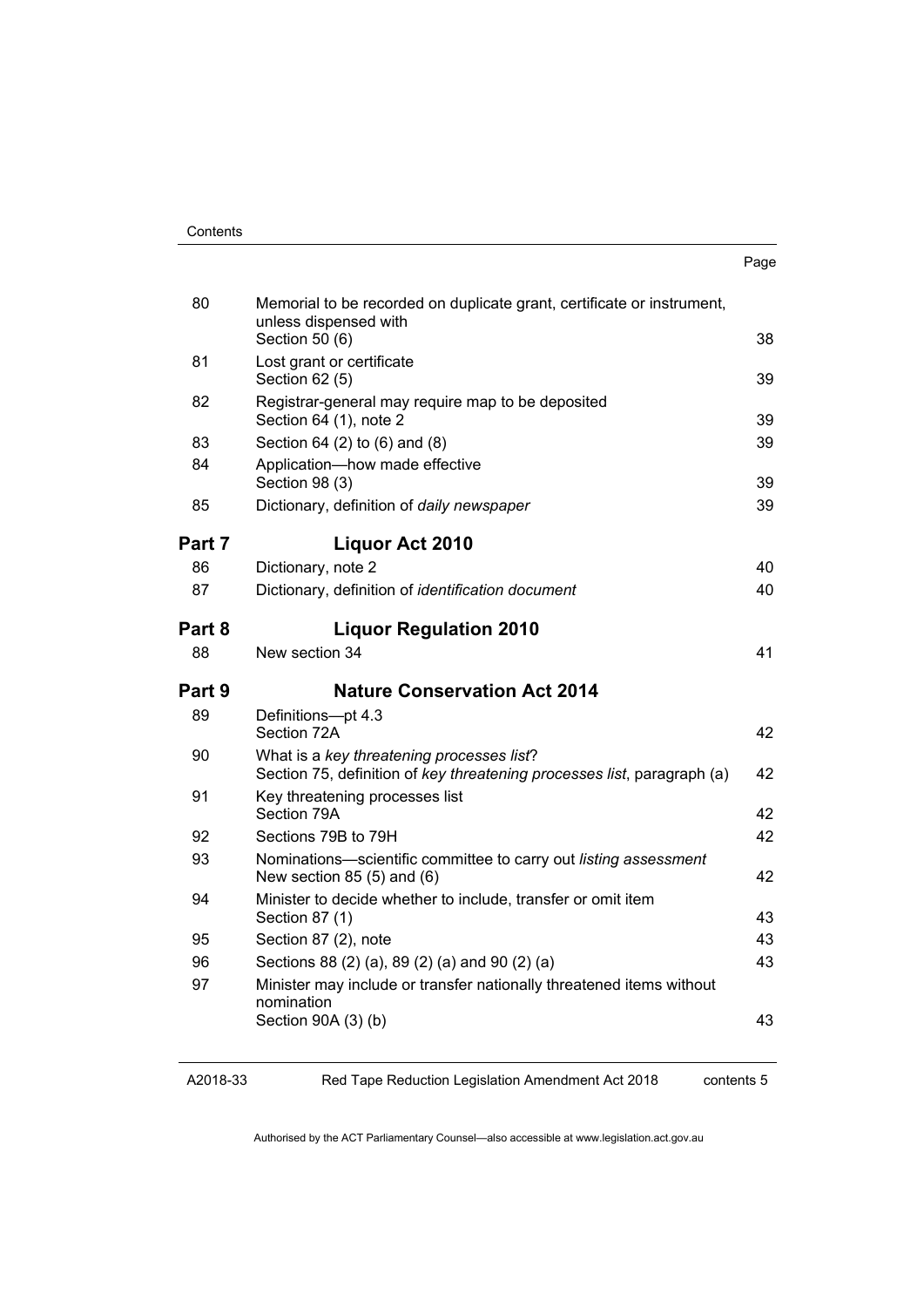| | | Page |
|---|---|---|
| 80 | Memorial to be recorded on duplicate grant, certificate or instrument, unless dispensed with<br>Section 50 (6) | 38 |
| 81 | Lost grant or certificate<br>Section 62 (5) | 39 |
| 82 | Registrar-general may require map to be deposited<br>Section 64 (1), note 2 | 39 |
| 83 | Section 64 (2) to (6) and (8) | 39 |
| 84 | Application—how made effective<br>Section 98 (3) | 39 |
| 85 | Dictionary, definition of *daily newspaper* | 39 |

## Part 7 Liquor Act 2010

| | | |
|---|---|---|
| 86 | Dictionary, note 2 | 40 |
| 87 | Dictionary, definition of *identification document* | 40 |

## Part 8 Liquor Regulation 2010

| | | |
|---|---|---|
| 88 | New section 34 | 41 |

## Part 9 Nature Conservation Act 2014

| | | |
|---|---|---|
| 89 | Definitions—pt 4.3<br>Section 72A | 42 |
| 90 | What is a *key threatening processes list*?<br>Section 75, definition of *key threatening processes list*, paragraph (a) | 42 |
| 91 | Key threatening processes list<br>Section 79A | 42 |
| 92 | Sections 79B to 79H | 42 |
| 93 | Nominations—scientific committee to carry out *listing assessment*<br>New section 85 (5) and (6) | 42 |
| 94 | Minister to decide whether to include, transfer or omit item<br>Section 87 (1) | 43 |
| 95 | Section 87 (2), note | 43 |
| 96 | Sections 88 (2) (a), 89 (2) (a) and 90 (2) (a) | 43 |
| 97 | Minister may include or transfer nationally threatened items without nomination<br>Section 90A (3) (b) | 43 |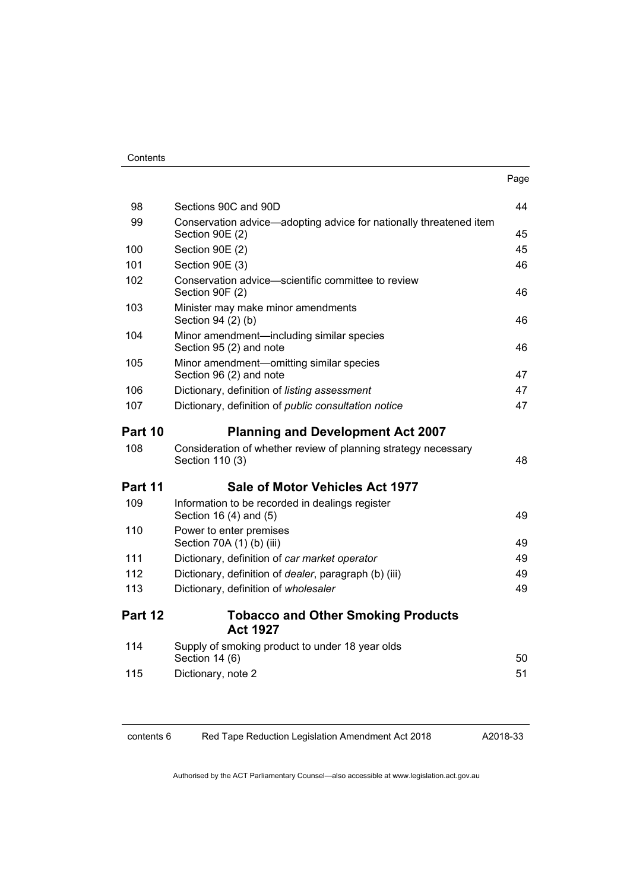| | | Page |
|---|---|---|
| 98 | Sections 90C and 90D | 44 |
| 99 | Conservation advice—adopting advice for nationally threatened item<br>Section 90E (2) | 45 |
| 100 | Section 90E (2) | 45 |
| 101 | Section 90E (3) | 46 |
| 102 | Conservation advice—scientific committee to review<br>Section 90F (2) | 46 |
| 103 | Minister may make minor amendments<br>Section 94 (2) (b) | 46 |
| 104 | Minor amendment—including similar species<br>Section 95 (2) and note | 46 |
| 105 | Minor amendment—omitting similar species<br>Section 96 (2) and note | 47 |
| 106 | Dictionary, definition of *listing assessment* | 47 |
| 107 | Dictionary, definition of *public consultation notice* | 47 |
| **Part 10** | **Planning and Development Act 2007** | |
| 108 | Consideration of whether review of planning strategy necessary<br>Section 110 (3) | 48 |
| **Part 11** | **Sale of Motor Vehicles Act 1977** | |
| 109 | Information to be recorded in dealings register<br>Section 16 (4) and (5) | 49 |
| 110 | Power to enter premises<br>Section 70A (1) (b) (iii) | 49 |
| 111 | Dictionary, definition of *car market operator* | 49 |
| 112 | Dictionary, definition of *dealer*, paragraph (b) (iii) | 49 |
| 113 | Dictionary, definition of *wholesaler* | 49 |
| **Part 12** | **Tobacco and Other Smoking Products Act 1927** | |
| 114 | Supply of smoking product to under 18 year olds<br>Section 14 (6) | 50 |
| 115 | Dictionary, note 2 | 51 |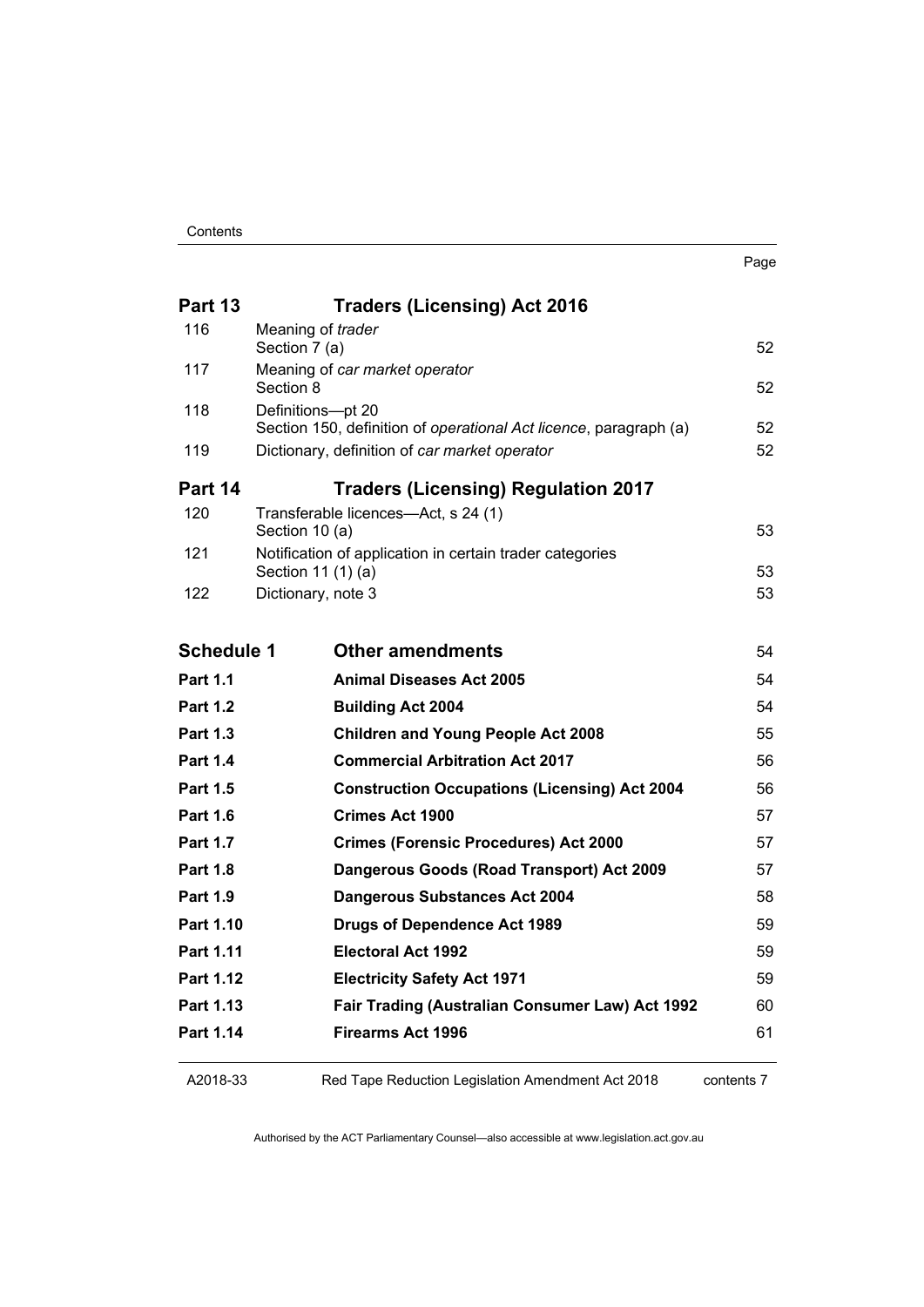| | | Page |
|---|---|---|
| **Part 13** | **Traders (Licensing) Act 2016** | |
| 116 | Meaning of *trader*<br>Section 7 (a) | 52 |
| 117 | Meaning of *car market operator*<br>Section 8 | 52 |
| 118 | Definitions—pt 20<br>Section 150, definition of *operational Act licence*, paragraph (a) | 52 |
| 119 | Dictionary, definition of *car market operator* | 52 |
| **Part 14** | **Traders (Licensing) Regulation 2017** | |
| 120 | Transferable licences—Act, s 24 (1)<br>Section 10 (a) | 53 |
| 121 | Notification of application in certain trader categories<br>Section 11 (1) (a) | 53 |
| 122 | Dictionary, note 3 | 53 |
| **Schedule 1** | **Other amendments** | 54 |
| **Part 1.1** | **Animal Diseases Act 2005** | 54 |
| **Part 1.2** | **Building Act 2004** | 54 |
| **Part 1.3** | **Children and Young People Act 2008** | 55 |
| **Part 1.4** | **Commercial Arbitration Act 2017** | 56 |
| **Part 1.5** | **Construction Occupations (Licensing) Act 2004** | 56 |
| **Part 1.6** | **Crimes Act 1900** | 57 |
| **Part 1.7** | **Crimes (Forensic Procedures) Act 2000** | 57 |
| **Part 1.8** | **Dangerous Goods (Road Transport) Act 2009** | 57 |
| **Part 1.9** | **Dangerous Substances Act 2004** | 58 |
| **Part 1.10** | **Drugs of Dependence Act 1989** | 59 |
| **Part 1.11** | **Electoral Act 1992** | 59 |
| **Part 1.12** | **Electricity Safety Act 1971** | 59 |
| **Part 1.13** | **Fair Trading (Australian Consumer Law) Act 1992** | 60 |
| **Part 1.14** | **Firearms Act 1996** | 61 |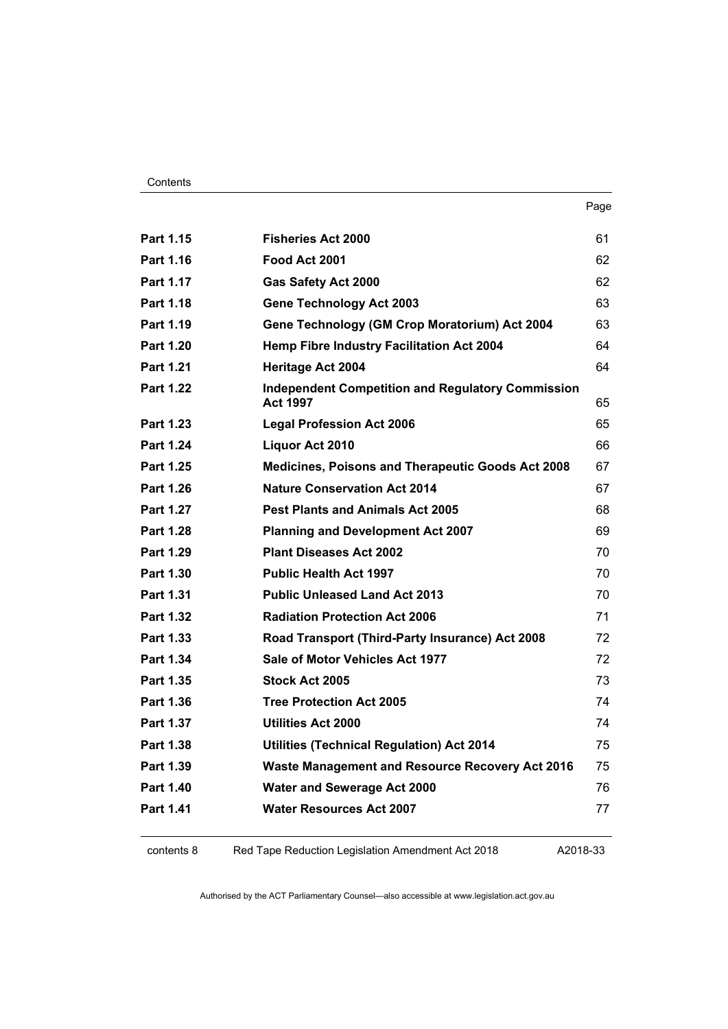| | | Page |
|---|---|---|
| **Part 1.15** | **Fisheries Act 2000** | 61 |
| **Part 1.16** | **Food Act 2001** | 62 |
| **Part 1.17** | **Gas Safety Act 2000** | 62 |
| **Part 1.18** | **Gene Technology Act 2003** | 63 |
| **Part 1.19** | **Gene Technology (GM Crop Moratorium) Act 2004** | 63 |
| **Part 1.20** | **Hemp Fibre Industry Facilitation Act 2004** | 64 |
| **Part 1.21** | **Heritage Act 2004** | 64 |
| **Part 1.22** | **Independent Competition and Regulatory Commission Act 1997** | 65 |
| **Part 1.23** | **Legal Profession Act 2006** | 65 |
| **Part 1.24** | **Liquor Act 2010** | 66 |
| **Part 1.25** | **Medicines, Poisons and Therapeutic Goods Act 2008** | 67 |
| **Part 1.26** | **Nature Conservation Act 2014** | 67 |
| **Part 1.27** | **Pest Plants and Animals Act 2005** | 68 |
| **Part 1.28** | **Planning and Development Act 2007** | 69 |
| **Part 1.29** | **Plant Diseases Act 2002** | 70 |
| **Part 1.30** | **Public Health Act 1997** | 70 |
| **Part 1.31** | **Public Unleased Land Act 2013** | 70 |
| **Part 1.32** | **Radiation Protection Act 2006** | 71 |
| **Part 1.33** | **Road Transport (Third-Party Insurance) Act 2008** | 72 |
| **Part 1.34** | **Sale of Motor Vehicles Act 1977** | 72 |
| **Part 1.35** | **Stock Act 2005** | 73 |
| **Part 1.36** | **Tree Protection Act 2005** | 74 |
| **Part 1.37** | **Utilities Act 2000** | 74 |
| **Part 1.38** | **Utilities (Technical Regulation) Act 2014** | 75 |
| **Part 1.39** | **Waste Management and Resource Recovery Act 2016** | 75 |
| **Part 1.40** | **Water and Sewerage Act 2000** | 76 |
| **Part 1.41** | **Water Resources Act 2007** | 77 |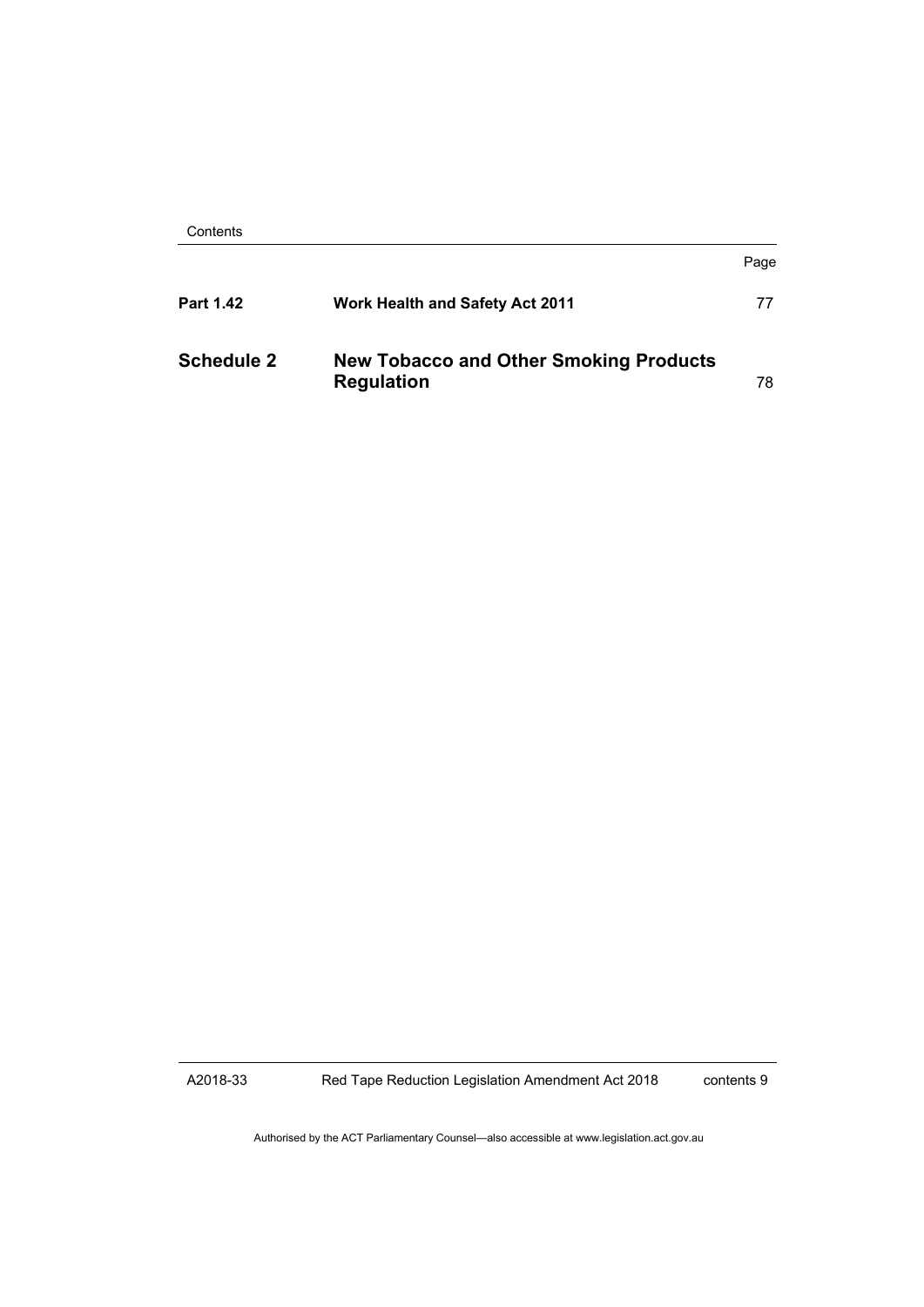| | | Page |
|---|---|---|
| **Part 1.42** | **Work Health and Safety Act 2011** | 77 |
| **Schedule 2** | **New Tobacco and Other Smoking Products Regulation** | 78 |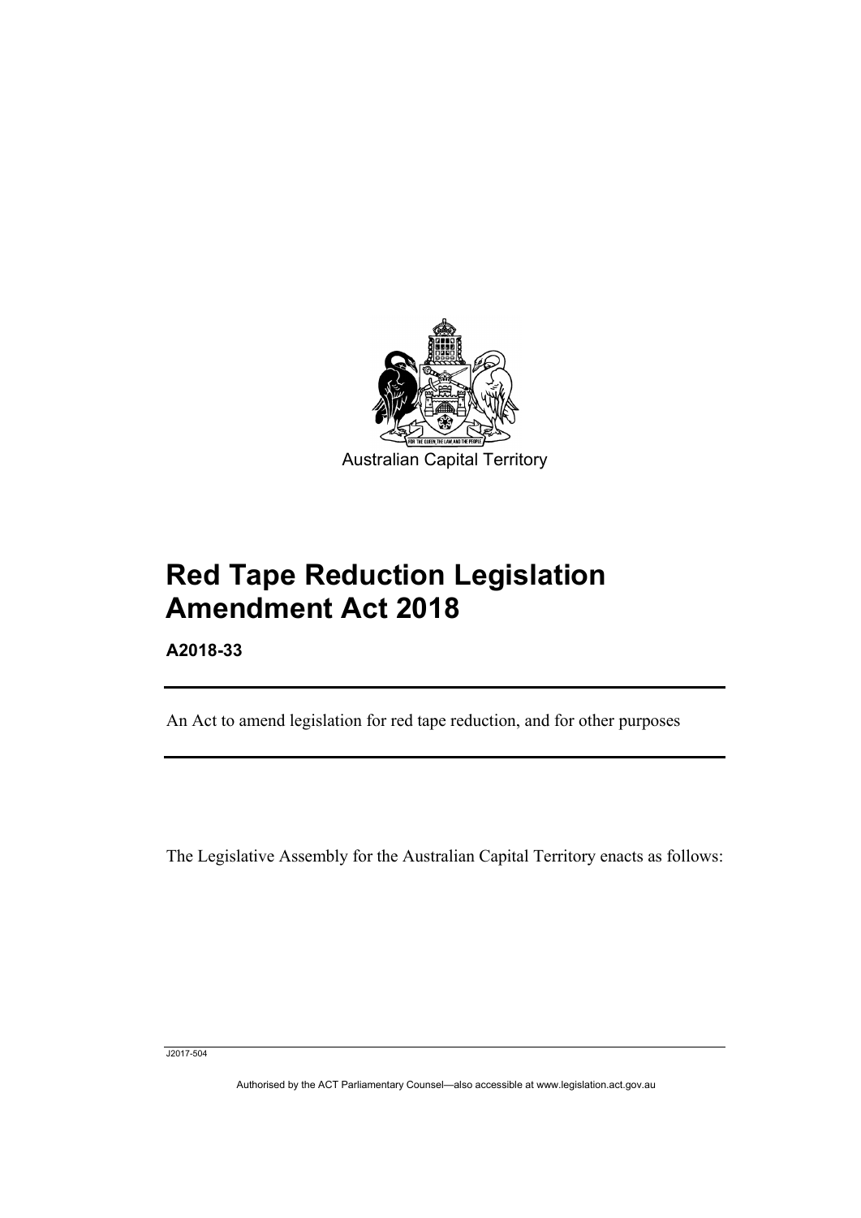Australian Capital Territory

# Red Tape Reduction Legislation Amendment Act 2018

**A2018-33**

An Act to amend legislation for red tape reduction, and for other purposes

The Legislative Assembly for the Australian Capital Territory enacts as follows:

J2017-504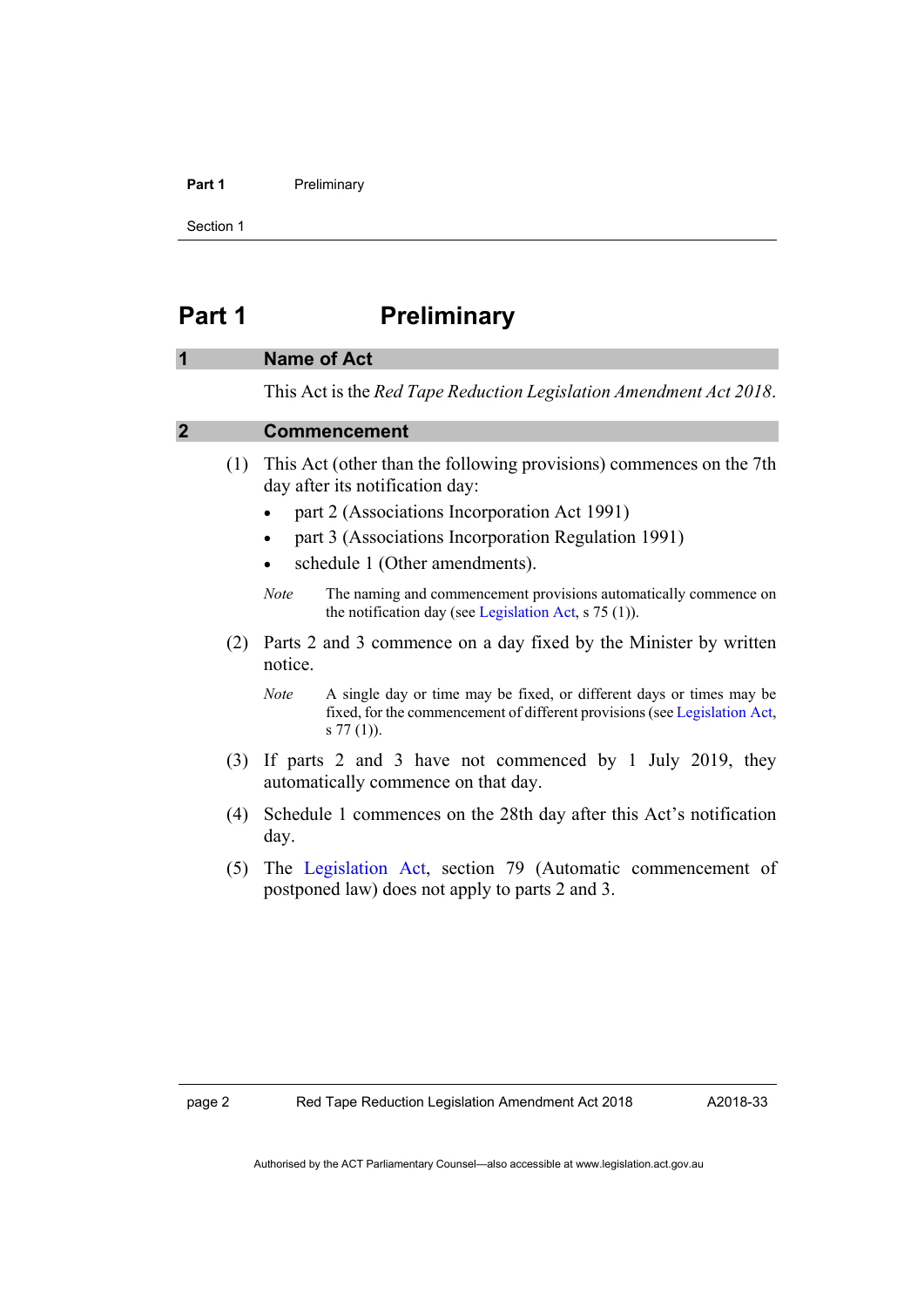# Part 1 Preliminary

## 1 Name of Act

This Act is the *Red Tape Reduction Legislation Amendment Act 2018*.

## 2 Commencement

(1) This Act (other than the following provisions) commences on the 7th day after its notification day:

- part 2 (Associations Incorporation Act 1991)
- part 3 (Associations Incorporation Regulation 1991)
- schedule 1 (Other amendments).

*Note* The naming and commencement provisions automatically commence on the notification day (see Legislation Act, s 75 (1)).

(2) Parts 2 and 3 commence on a day fixed by the Minister by written notice.

*Note* A single day or time may be fixed, or different days or times may be fixed, for the commencement of different provisions (see Legislation Act, s 77 (1)).

(3) If parts 2 and 3 have not commenced by 1 July 2019, they automatically commence on that day.

(4) Schedule 1 commences on the 28th day after this Act's notification day.

(5) The Legislation Act, section 79 (Automatic commencement of postponed law) does not apply to parts 2 and 3.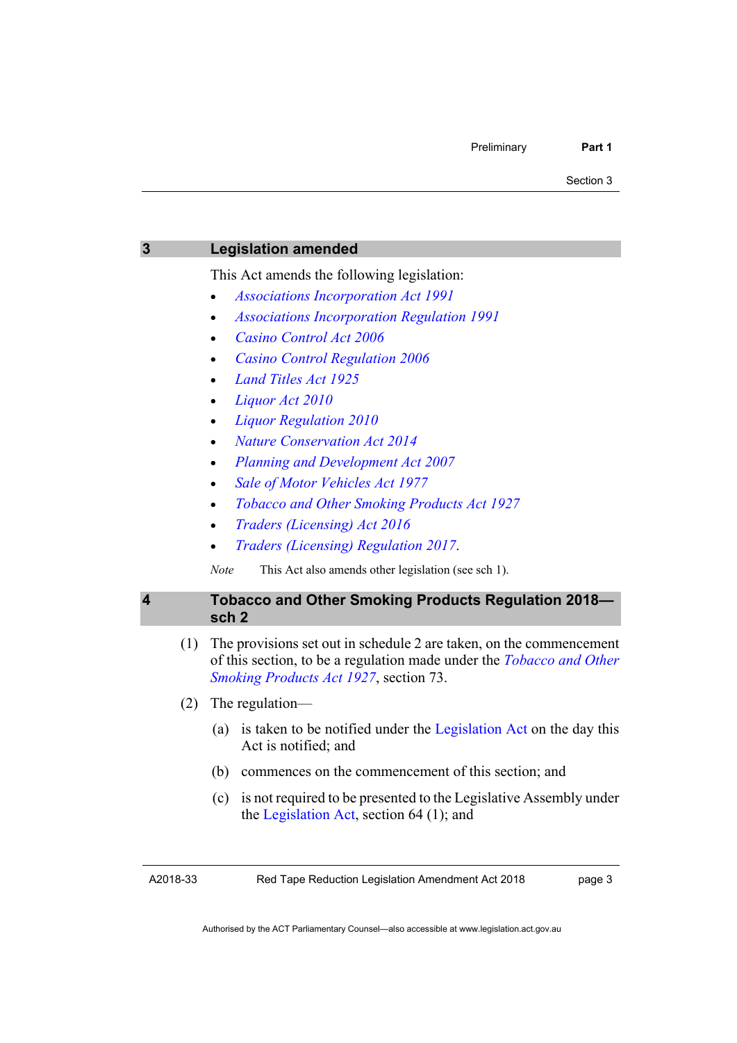## 3 Legislation amended

This Act amends the following legislation:

- *Associations Incorporation Act 1991*
- *Associations Incorporation Regulation 1991*
- *Casino Control Act 2006*
- *Casino Control Regulation 2006*
- *Land Titles Act 1925*
- *Liquor Act 2010*
- *Liquor Regulation 2010*
- *Nature Conservation Act 2014*
- *Planning and Development Act 2007*
- *Sale of Motor Vehicles Act 1977*
- *Tobacco and Other Smoking Products Act 1927*
- *Traders (Licensing) Act 2016*
- *Traders (Licensing) Regulation 2017*.

*Note* This Act also amends other legislation (see sch 1).

## 4 Tobacco and Other Smoking Products Regulation 2018—sch 2

(1) The provisions set out in schedule 2 are taken, on the commencement of this section, to be a regulation made under the *Tobacco and Other Smoking Products Act 1927*, section 73.

(2) The regulation—

(a) is taken to be notified under the Legislation Act on the day this Act is notified; and

(b) commences on the commencement of this section; and

(c) is not required to be presented to the Legislative Assembly under the Legislation Act, section 64 (1); and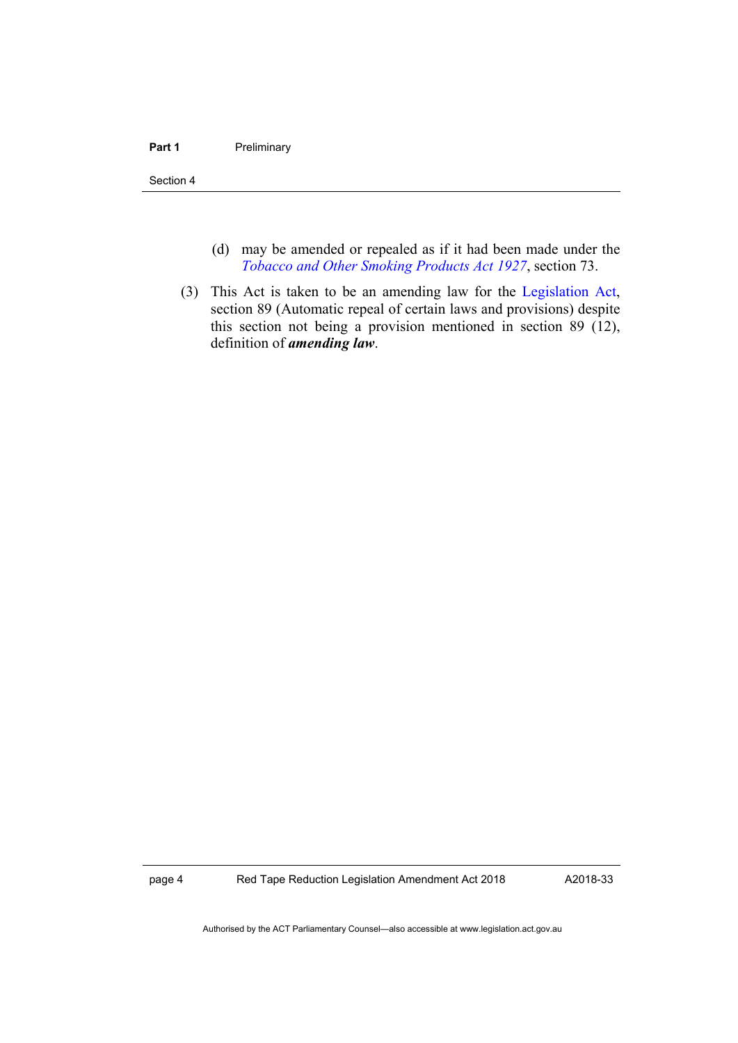(d) may be amended or repealed as if it had been made under the *Tobacco and Other Smoking Products Act 1927*, section 73.

(3) This Act is taken to be an amending law for the Legislation Act, section 89 (Automatic repeal of certain laws and provisions) despite this section not being a provision mentioned in section 89 (12), definition of ***amending law***.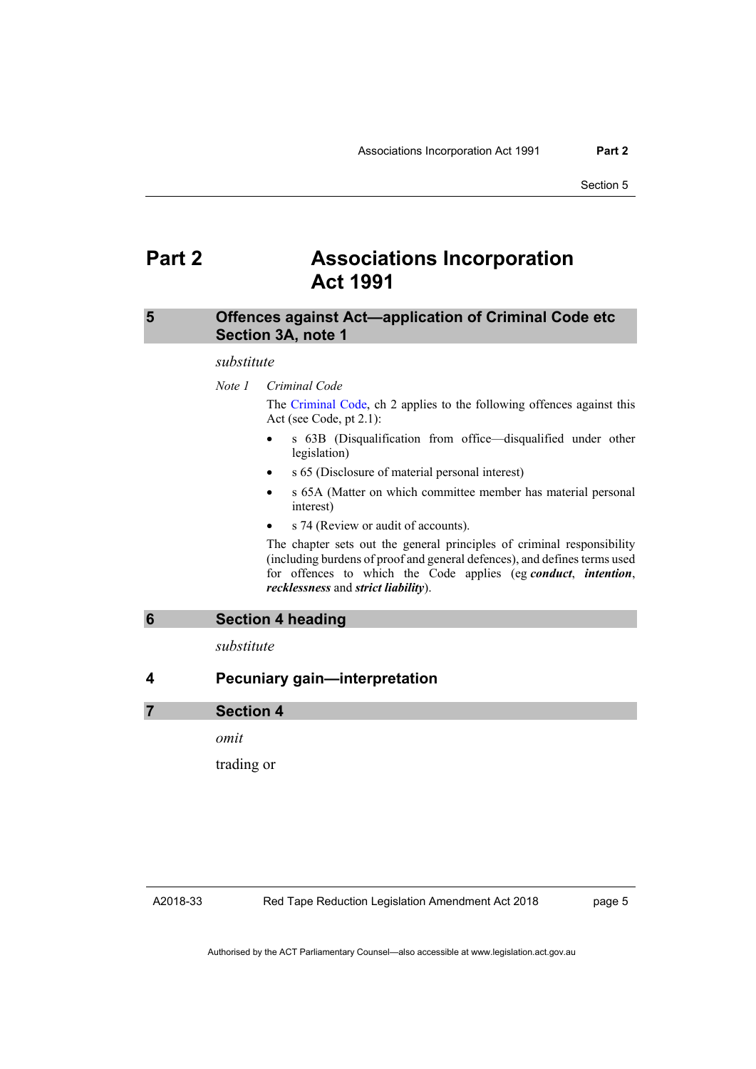# Part 2 Associations Incorporation Act 1991

### 5 Offences against Act—application of Criminal Code etc Section 3A, note 1

*substitute*

*Note 1* *Criminal Code*

The Criminal Code, ch 2 applies to the following offences against this Act (see Code, pt 2.1):

- s 63B (Disqualification from office—disqualified under other legislation)
- s 65 (Disclosure of material personal interest)
- s 65A (Matter on which committee member has material personal interest)
- s 74 (Review or audit of accounts).

The chapter sets out the general principles of criminal responsibility (including burdens of proof and general defences), and defines terms used for offences to which the Code applies (eg ***conduct***, ***intention***, ***recklessness*** and ***strict liability***).

### 6 Section 4 heading

*substitute*

### 4 Pecuniary gain—interpretation

### 7 Section 4

*omit*

trading or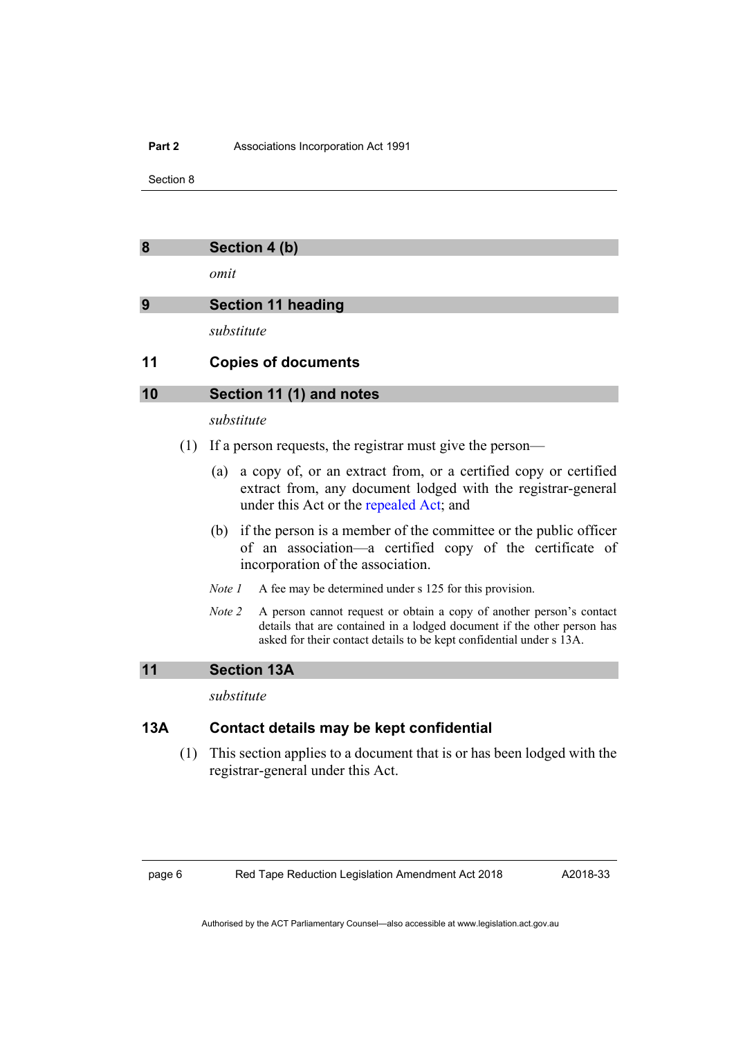## 8 Section 4 (b)

*omit*

## 9 Section 11 heading

*substitute*

### 11 Copies of documents

## 10 Section 11 (1) and notes

*substitute*

(1) If a person requests, the registrar must give the person—

(a) a copy of, or an extract from, or a certified copy or certified extract from, any document lodged with the registrar-general under this Act or the repealed Act; and

(b) if the person is a member of the committee or the public officer of an association—a certified copy of the certificate of incorporation of the association.

*Note 1* A fee may be determined under s 125 for this provision.

*Note 2* A person cannot request or obtain a copy of another person's contact details that are contained in a lodged document if the other person has asked for their contact details to be kept confidential under s 13A.

## 11 Section 13A

*substitute*

### 13A Contact details may be kept confidential

(1) This section applies to a document that is or has been lodged with the registrar-general under this Act.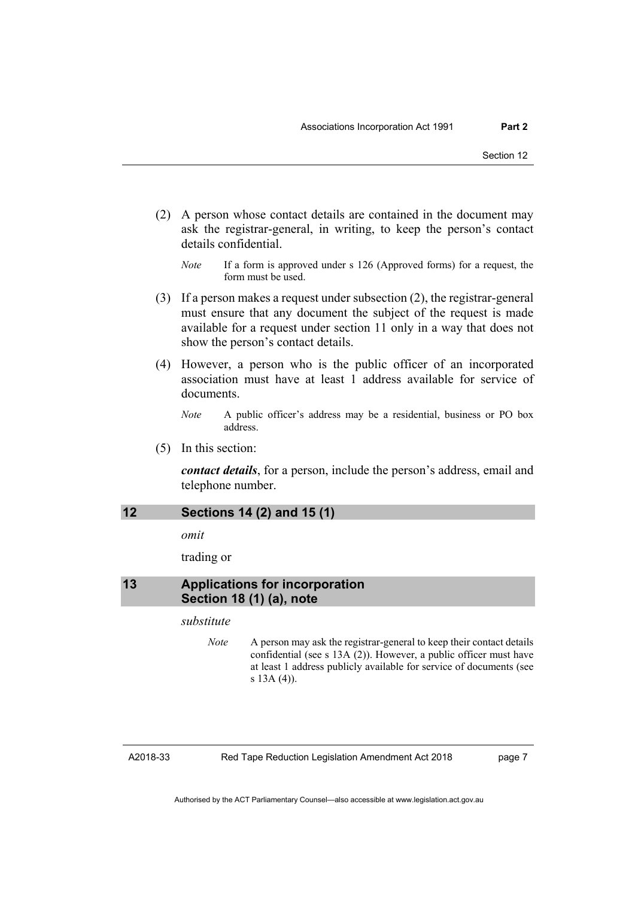(2) A person whose contact details are contained in the document may ask the registrar-general, in writing, to keep the person's contact details confidential.

*Note* If a form is approved under s 126 (Approved forms) for a request, the form must be used.

(3) If a person makes a request under subsection (2), the registrar-general must ensure that any document the subject of the request is made available for a request under section 11 only in a way that does not show the person's contact details.

(4) However, a person who is the public officer of an incorporated association must have at least 1 address available for service of documents.

*Note* A public officer's address may be a residential, business or PO box address.

(5) In this section:

***contact details***, for a person, include the person's address, email and telephone number.

## 12 Sections 14 (2) and 15 (1)

*omit*

trading or

## 13 Applications for incorporation Section 18 (1) (a), note

*substitute*

*Note* A person may ask the registrar-general to keep their contact details confidential (see s 13A (2)). However, a public officer must have at least 1 address publicly available for service of documents (see s 13A (4)).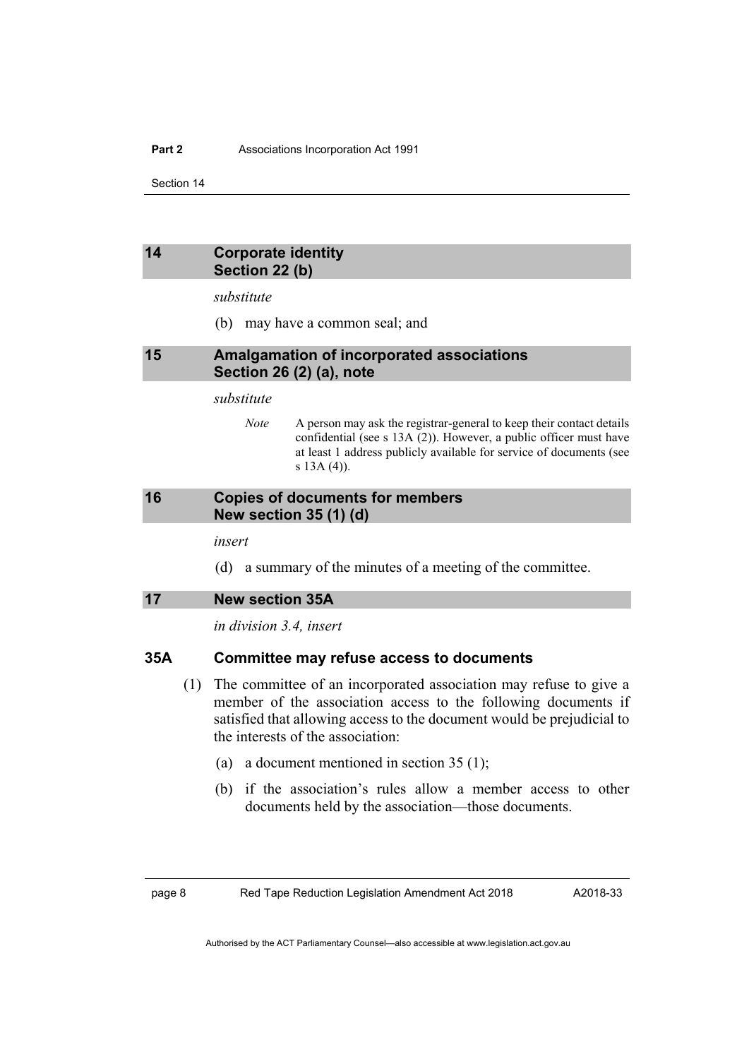## 14 Corporate identity Section 22 (b)

*substitute*

(b) may have a common seal; and

## 15 Amalgamation of incorporated associations Section 26 (2) (a), note

*substitute*

> *Note* A person may ask the registrar-general to keep their contact details confidential (see s 13A (2)). However, a public officer must have at least 1 address publicly available for service of documents (see s 13A (4)).

## 16 Copies of documents for members New section 35 (1) (d)

*insert*

(d) a summary of the minutes of a meeting of the committee.

## 17 New section 35A

*in division 3.4, insert*

### 35A Committee may refuse access to documents

(1) The committee of an incorporated association may refuse to give a member of the association access to the following documents if satisfied that allowing access to the document would be prejudicial to the interests of the association:

(a) a document mentioned in section 35 (1);

(b) if the association's rules allow a member access to other documents held by the association—those documents.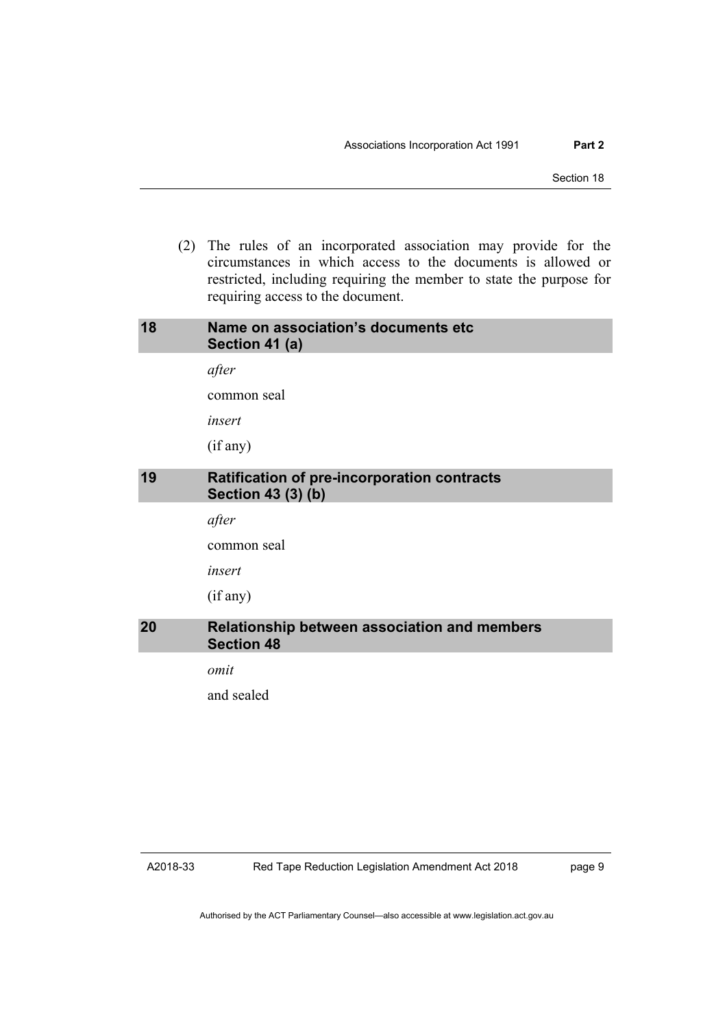(2) The rules of an incorporated association may provide for the circumstances in which access to the documents is allowed or restricted, including requiring the member to state the purpose for requiring access to the document.

## 18 Name on association's documents etc Section 41 (a)

*after*

common seal

*insert*

(if any)

## 19 Ratification of pre-incorporation contracts Section 43 (3) (b)

*after*

common seal

*insert*

(if any)

## 20 Relationship between association and members Section 48

*omit*

and sealed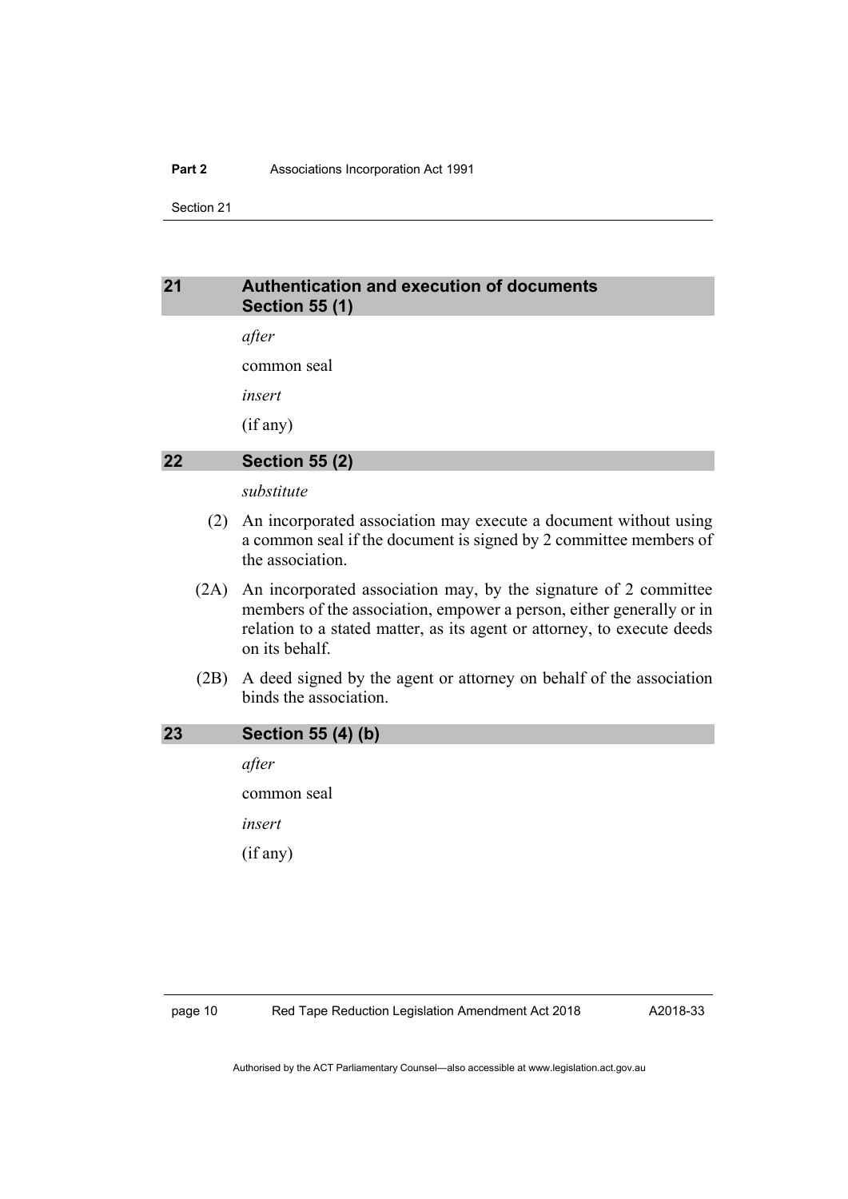## 21 Authentication and execution of documents Section 55 (1)

*after*

common seal

*insert*

(if any)

## 22 Section 55 (2)

*substitute*

(2) An incorporated association may execute a document without using a common seal if the document is signed by 2 committee members of the association.

(2A) An incorporated association may, by the signature of 2 committee members of the association, empower a person, either generally or in relation to a stated matter, as its agent or attorney, to execute deeds on its behalf.

(2B) A deed signed by the agent or attorney on behalf of the association binds the association.

## 23 Section 55 (4) (b)

*after*

common seal

*insert*

(if any)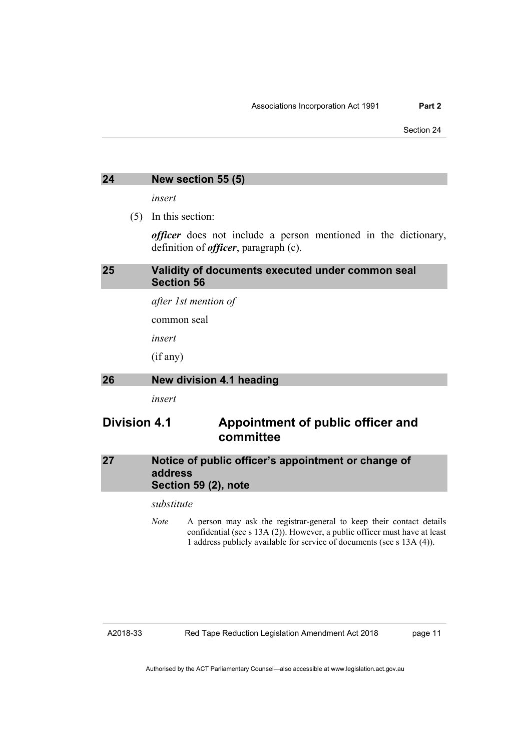## 24 New section 55 (5)

*insert*

(5) In this section:

***officer*** does not include a person mentioned in the dictionary, definition of ***officer***, paragraph (c).

## 25 Validity of documents executed under common seal Section 56

*after 1st mention of*

common seal

*insert*

(if any)

## 26 New division 4.1 heading

*insert*

# Division 4.1 Appointment of public officer and committee

## 27 Notice of public officer's appointment or change of address Section 59 (2), note

*substitute*

*Note* A person may ask the registrar-general to keep their contact details confidential (see s 13A (2)). However, a public officer must have at least 1 address publicly available for service of documents (see s 13A (4)).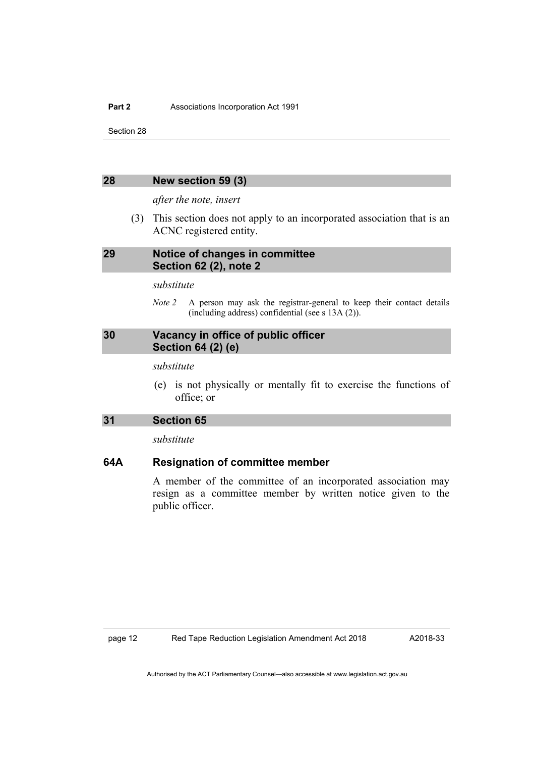## 28 New section 59 (3)

*after the note, insert*

(3) This section does not apply to an incorporated association that is an ACNC registered entity.

## 29 Notice of changes in committee Section 62 (2), note 2

*substitute*

*Note 2* A person may ask the registrar-general to keep their contact details (including address) confidential (see s 13A (2)).

## 30 Vacancy in office of public officer Section 64 (2) (e)

*substitute*

(e) is not physically or mentally fit to exercise the functions of office; or

## 31 Section 65

*substitute*

### 64A Resignation of committee member

A member of the committee of an incorporated association may resign as a committee member by written notice given to the public officer.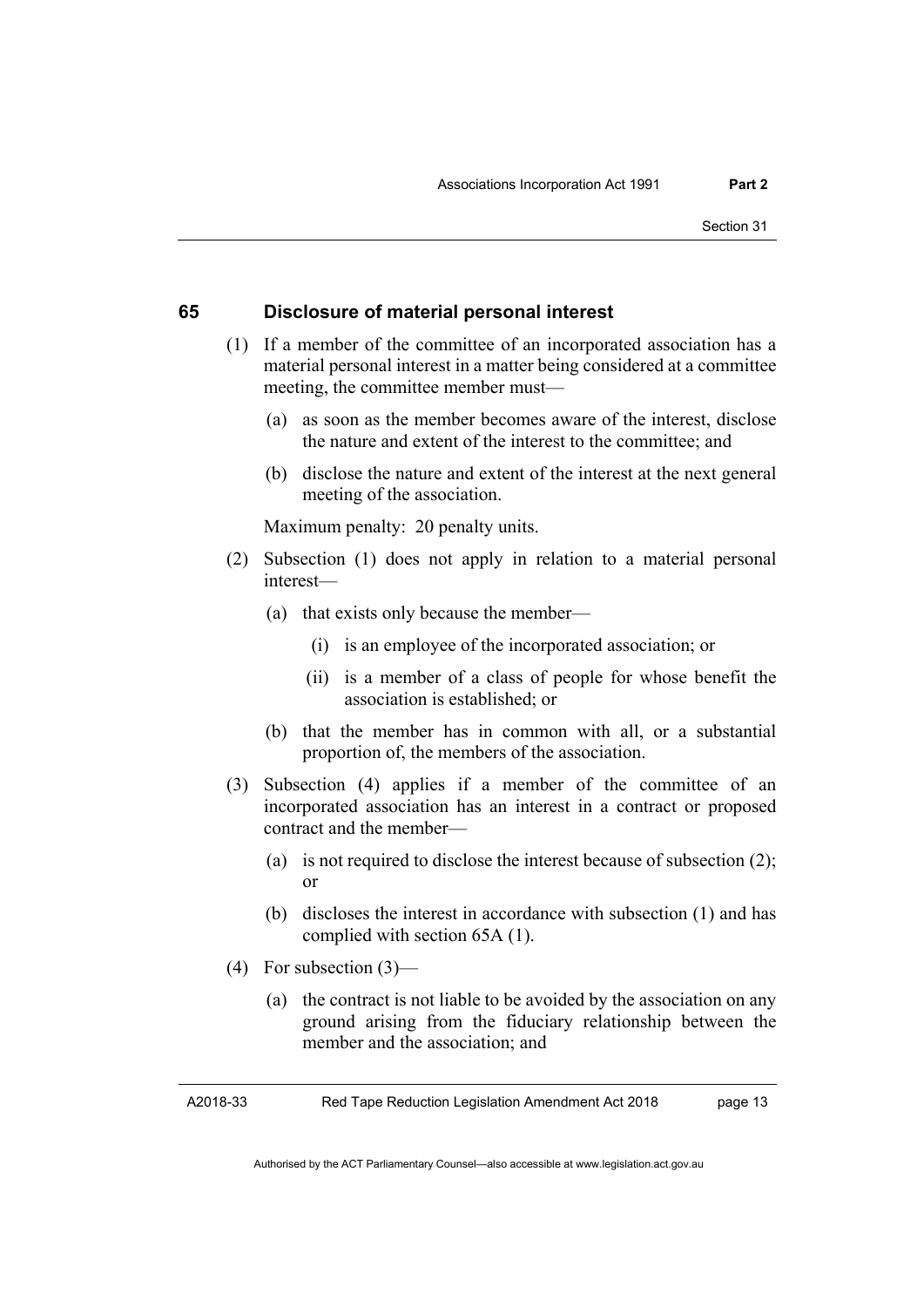### 65 Disclosure of material personal interest

(1) If a member of the committee of an incorporated association has a material personal interest in a matter being considered at a committee meeting, the committee member must—

(a) as soon as the member becomes aware of the interest, disclose the nature and extent of the interest to the committee; and

(b) disclose the nature and extent of the interest at the next general meeting of the association.

Maximum penalty: 20 penalty units.

(2) Subsection (1) does not apply in relation to a material personal interest—

(a) that exists only because the member—

(i) is an employee of the incorporated association; or

(ii) is a member of a class of people for whose benefit the association is established; or

(b) that the member has in common with all, or a substantial proportion of, the members of the association.

(3) Subsection (4) applies if a member of the committee of an incorporated association has an interest in a contract or proposed contract and the member—

(a) is not required to disclose the interest because of subsection (2); or

(b) discloses the interest in accordance with subsection (1) and has complied with section 65A (1).

(4) For subsection (3)—

(a) the contract is not liable to be avoided by the association on any ground arising from the fiduciary relationship between the member and the association; and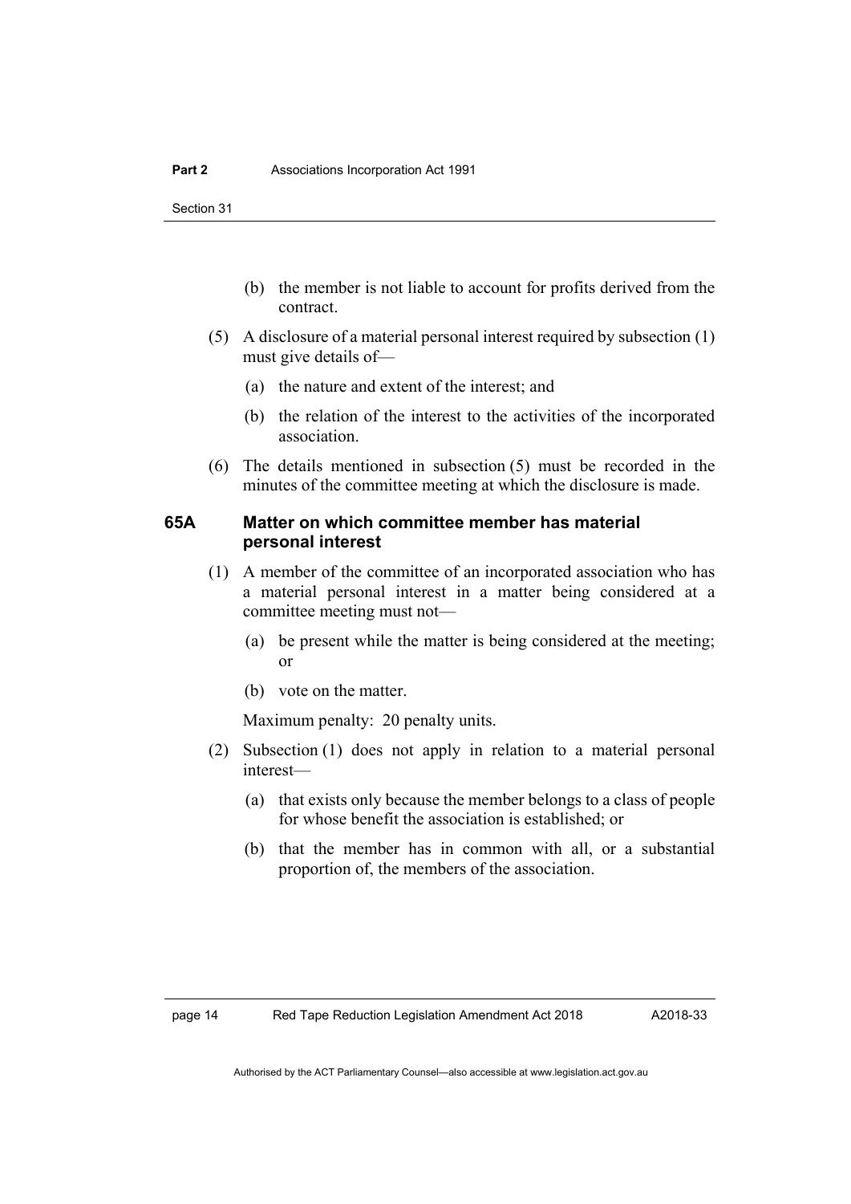(b) the member is not liable to account for profits derived from the contract.

(5) A disclosure of a material personal interest required by subsection (1) must give details of—

(a) the nature and extent of the interest; and

(b) the relation of the interest to the activities of the incorporated association.

(6) The details mentioned in subsection (5) must be recorded in the minutes of the committee meeting at which the disclosure is made.

### 65A Matter on which committee member has material personal interest

(1) A member of the committee of an incorporated association who has a material personal interest in a matter being considered at a committee meeting must not—

(a) be present while the matter is being considered at the meeting; or

(b) vote on the matter.

Maximum penalty: 20 penalty units.

(2) Subsection (1) does not apply in relation to a material personal interest—

(a) that exists only because the member belongs to a class of people for whose benefit the association is established; or

(b) that the member has in common with all, or a substantial proportion of, the members of the association.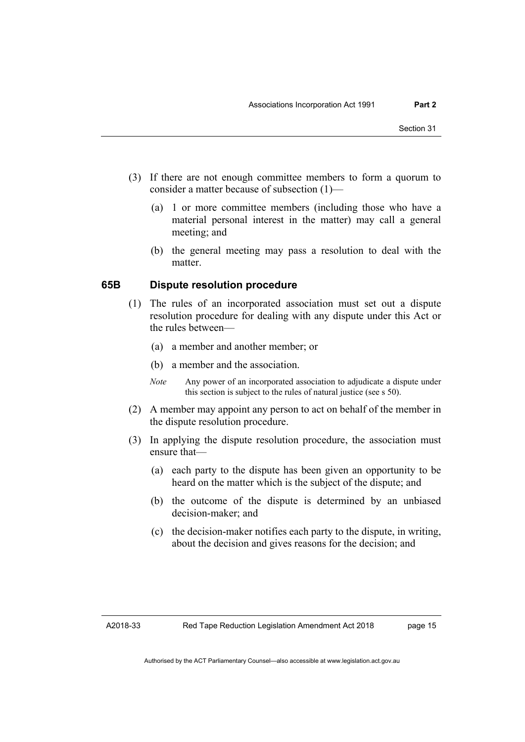(3) If there are not enough committee members to form a quorum to consider a matter because of subsection (1)—

(a) 1 or more committee members (including those who have a material personal interest in the matter) may call a general meeting; and

(b) the general meeting may pass a resolution to deal with the matter.

### 65B Dispute resolution procedure

(1) The rules of an incorporated association must set out a dispute resolution procedure for dealing with any dispute under this Act or the rules between—

(a) a member and another member; or

(b) a member and the association.

*Note* Any power of an incorporated association to adjudicate a dispute under this section is subject to the rules of natural justice (see s 50).

(2) A member may appoint any person to act on behalf of the member in the dispute resolution procedure.

(3) In applying the dispute resolution procedure, the association must ensure that—

(a) each party to the dispute has been given an opportunity to be heard on the matter which is the subject of the dispute; and

(b) the outcome of the dispute is determined by an unbiased decision-maker; and

(c) the decision-maker notifies each party to the dispute, in writing, about the decision and gives reasons for the decision; and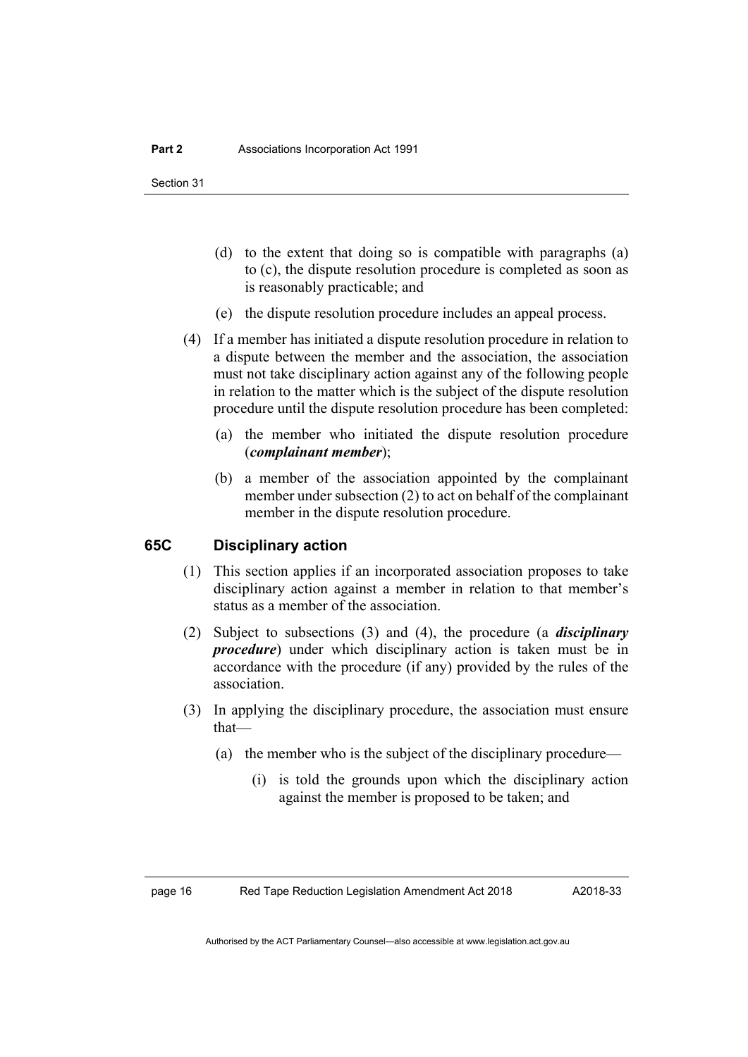(d) to the extent that doing so is compatible with paragraphs (a) to (c), the dispute resolution procedure is completed as soon as is reasonably practicable; and

(e) the dispute resolution procedure includes an appeal process.

(4) If a member has initiated a dispute resolution procedure in relation to a dispute between the member and the association, the association must not take disciplinary action against any of the following people in relation to the matter which is the subject of the dispute resolution procedure until the dispute resolution procedure has been completed:

(a) the member who initiated the dispute resolution procedure (***complainant member***);

(b) a member of the association appointed by the complainant member under subsection (2) to act on behalf of the complainant member in the dispute resolution procedure.

### 65C Disciplinary action

(1) This section applies if an incorporated association proposes to take disciplinary action against a member in relation to that member's status as a member of the association.

(2) Subject to subsections (3) and (4), the procedure (a ***disciplinary procedure***) under which disciplinary action is taken must be in accordance with the procedure (if any) provided by the rules of the association.

(3) In applying the disciplinary procedure, the association must ensure that—

(a) the member who is the subject of the disciplinary procedure—

(i) is told the grounds upon which the disciplinary action against the member is proposed to be taken; and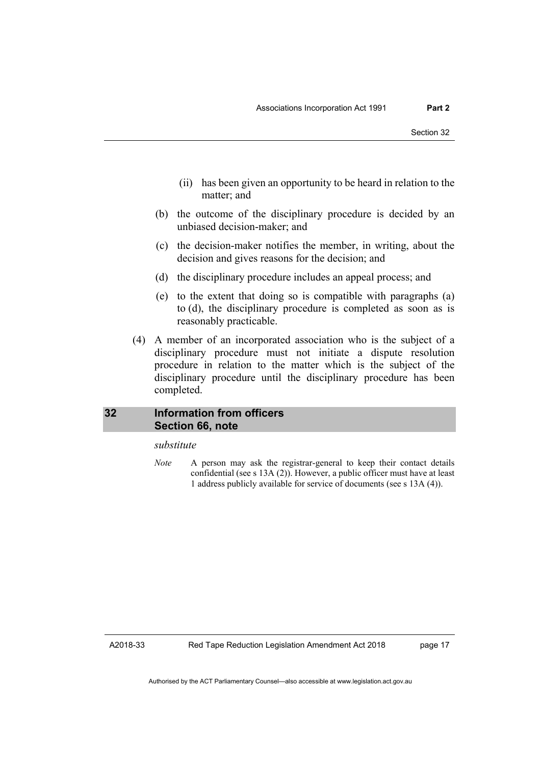(ii) has been given an opportunity to be heard in relation to the matter; and

(b) the outcome of the disciplinary procedure is decided by an unbiased decision-maker; and

(c) the decision-maker notifies the member, in writing, about the decision and gives reasons for the decision; and

(d) the disciplinary procedure includes an appeal process; and

(e) to the extent that doing so is compatible with paragraphs (a) to (d), the disciplinary procedure is completed as soon as is reasonably practicable.

(4) A member of an incorporated association who is the subject of a disciplinary procedure must not initiate a dispute resolution procedure in relation to the matter which is the subject of the disciplinary procedure until the disciplinary procedure has been completed.

## 32 Information from officers Section 66, note

*substitute*

*Note* A person may ask the registrar-general to keep their contact details confidential (see s 13A (2)). However, a public officer must have at least 1 address publicly available for service of documents (see s 13A (4)).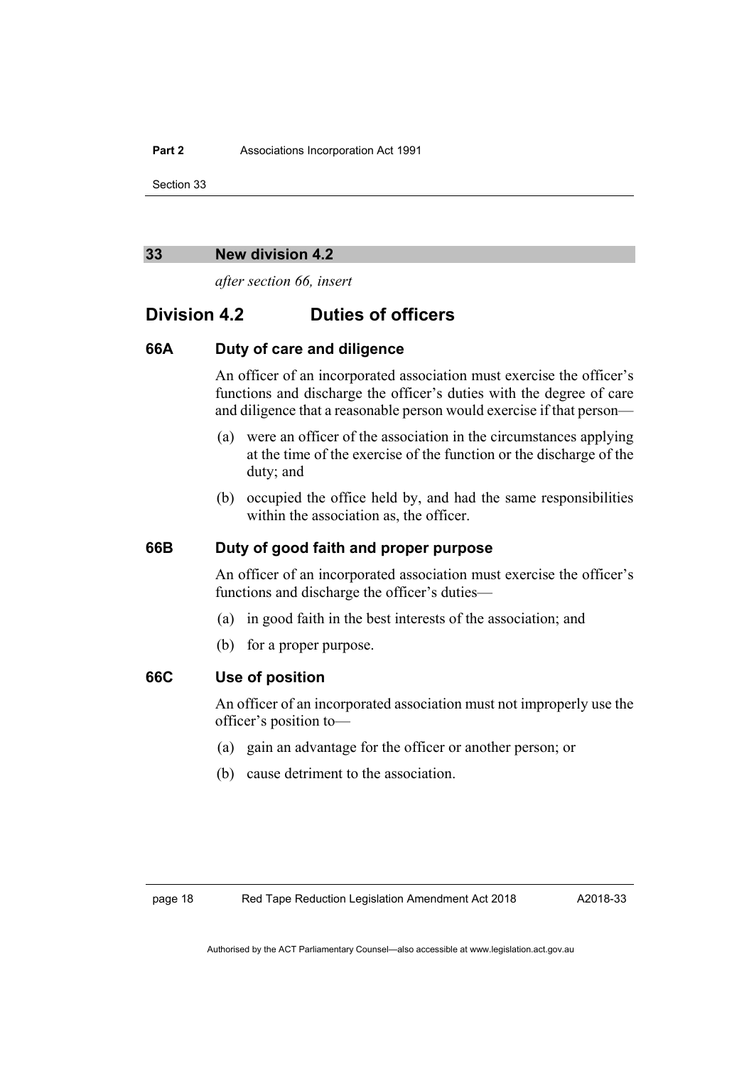## 33 New division 4.2

*after section 66, insert*

# Division 4.2 Duties of officers

### 66A Duty of care and diligence

An officer of an incorporated association must exercise the officer's functions and discharge the officer's duties with the degree of care and diligence that a reasonable person would exercise if that person—

(a) were an officer of the association in the circumstances applying at the time of the exercise of the function or the discharge of the duty; and

(b) occupied the office held by, and had the same responsibilities within the association as, the officer.

### 66B Duty of good faith and proper purpose

An officer of an incorporated association must exercise the officer's functions and discharge the officer's duties—

(a) in good faith in the best interests of the association; and

(b) for a proper purpose.

### 66C Use of position

An officer of an incorporated association must not improperly use the officer's position to—

(a) gain an advantage for the officer or another person; or

(b) cause detriment to the association.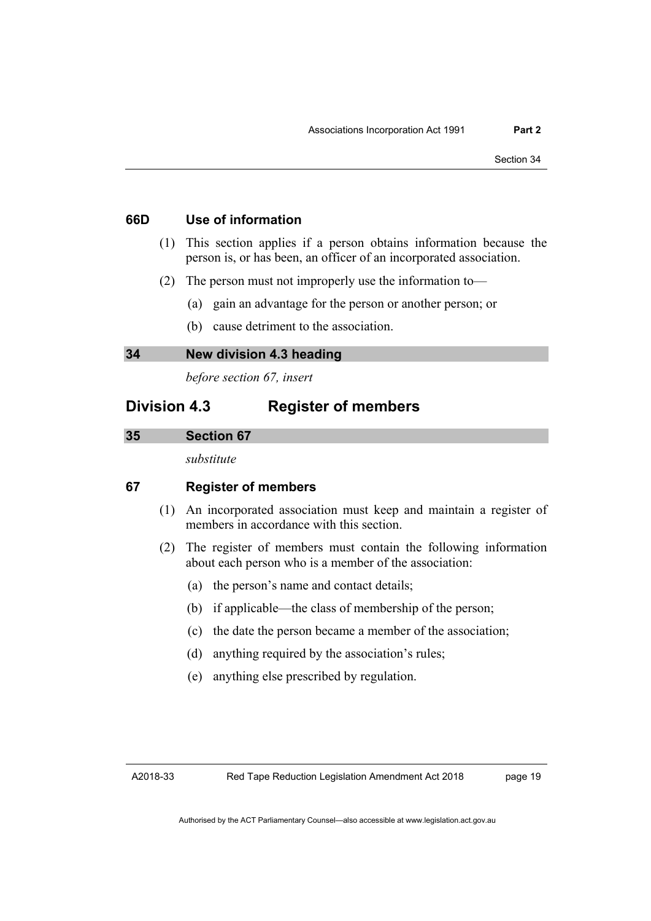### 66D Use of information

(1) This section applies if a person obtains information because the person is, or has been, an officer of an incorporated association.

(2) The person must not improperly use the information to—

  (a) gain an advantage for the person or another person; or

  (b) cause detriment to the association.

### 34 New division 4.3 heading

*before section 67, insert*

## Division 4.3 Register of members

### 35 Section 67

*substitute*

### 67 Register of members

(1) An incorporated association must keep and maintain a register of members in accordance with this section.

(2) The register of members must contain the following information about each person who is a member of the association:

  (a) the person's name and contact details;

  (b) if applicable—the class of membership of the person;

  (c) the date the person became a member of the association;

  (d) anything required by the association's rules;

  (e) anything else prescribed by regulation.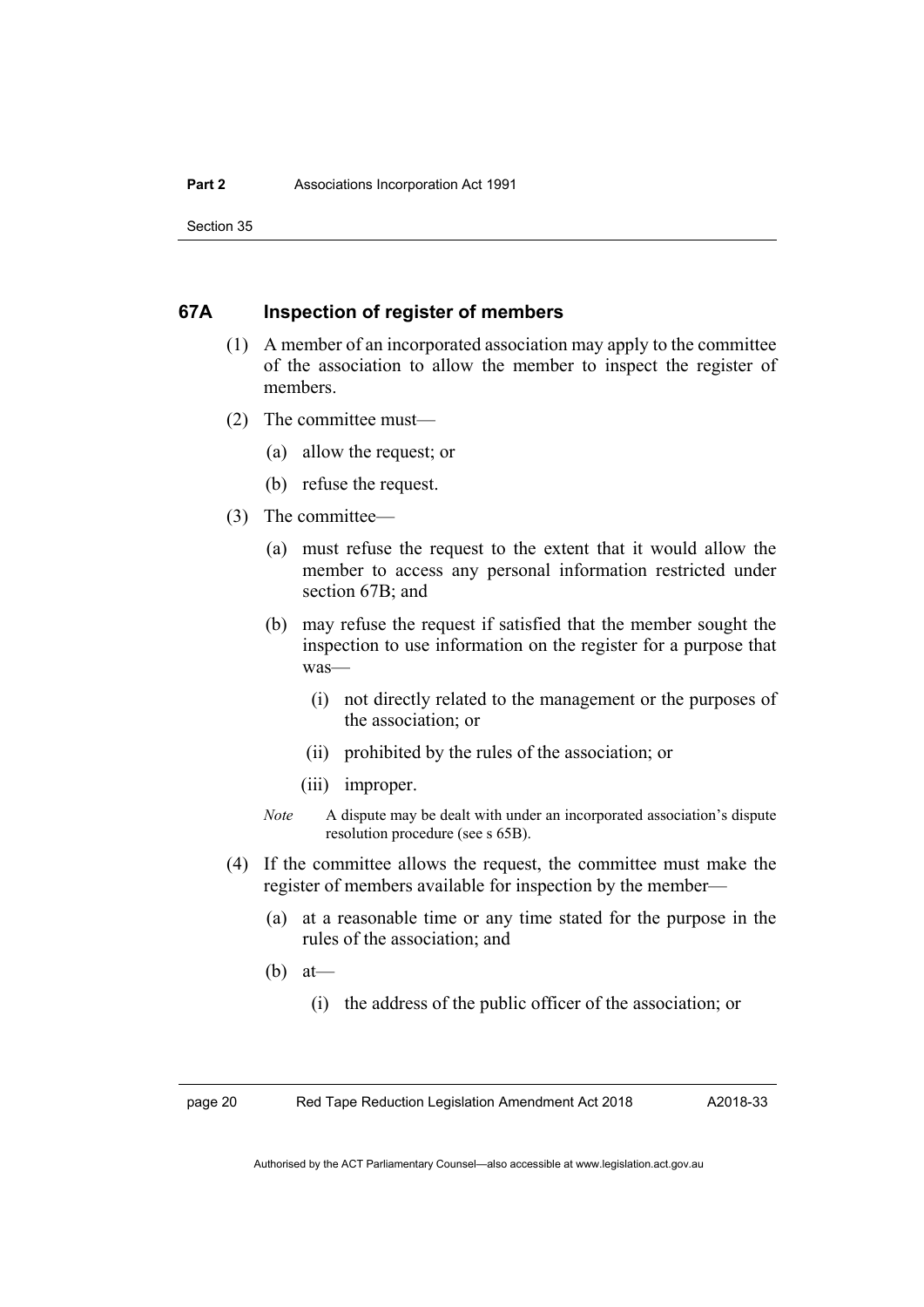### 67A Inspection of register of members

(1) A member of an incorporated association may apply to the committee of the association to allow the member to inspect the register of members.

(2) The committee must—

(a) allow the request; or

(b) refuse the request.

(3) The committee—

(a) must refuse the request to the extent that it would allow the member to access any personal information restricted under section 67B; and

(b) may refuse the request if satisfied that the member sought the inspection to use information on the register for a purpose that was—

(i) not directly related to the management or the purposes of the association; or

(ii) prohibited by the rules of the association; or

(iii) improper.

*Note* A dispute may be dealt with under an incorporated association's dispute resolution procedure (see s 65B).

(4) If the committee allows the request, the committee must make the register of members available for inspection by the member—

(a) at a reasonable time or any time stated for the purpose in the rules of the association; and

(b) at—

(i) the address of the public officer of the association; or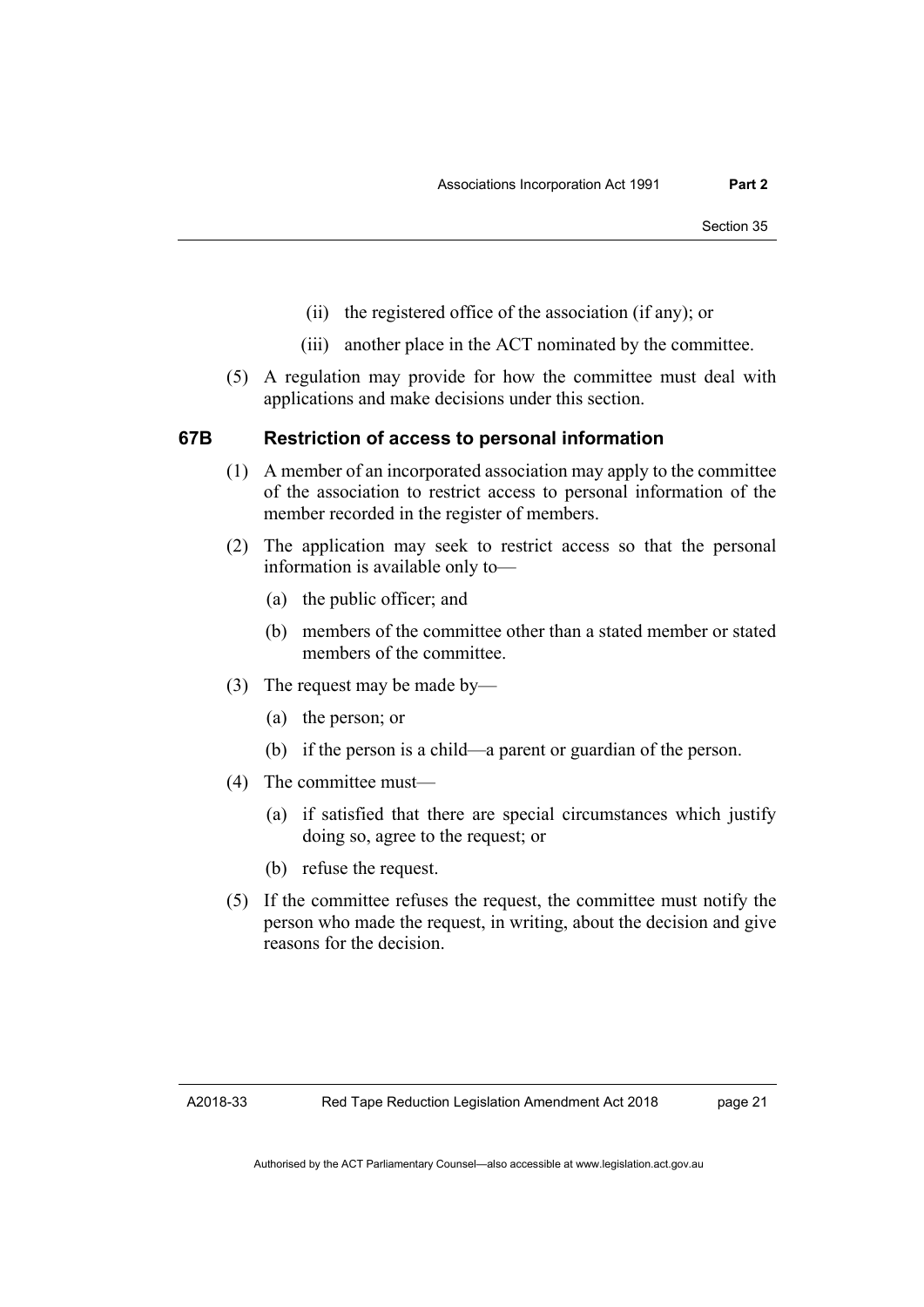(ii) the registered office of the association (if any); or

(iii) another place in the ACT nominated by the committee.

(5) A regulation may provide for how the committee must deal with applications and make decisions under this section.

### 67B Restriction of access to personal information

(1) A member of an incorporated association may apply to the committee of the association to restrict access to personal information of the member recorded in the register of members.

(2) The application may seek to restrict access so that the personal information is available only to—

(a) the public officer; and

(b) members of the committee other than a stated member or stated members of the committee.

(3) The request may be made by—

(a) the person; or

(b) if the person is a child—a parent or guardian of the person.

(4) The committee must—

(a) if satisfied that there are special circumstances which justify doing so, agree to the request; or

(b) refuse the request.

(5) If the committee refuses the request, the committee must notify the person who made the request, in writing, about the decision and give reasons for the decision.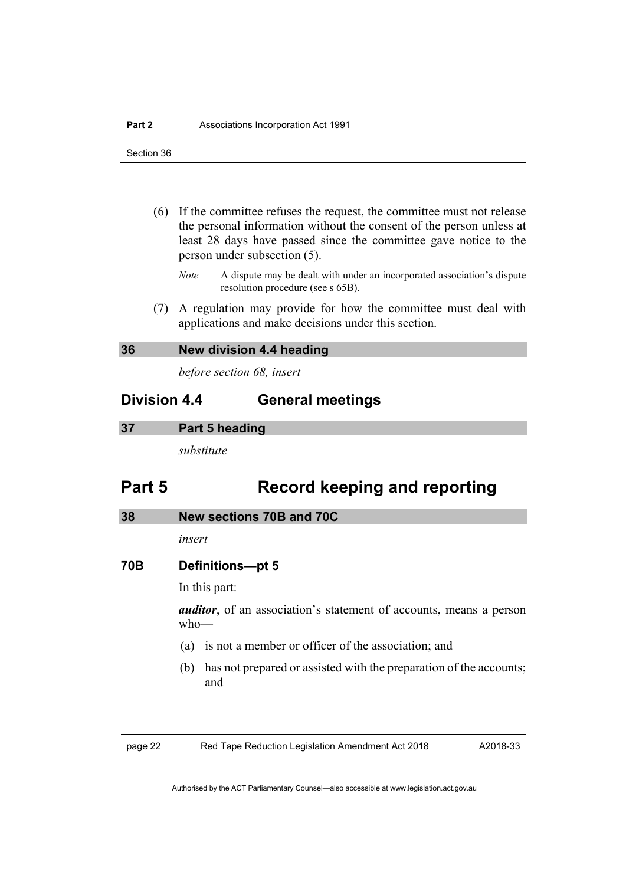(6) If the committee refuses the request, the committee must not release the personal information without the consent of the person unless at least 28 days have passed since the committee gave notice to the person under subsection (5).

*Note* A dispute may be dealt with under an incorporated association's dispute resolution procedure (see s 65B).

(7) A regulation may provide for how the committee must deal with applications and make decisions under this section.

### 36 New division 4.4 heading

*before section 68, insert*

## Division 4.4 General meetings

### 37 Part 5 heading

*substitute*

# Part 5 Record keeping and reporting

### 38 New sections 70B and 70C

*insert*

### 70B Definitions—pt 5

In this part:

***auditor***, of an association's statement of accounts, means a person who—

(a) is not a member or officer of the association; and

(b) has not prepared or assisted with the preparation of the accounts; and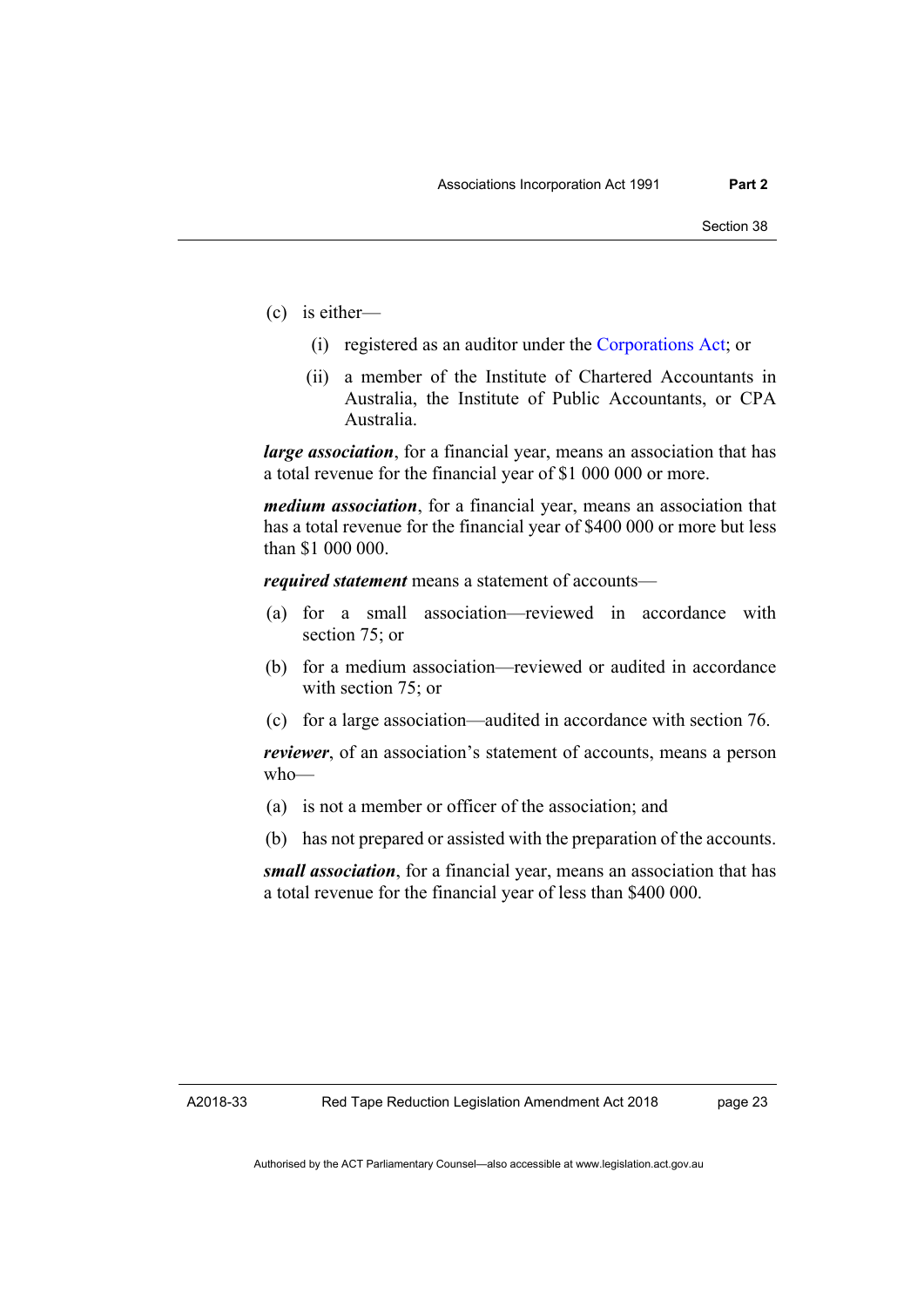(c) is either—

(i) registered as an auditor under the Corporations Act; or

(ii) a member of the Institute of Chartered Accountants in Australia, the Institute of Public Accountants, or CPA Australia.

***large association***, for a financial year, means an association that has a total revenue for the financial year of $1 000 000 or more.

***medium association***, for a financial year, means an association that has a total revenue for the financial year of $400 000 or more but less than $1 000 000.

***required statement*** means a statement of accounts—

(a) for a small association—reviewed in accordance with section 75; or

(b) for a medium association—reviewed or audited in accordance with section 75; or

(c) for a large association—audited in accordance with section 76.

***reviewer***, of an association's statement of accounts, means a person who—

(a) is not a member or officer of the association; and

(b) has not prepared or assisted with the preparation of the accounts.

***small association***, for a financial year, means an association that has a total revenue for the financial year of less than $400 000.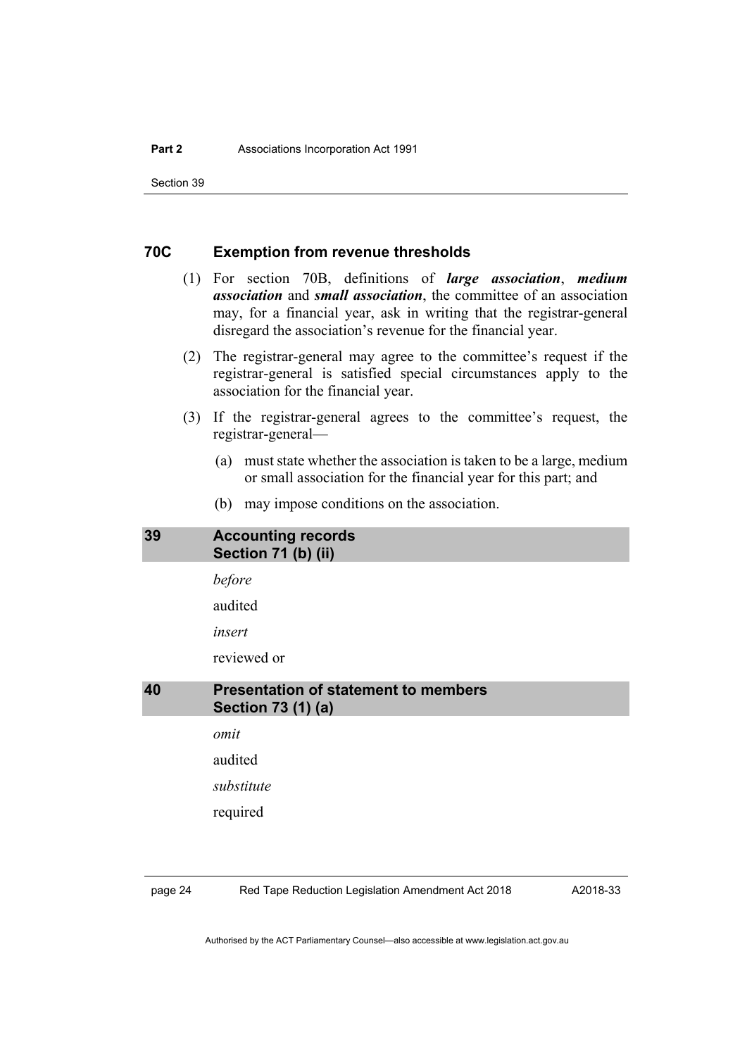### 70C Exemption from revenue thresholds

(1) For section 70B, definitions of ***large association***, ***medium association*** and ***small association***, the committee of an association may, for a financial year, ask in writing that the registrar-general disregard the association's revenue for the financial year.

(2) The registrar-general may agree to the committee's request if the registrar-general is satisfied special circumstances apply to the association for the financial year.

(3) If the registrar-general agrees to the committee's request, the registrar-general—

(a) must state whether the association is taken to be a large, medium or small association for the financial year for this part; and

(b) may impose conditions on the association.

## 39 Accounting records Section 71 (b) (ii)

*before*

audited

*insert*

reviewed or

## 40 Presentation of statement to members Section 73 (1) (a)

*omit*

audited

*substitute*

required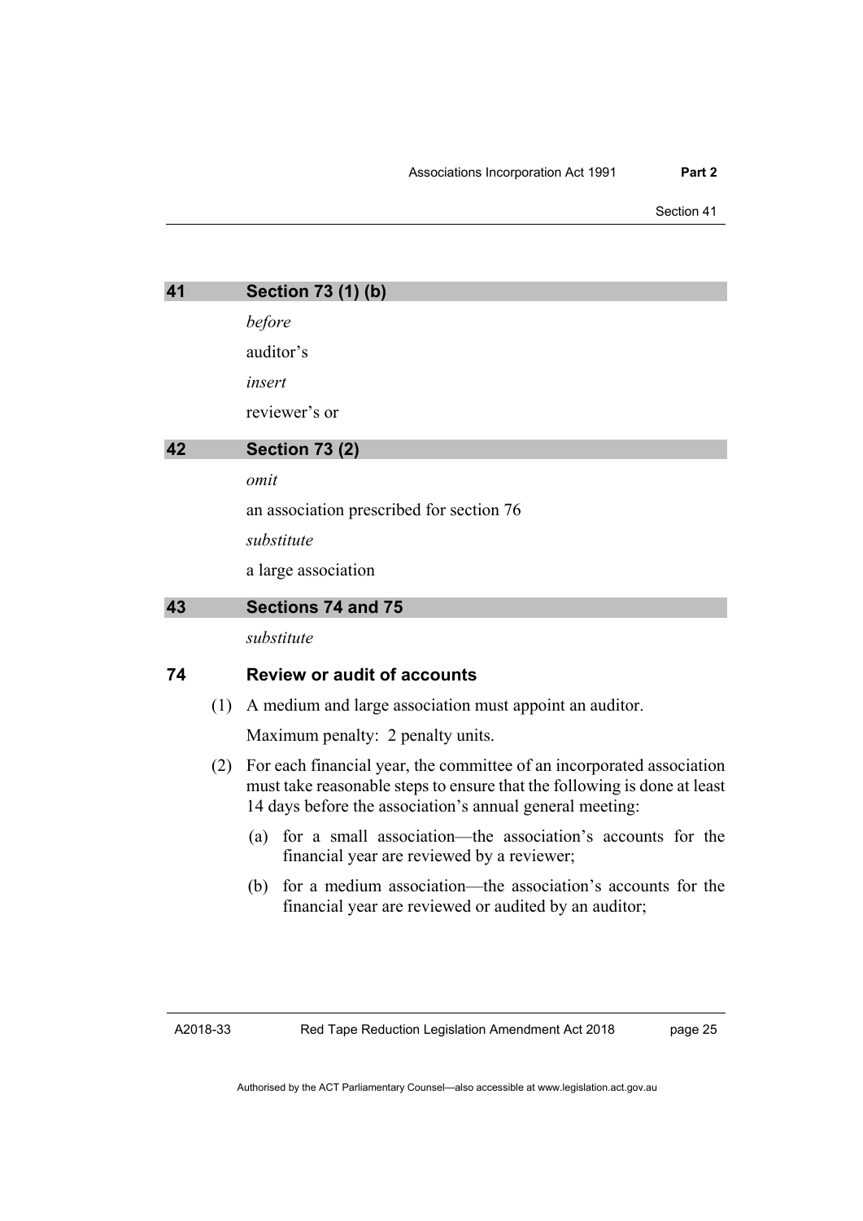## 41 Section 73 (1) (b)

*before*

auditor's

*insert*

reviewer's or

## 42 Section 73 (2)

*omit*

an association prescribed for section 76

*substitute*

a large association

## 43 Sections 74 and 75

*substitute*

### 74 Review or audit of accounts

(1) A medium and large association must appoint an auditor.

Maximum penalty: 2 penalty units.

(2) For each financial year, the committee of an incorporated association must take reasonable steps to ensure that the following is done at least 14 days before the association's annual general meeting:

(a) for a small association—the association's accounts for the financial year are reviewed by a reviewer;

(b) for a medium association—the association's accounts for the financial year are reviewed or audited by an auditor;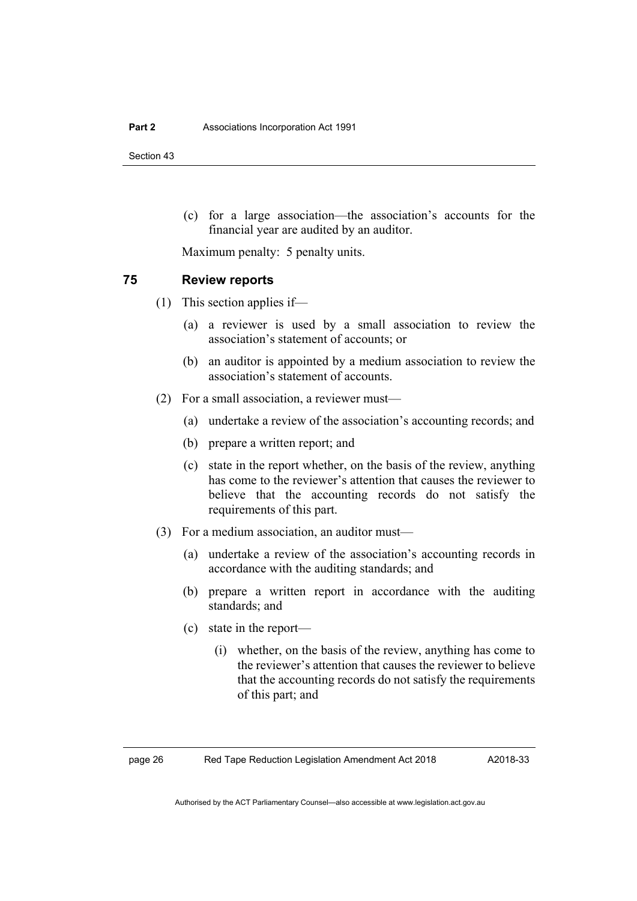(c) for a large association—the association's accounts for the financial year are audited by an auditor.

Maximum penalty: 5 penalty units.

## 75 Review reports

(1) This section applies if—

(a) a reviewer is used by a small association to review the association's statement of accounts; or

(b) an auditor is appointed by a medium association to review the association's statement of accounts.

(2) For a small association, a reviewer must—

(a) undertake a review of the association's accounting records; and

(b) prepare a written report; and

(c) state in the report whether, on the basis of the review, anything has come to the reviewer's attention that causes the reviewer to believe that the accounting records do not satisfy the requirements of this part.

(3) For a medium association, an auditor must—

(a) undertake a review of the association's accounting records in accordance with the auditing standards; and

(b) prepare a written report in accordance with the auditing standards; and

(c) state in the report—

(i) whether, on the basis of the review, anything has come to the reviewer's attention that causes the reviewer to believe that the accounting records do not satisfy the requirements of this part; and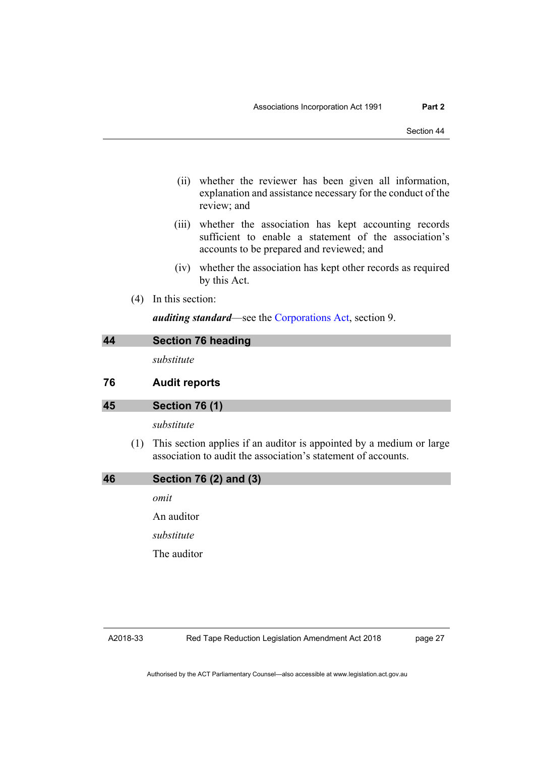(ii) whether the reviewer has been given all information, explanation and assistance necessary for the conduct of the review; and

(iii) whether the association has kept accounting records sufficient to enable a statement of the association's accounts to be prepared and reviewed; and

(iv) whether the association has kept other records as required by this Act.

(4) In this section:

***auditing standard***—see the Corporations Act, section 9.

## 44 Section 76 heading

*substitute*

### 76 Audit reports

## 45 Section 76 (1)

*substitute*

(1) This section applies if an auditor is appointed by a medium or large association to audit the association's statement of accounts.

## 46 Section 76 (2) and (3)

*omit*

An auditor

*substitute*

The auditor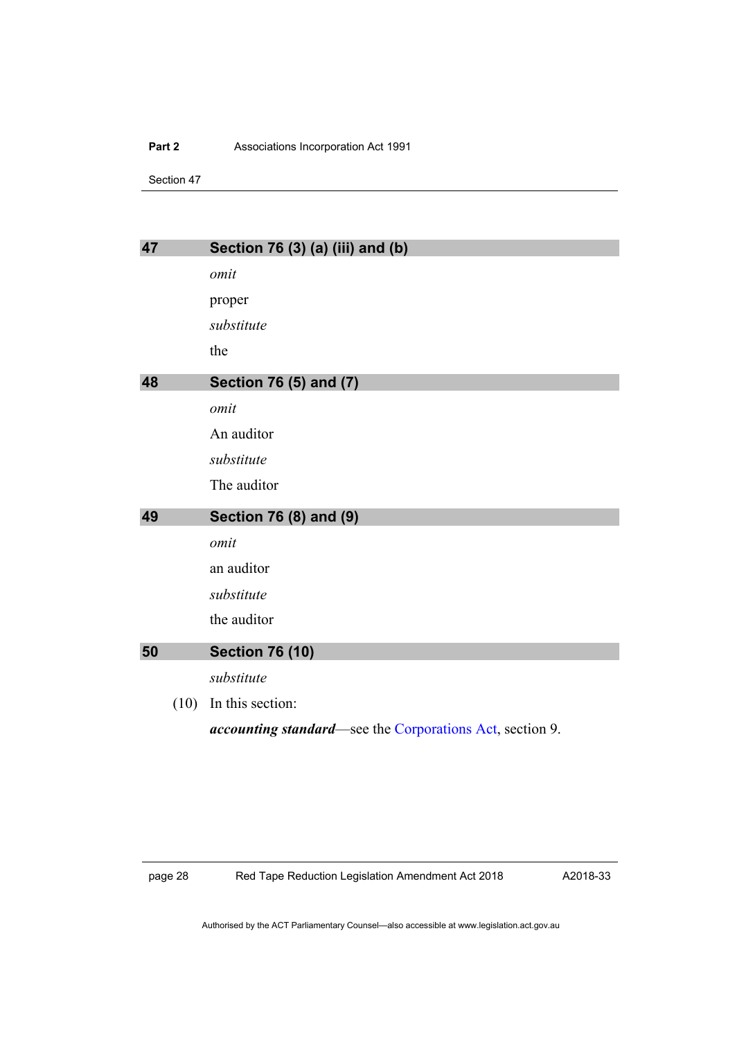## 47 Section 76 (3) (a) (iii) and (b)

*omit*

proper

*substitute*

the

## 48 Section 76 (5) and (7)

*omit*

An auditor

*substitute*

The auditor

## 49 Section 76 (8) and (9)

*omit*

an auditor

*substitute*

the auditor

## 50 Section 76 (10)

*substitute*

(10) In this section:

***accounting standard***—see the Corporations Act, section 9.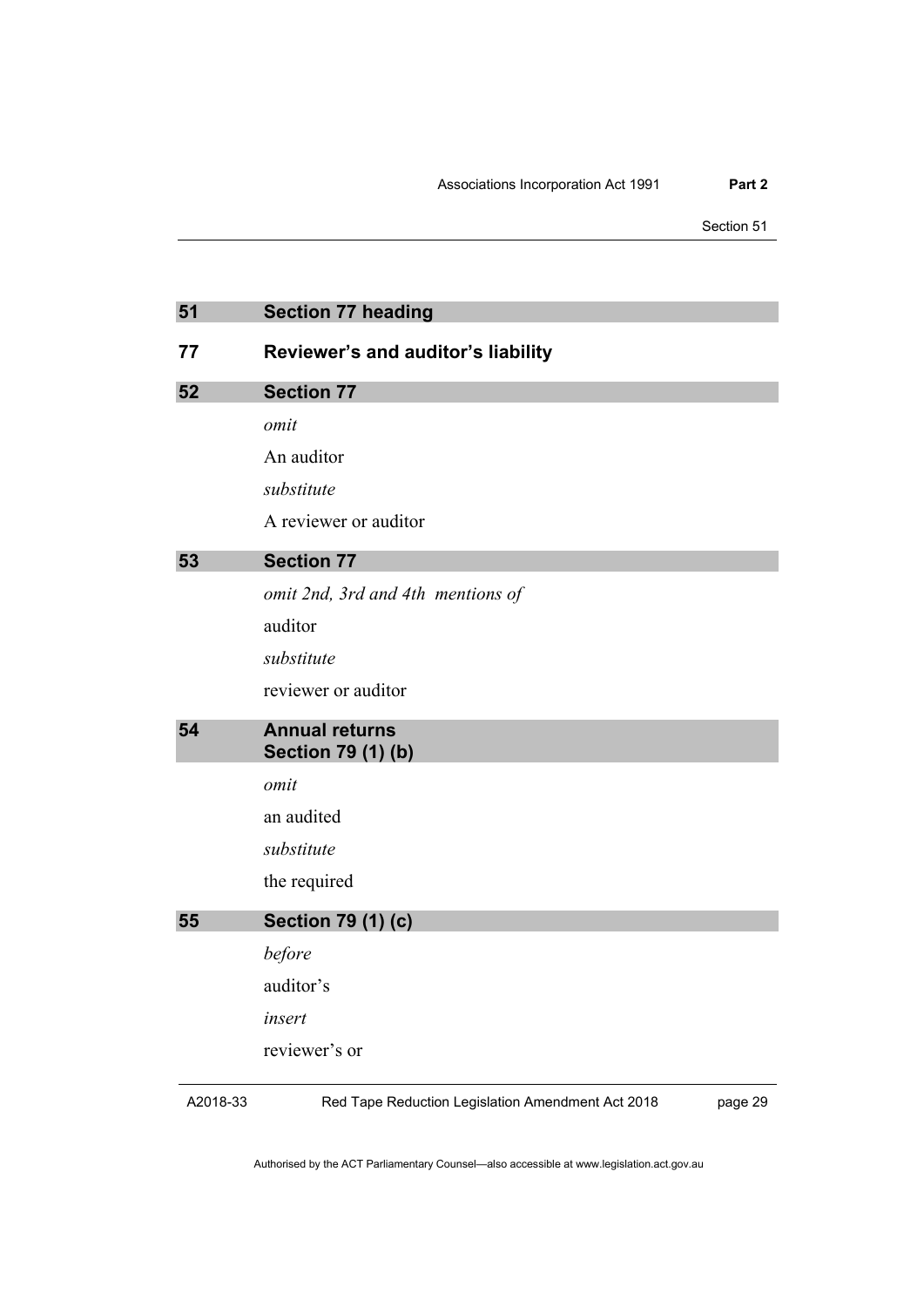## 51 Section 77 heading

### 77 Reviewer's and auditor's liability

## 52 Section 77

*omit*

An auditor

*substitute*

A reviewer or auditor

## 53 Section 77

*omit 2nd, 3rd and 4th mentions of*

auditor

*substitute*

reviewer or auditor

## 54 Annual returns
## Section 79 (1) (b)

*omit*

an audited

*substitute*

the required

## 55 Section 79 (1) (c)

*before*

auditor's

*insert*

reviewer's or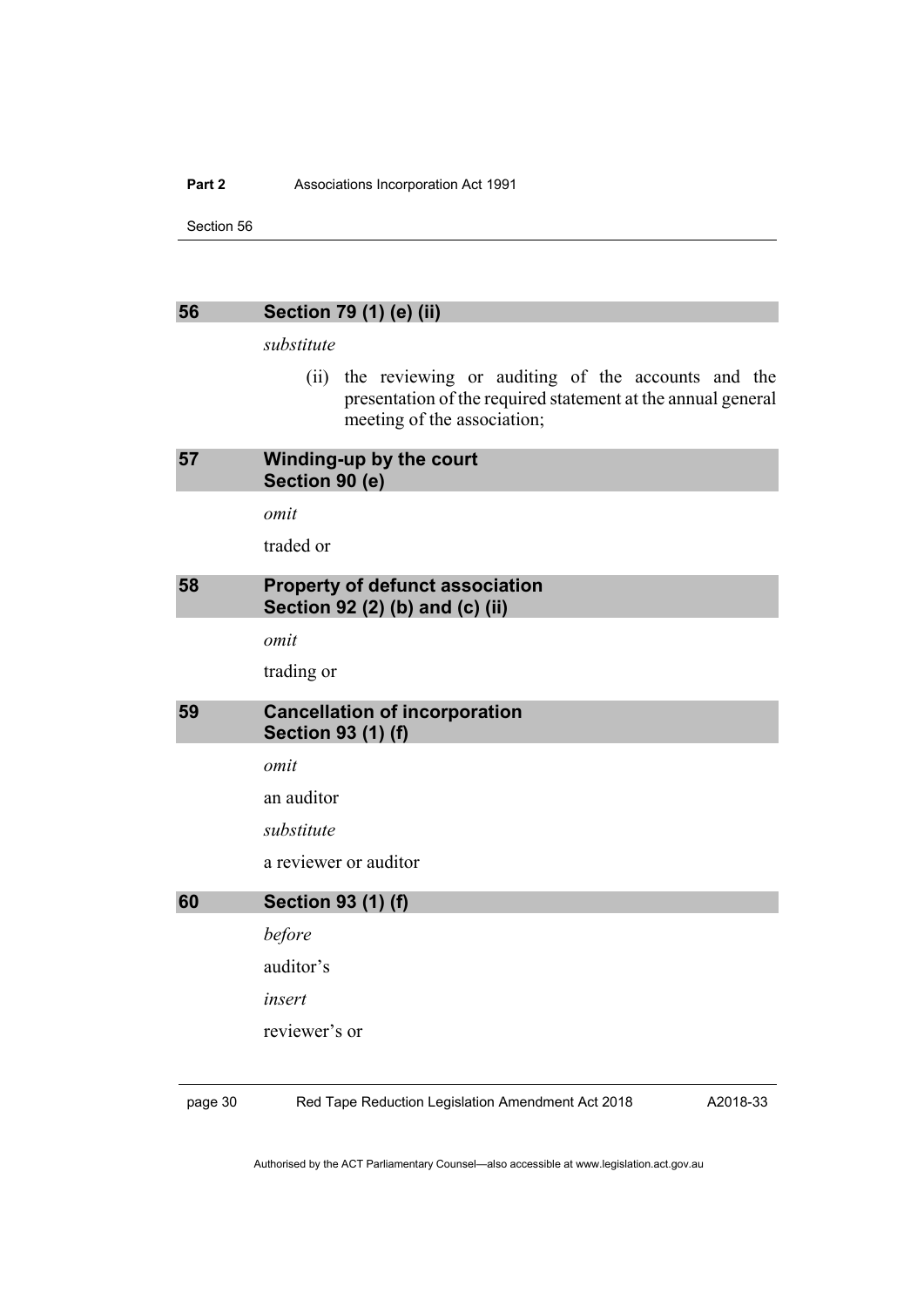### 56 Section 79 (1) (e) (ii)

*substitute*

(ii) the reviewing or auditing of the accounts and the presentation of the required statement at the annual general meeting of the association;

### 57 Winding-up by the court Section 90 (e)

*omit*

traded or

### 58 Property of defunct association Section 92 (2) (b) and (c) (ii)

*omit*

trading or

### 59 Cancellation of incorporation Section 93 (1) (f)

*omit*

an auditor

*substitute*

a reviewer or auditor

### 60 Section 93 (1) (f)

*before*

auditor's

*insert*

reviewer's or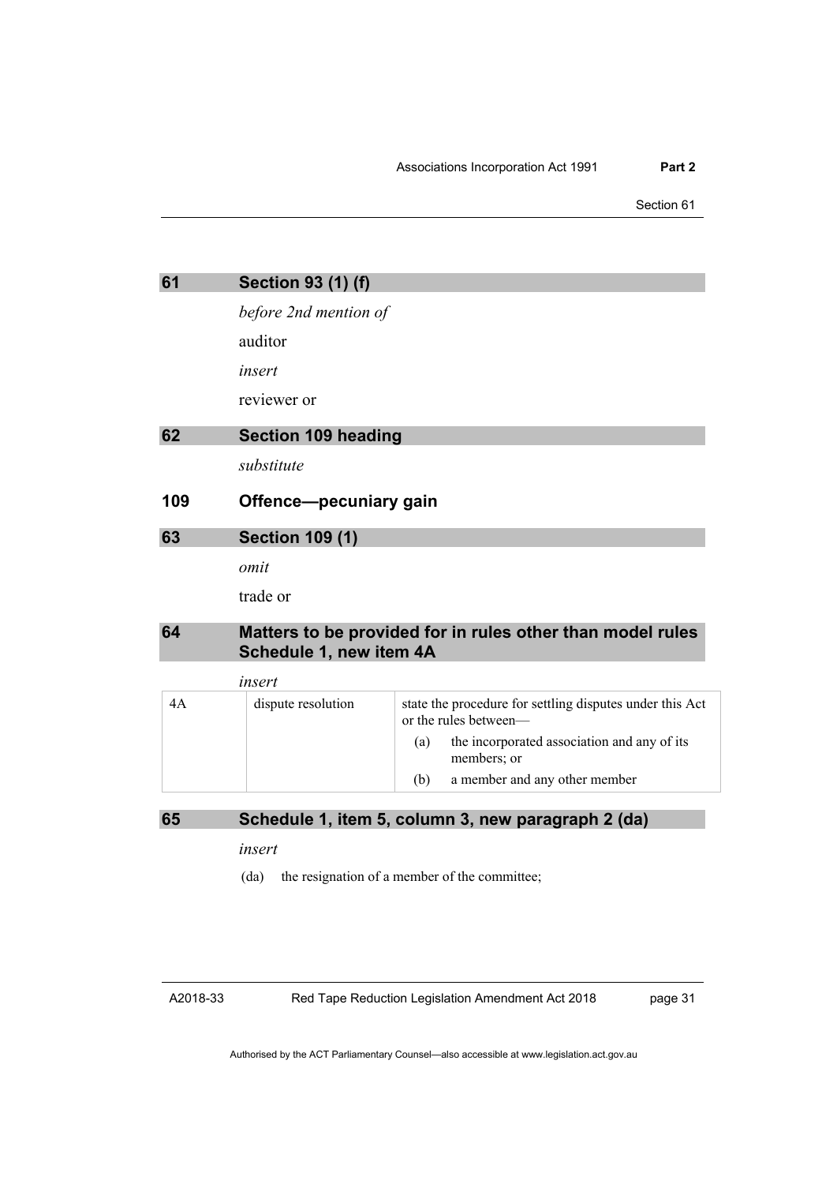## 61 Section 93 (1) (f)

*before 2nd mention of*

auditor

*insert*

reviewer or

## 62 Section 109 heading

*substitute*

## 109 Offence—pecuniary gain

## 63 Section 109 (1)

*omit*

trade or

## 64 Matters to be provided for in rules other than model rules Schedule 1, new item 4A

*insert*

| | | |
|---|---|---|
| 4A | dispute resolution | state the procedure for settling disputes under this Act or the rules between—<br>(a) the incorporated association and any of its members; or<br>(b) a member and any other member |

## 65 Schedule 1, item 5, column 3, new paragraph 2 (da)

*insert*

(da) the resignation of a member of the committee;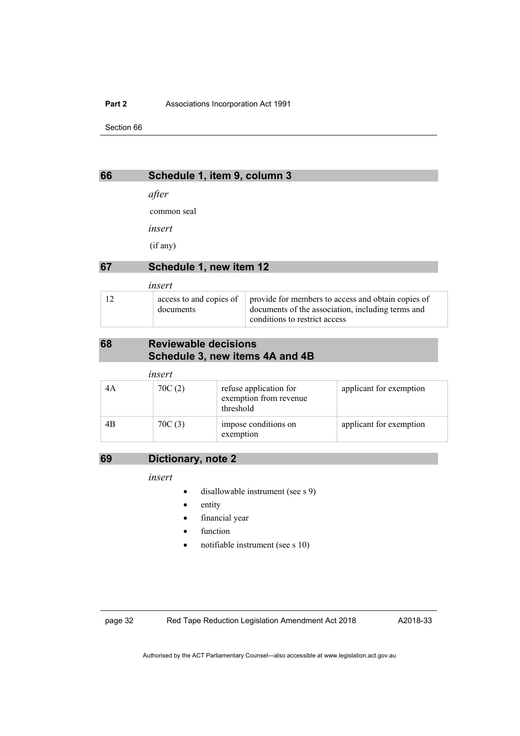## 66 Schedule 1, item 9, column 3

*after*

common seal

*insert*

(if any)

## 67 Schedule 1, new item 12

*insert*

| | | |
|---|---|---|
| 12 | access to and copies of documents | provide for members to access and obtain copies of documents of the association, including terms and conditions to restrict access |

## 68 Reviewable decisions Schedule 3, new items 4A and 4B

*insert*

| | | | |
|---|---|---|---|
| 4A | 70C (2) | refuse application for exemption from revenue threshold | applicant for exemption |
| 4B | 70C (3) | impose conditions on exemption | applicant for exemption |

## 69 Dictionary, note 2

*insert*

- disallowable instrument (see s 9)
- entity
- financial year
- function
- notifiable instrument (see s 10)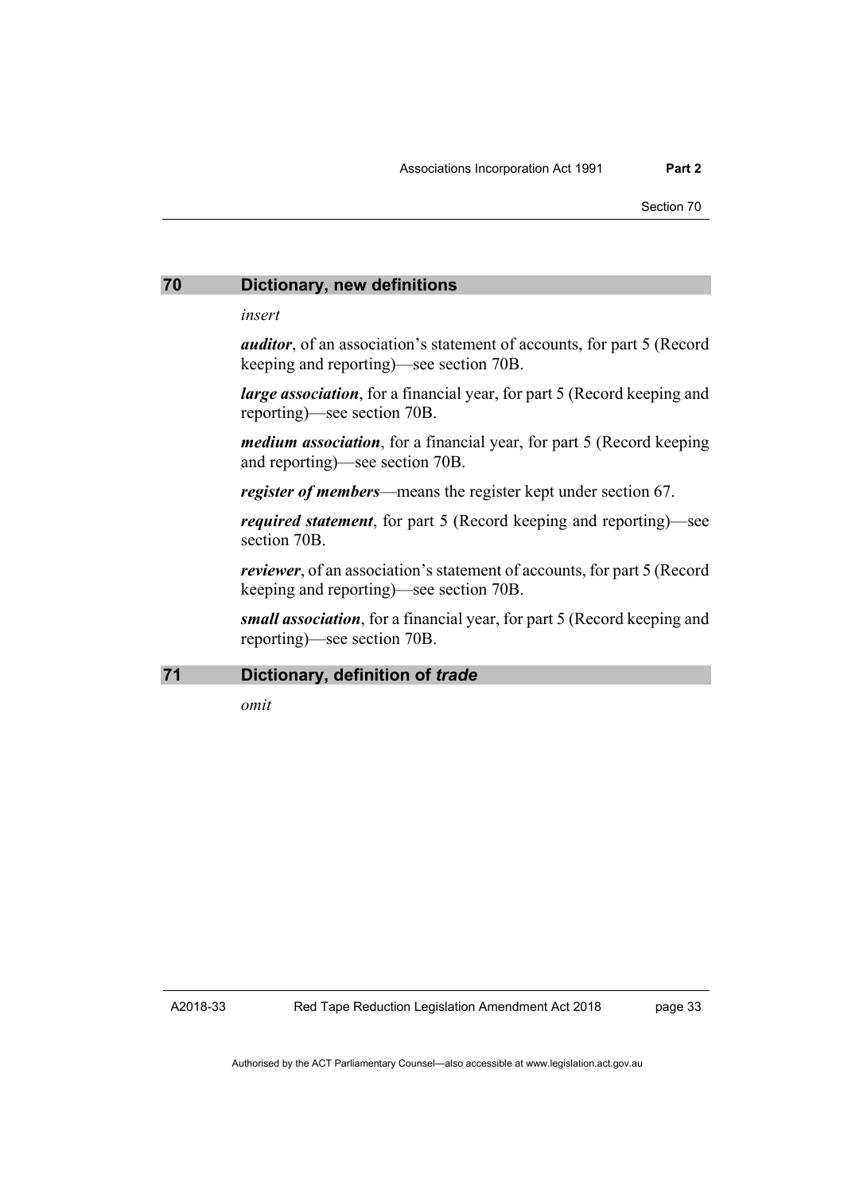## 70 Dictionary, new definitions

*insert*

***auditor***, of an association's statement of accounts, for part 5 (Record keeping and reporting)—see section 70B.

***large association***, for a financial year, for part 5 (Record keeping and reporting)—see section 70B.

***medium association***, for a financial year, for part 5 (Record keeping and reporting)—see section 70B.

***register of members***—means the register kept under section 67.

***required statement***, for part 5 (Record keeping and reporting)—see section 70B.

***reviewer***, of an association's statement of accounts, for part 5 (Record keeping and reporting)—see section 70B.

***small association***, for a financial year, for part 5 (Record keeping and reporting)—see section 70B.

## 71 Dictionary, definition of *trade*

*omit*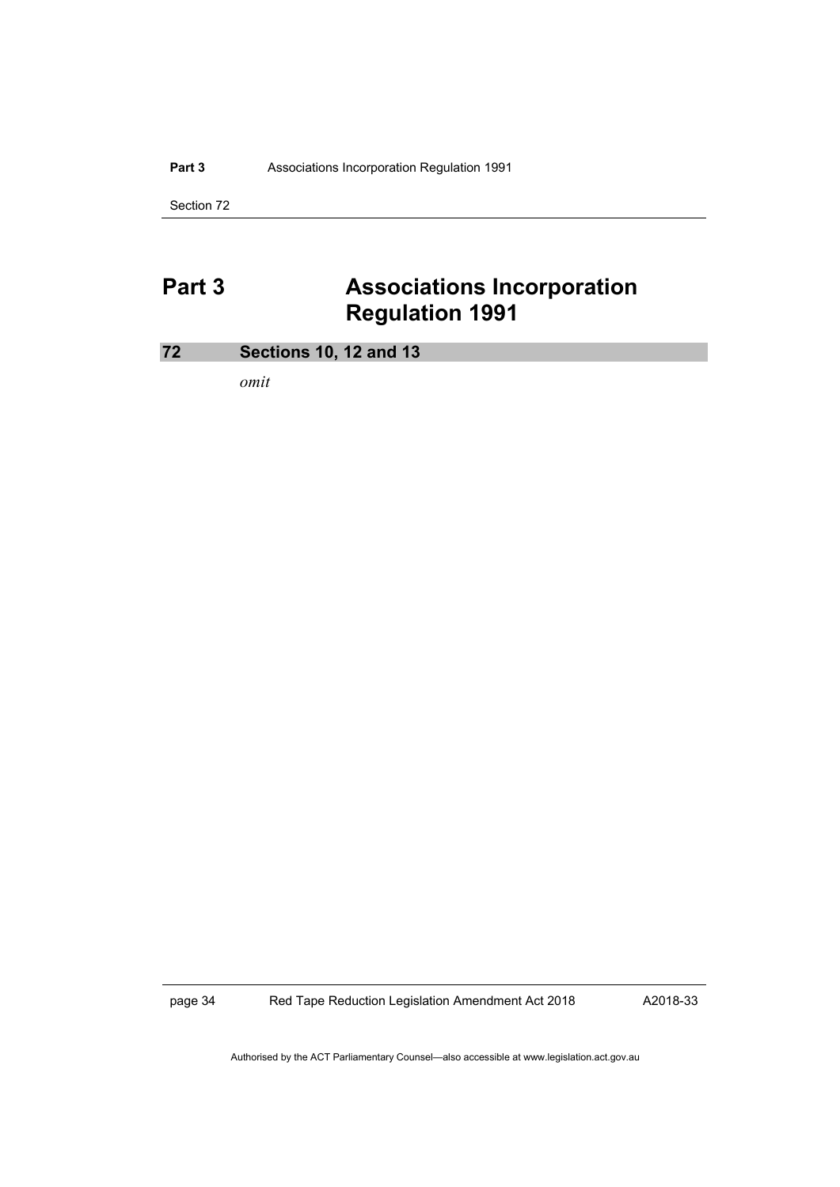# Part 3 Associations Incorporation Regulation 1991

## 72 Sections 10, 12 and 13

*omit*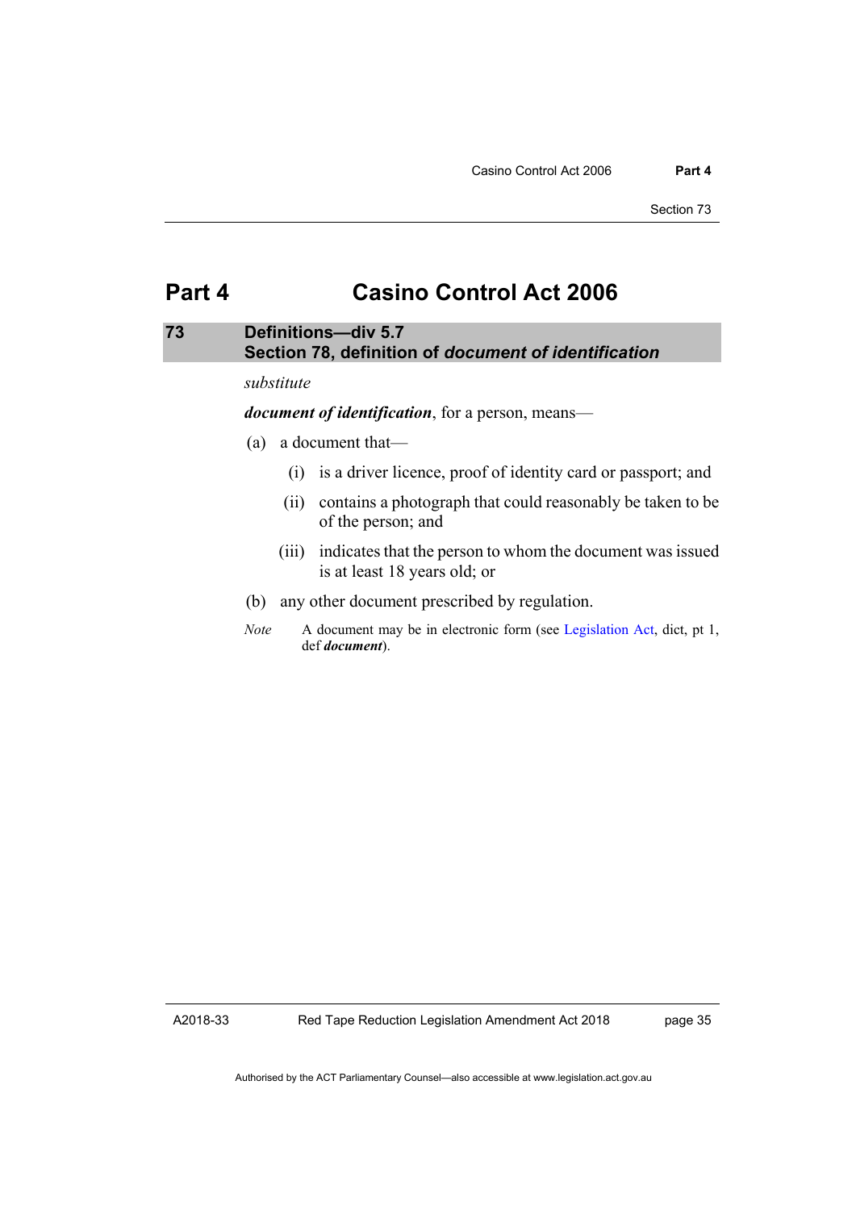# Part 4 Casino Control Act 2006

## 73 Definitions—div 5.7 Section 78, definition of *document of identification*

*substitute*

***document of identification***, for a person, means—

(a) a document that—

(i) is a driver licence, proof of identity card or passport; and

(ii) contains a photograph that could reasonably be taken to be of the person; and

(iii) indicates that the person to whom the document was issued is at least 18 years old; or

(b) any other document prescribed by regulation.

*Note* A document may be in electronic form (see Legislation Act, dict, pt 1, def ***document***).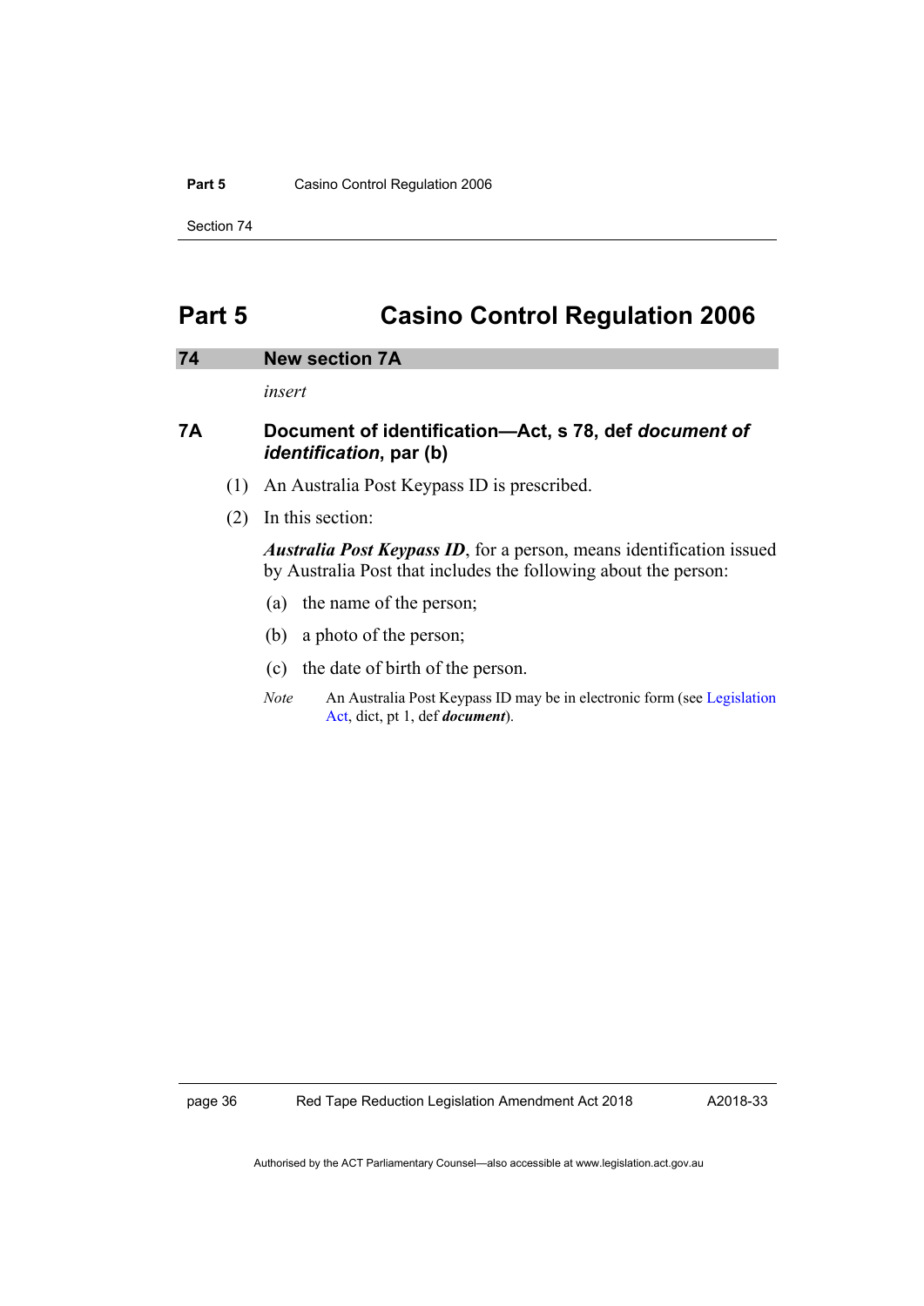# Part 5 Casino Control Regulation 2006

## 74 New section 7A

*insert*

### 7A Document of identification—Act, s 78, def *document of identification*, par (b)

(1) An Australia Post Keypass ID is prescribed.

(2) In this section:

***Australia Post Keypass ID***, for a person, means identification issued by Australia Post that includes the following about the person:

(a) the name of the person;

(b) a photo of the person;

(c) the date of birth of the person.

*Note* An Australia Post Keypass ID may be in electronic form (see Legislation Act, dict, pt 1, def ***document***).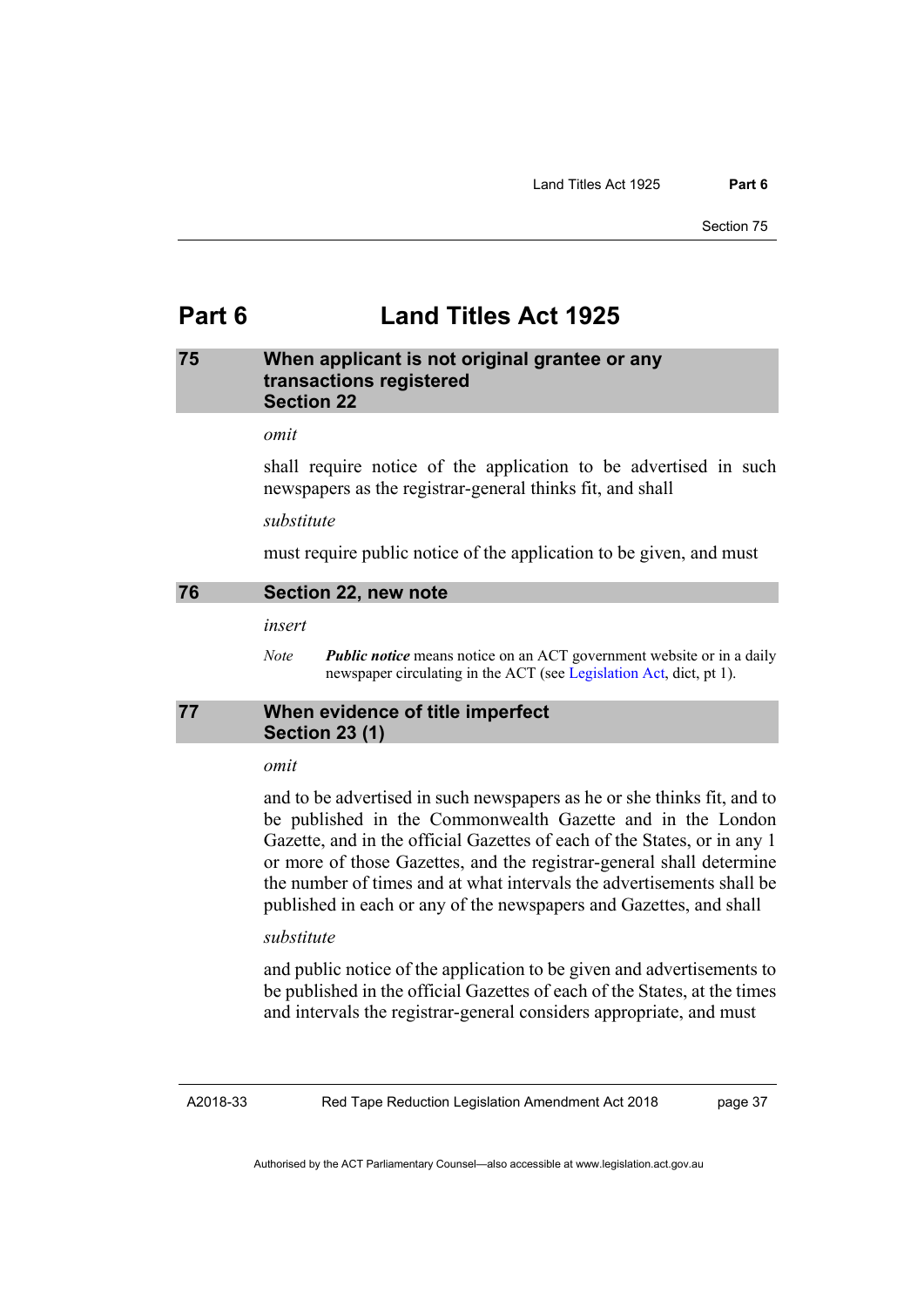# Part 6 Land Titles Act 1925

## 75 When applicant is not original grantee or any transactions registered Section 22

*omit*

shall require notice of the application to be advertised in such newspapers as the registrar-general thinks fit, and shall

*substitute*

must require public notice of the application to be given, and must

## 76 Section 22, new note

*insert*

*Note* ***Public notice*** means notice on an ACT government website or in a daily newspaper circulating in the ACT (see Legislation Act, dict, pt 1).

## 77 When evidence of title imperfect Section 23 (1)

*omit*

and to be advertised in such newspapers as he or she thinks fit, and to be published in the Commonwealth Gazette and in the London Gazette, and in the official Gazettes of each of the States, or in any 1 or more of those Gazettes, and the registrar-general shall determine the number of times and at what intervals the advertisements shall be published in each or any of the newspapers and Gazettes, and shall

*substitute*

and public notice of the application to be given and advertisements to be published in the official Gazettes of each of the States, at the times and intervals the registrar-general considers appropriate, and must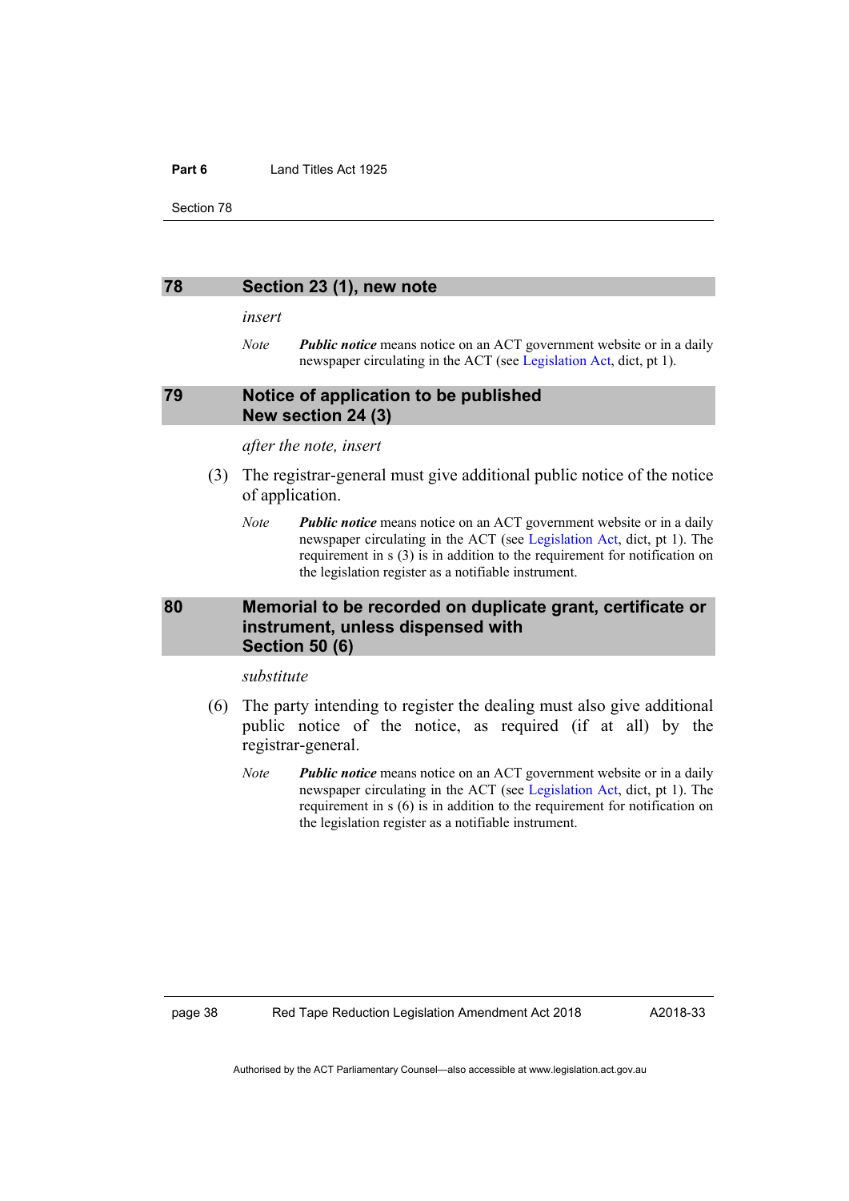## 78 Section 23 (1), new note

*insert*

*Note* ***Public notice*** means notice on an ACT government website or in a daily newspaper circulating in the ACT (see Legislation Act, dict, pt 1).

## 79 Notice of application to be published New section 24 (3)

*after the note, insert*

(3) The registrar-general must give additional public notice of the notice of application.

*Note* ***Public notice*** means notice on an ACT government website or in a daily newspaper circulating in the ACT (see Legislation Act, dict, pt 1). The requirement in s (3) is in addition to the requirement for notification on the legislation register as a notifiable instrument.

## 80 Memorial to be recorded on duplicate grant, certificate or instrument, unless dispensed with Section 50 (6)

*substitute*

(6) The party intending to register the dealing must also give additional public notice of the notice, as required (if at all) by the registrar-general.

*Note* ***Public notice*** means notice on an ACT government website or in a daily newspaper circulating in the ACT (see Legislation Act, dict, pt 1). The requirement in s (6) is in addition to the requirement for notification on the legislation register as a notifiable instrument.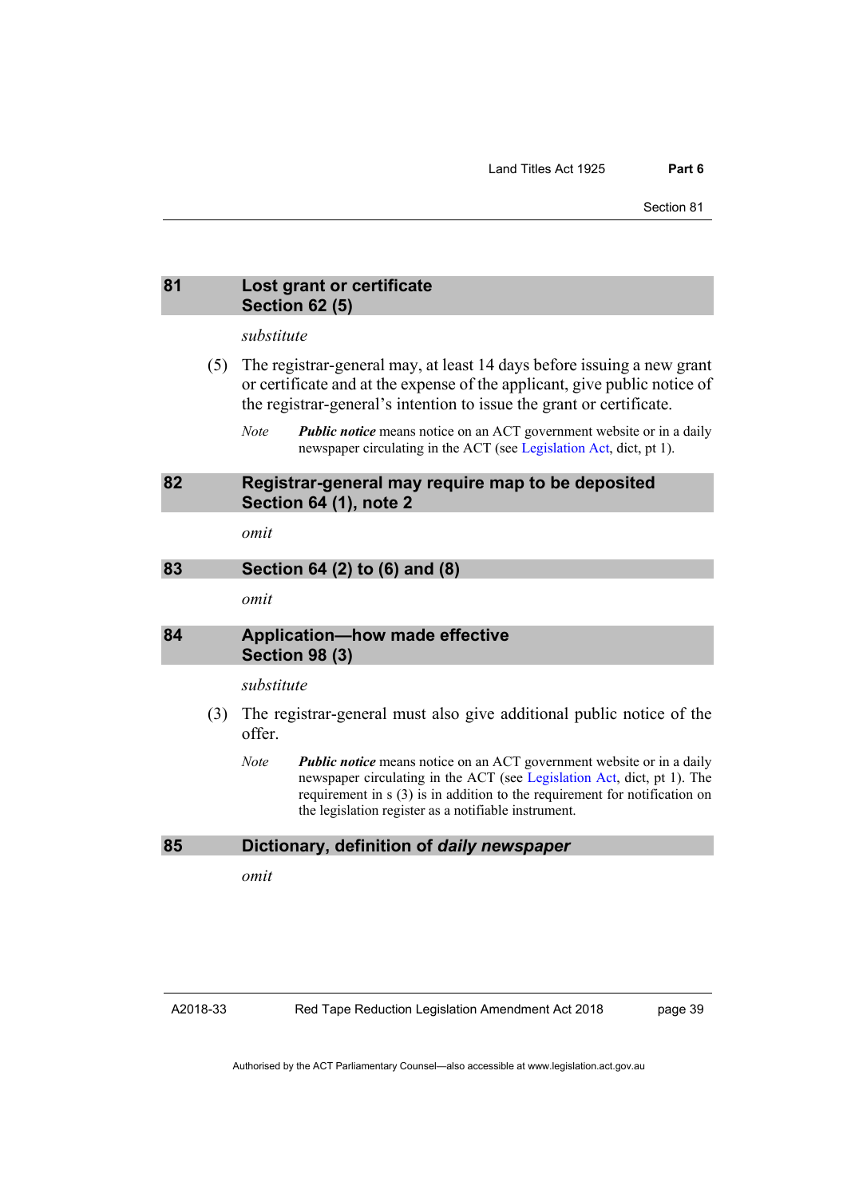## 81 Lost grant or certificate Section 62 (5)

*substitute*

(5) The registrar-general may, at least 14 days before issuing a new grant or certificate and at the expense of the applicant, give public notice of the registrar-general's intention to issue the grant or certificate.

*Note* ***Public notice*** means notice on an ACT government website or in a daily newspaper circulating in the ACT (see Legislation Act, dict, pt 1).

## 82 Registrar-general may require map to be deposited Section 64 (1), note 2

*omit*

## 83 Section 64 (2) to (6) and (8)

*omit*

## 84 Application—how made effective Section 98 (3)

*substitute*

(3) The registrar-general must also give additional public notice of the offer.

*Note* ***Public notice*** means notice on an ACT government website or in a daily newspaper circulating in the ACT (see Legislation Act, dict, pt 1). The requirement in s (3) is in addition to the requirement for notification on the legislation register as a notifiable instrument.

## 85 Dictionary, definition of *daily newspaper*

*omit*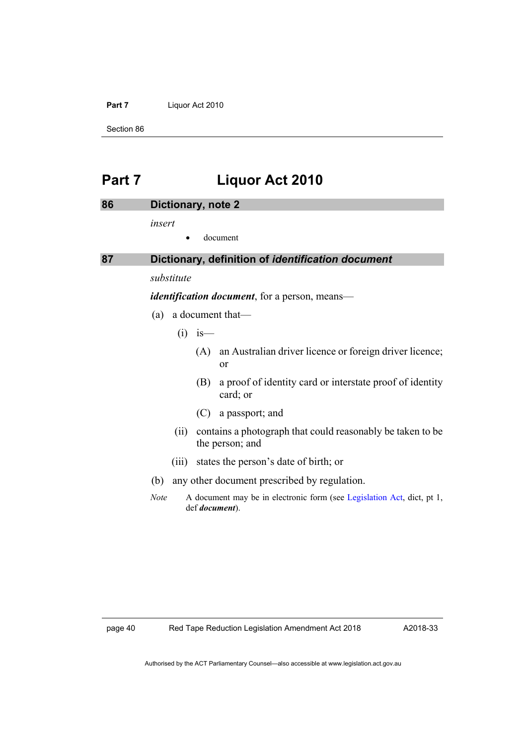# Part 7 Liquor Act 2010

## 86 Dictionary, note 2

*insert*

- document

## 87 Dictionary, definition of *identification document*

*substitute*

***identification document***, for a person, means—

(a) a document that—

(i) is—

(A) an Australian driver licence or foreign driver licence; or

(B) a proof of identity card or interstate proof of identity card; or

(C) a passport; and

(ii) contains a photograph that could reasonably be taken to be the person; and

(iii) states the person's date of birth; or

(b) any other document prescribed by regulation.

*Note* A document may be in electronic form (see Legislation Act, dict, pt 1, def ***document***).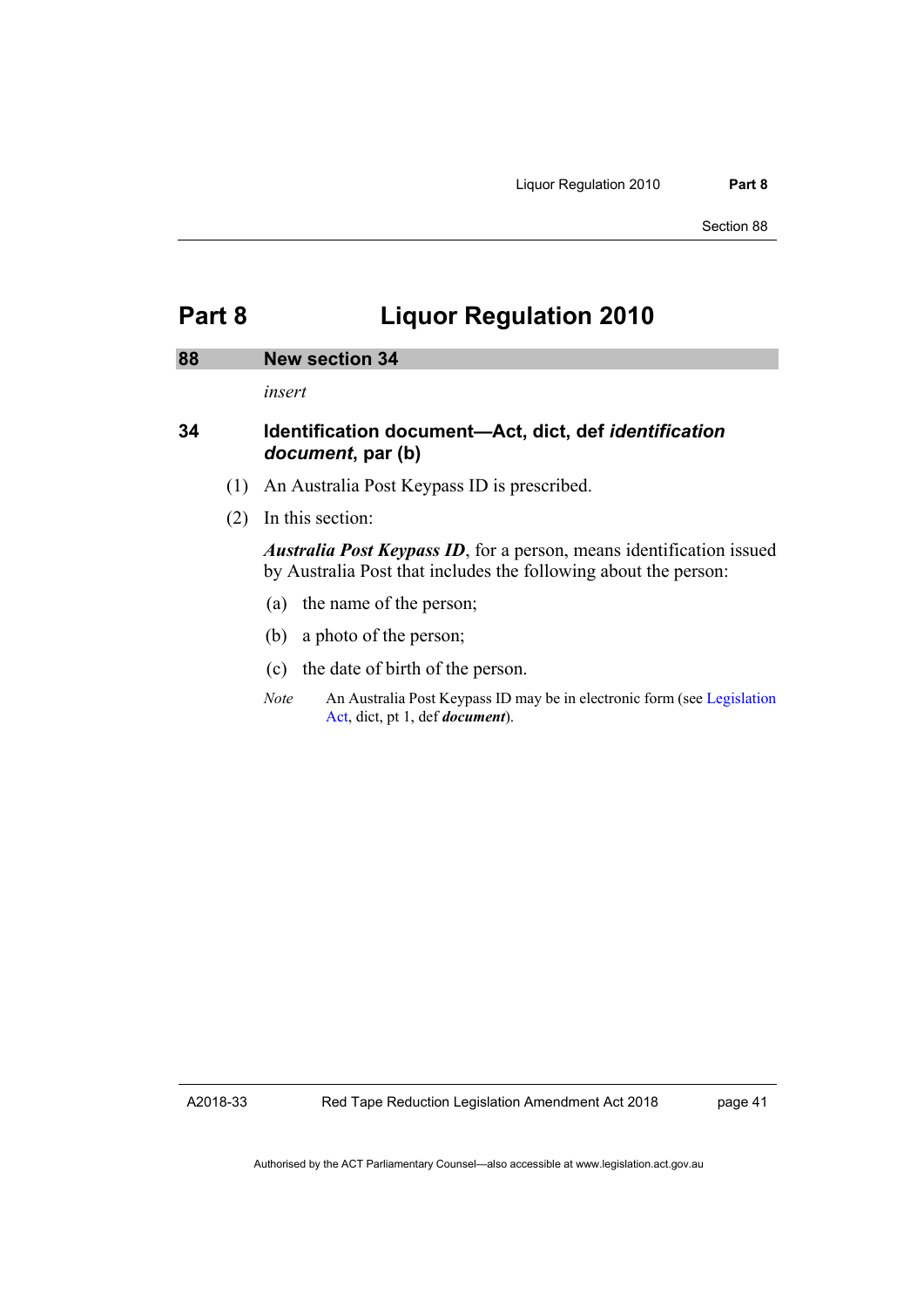# Part 8 Liquor Regulation 2010

## 88 New section 34

*insert*

### 34 Identification document—Act, dict, def *identification document*, par (b)

(1) An Australia Post Keypass ID is prescribed.

(2) In this section:

***Australia Post Keypass ID***, for a person, means identification issued by Australia Post that includes the following about the person:

(a) the name of the person;

(b) a photo of the person;

(c) the date of birth of the person.

*Note* An Australia Post Keypass ID may be in electronic form (see Legislation Act, dict, pt 1, def ***document***).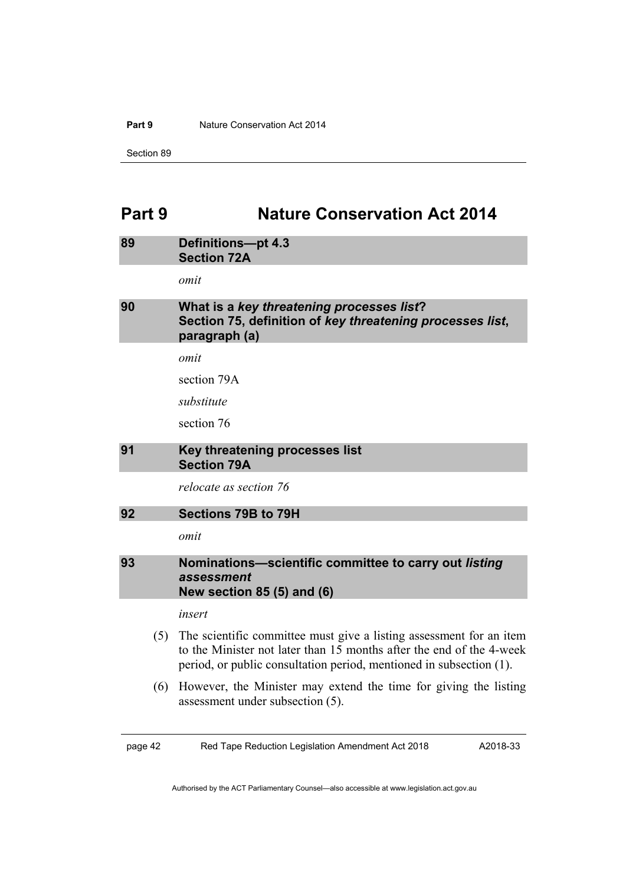# Part 9 Nature Conservation Act 2014

## 89 Definitions—pt 4.3 Section 72A

*omit*

## 90 What is a *key threatening processes list*? Section 75, definition of *key threatening processes list*, paragraph (a)

*omit*

section 79A

*substitute*

section 76

## 91 Key threatening processes list Section 79A

*relocate as section 76*

## 92 Sections 79B to 79H

*omit*

## 93 Nominations—scientific committee to carry out *listing assessment* New section 85 (5) and (6)

*insert*

(5) The scientific committee must give a listing assessment for an item to the Minister not later than 15 months after the end of the 4-week period, or public consultation period, mentioned in subsection (1).

(6) However, the Minister may extend the time for giving the listing assessment under subsection (5).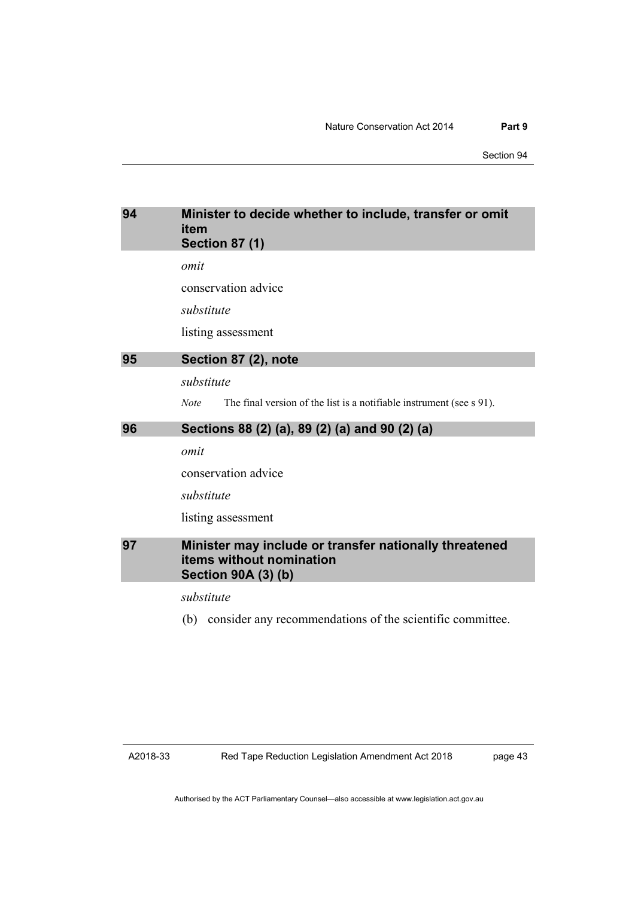## 94 Minister to decide whether to include, transfer or omit item Section 87 (1)

*omit*

conservation advice

*substitute*

listing assessment

## 95 Section 87 (2), note

*substitute*

*Note* The final version of the list is a notifiable instrument (see s 91).

## 96 Sections 88 (2) (a), 89 (2) (a) and 90 (2) (a)

*omit*

conservation advice

*substitute*

listing assessment

## 97 Minister may include or transfer nationally threatened items without nomination Section 90A (3) (b)

*substitute*

(b) consider any recommendations of the scientific committee.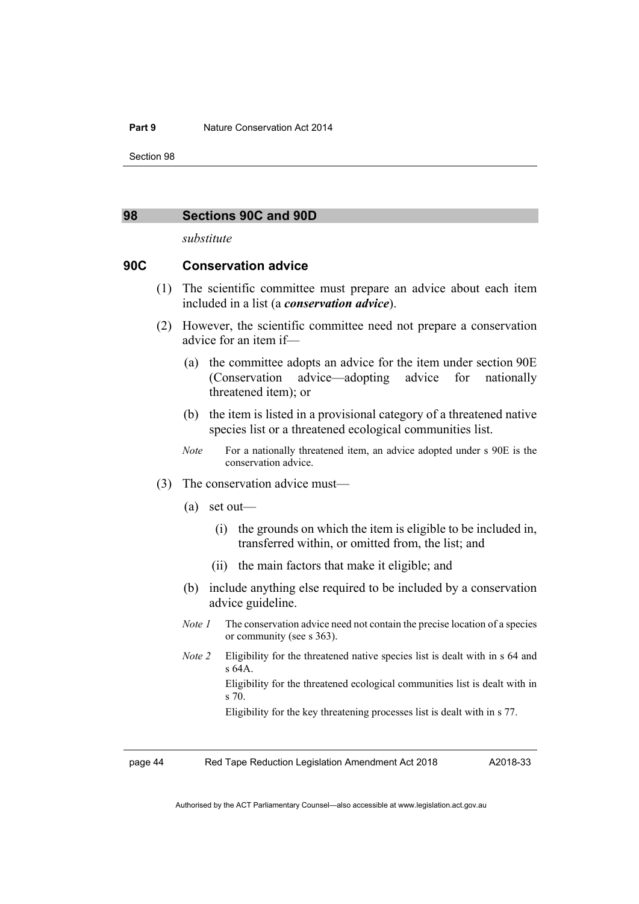## 98 Sections 90C and 90D

*substitute*

### 90C Conservation advice

(1) The scientific committee must prepare an advice about each item included in a list (a ***conservation advice***).

(2) However, the scientific committee need not prepare a conservation advice for an item if—

(a) the committee adopts an advice for the item under section 90E (Conservation advice—adopting advice for nationally threatened item); or

(b) the item is listed in a provisional category of a threatened native species list or a threatened ecological communities list.

*Note* For a nationally threatened item, an advice adopted under s 90E is the conservation advice.

(3) The conservation advice must—

(a) set out—

(i) the grounds on which the item is eligible to be included in, transferred within, or omitted from, the list; and

(ii) the main factors that make it eligible; and

(b) include anything else required to be included by a conservation advice guideline.

*Note 1* The conservation advice need not contain the precise location of a species or community (see s 363).

*Note 2* Eligibility for the threatened native species list is dealt with in s 64 and s 64A.

Eligibility for the threatened ecological communities list is dealt with in s 70.

Eligibility for the key threatening processes list is dealt with in s 77.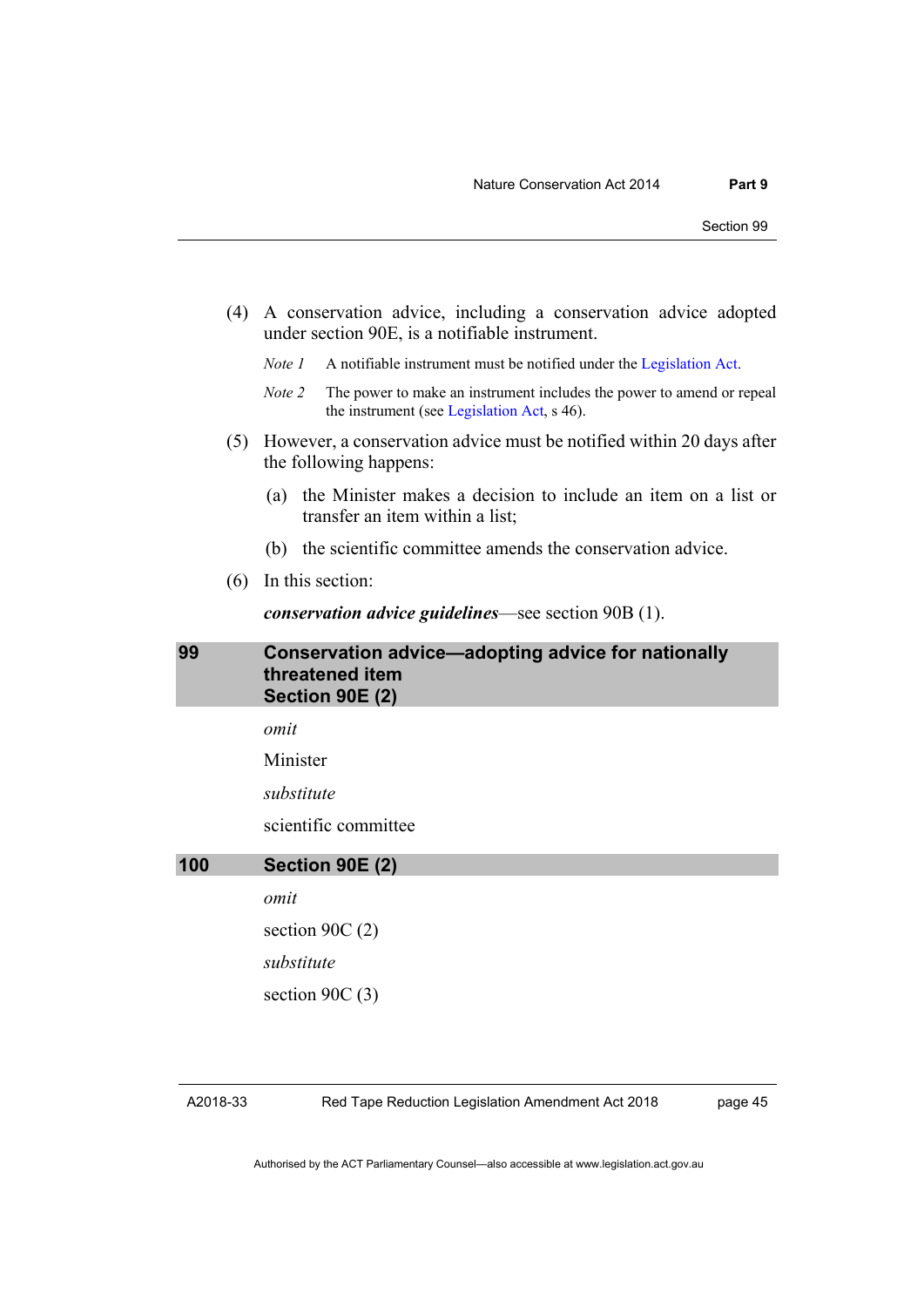(4) A conservation advice, including a conservation advice adopted under section 90E, is a notifiable instrument.

*Note 1* A notifiable instrument must be notified under the Legislation Act.

*Note 2* The power to make an instrument includes the power to amend or repeal the instrument (see Legislation Act, s 46).

(5) However, a conservation advice must be notified within 20 days after the following happens:

(a) the Minister makes a decision to include an item on a list or transfer an item within a list;

(b) the scientific committee amends the conservation advice.

(6) In this section:

***conservation advice guidelines***—see section 90B (1).

## 99 Conservation advice—adopting advice for nationally threatened item Section 90E (2)

*omit*

Minister

*substitute*

scientific committee

## 100 Section 90E (2)

*omit*

section 90C (2)

*substitute*

section 90C (3)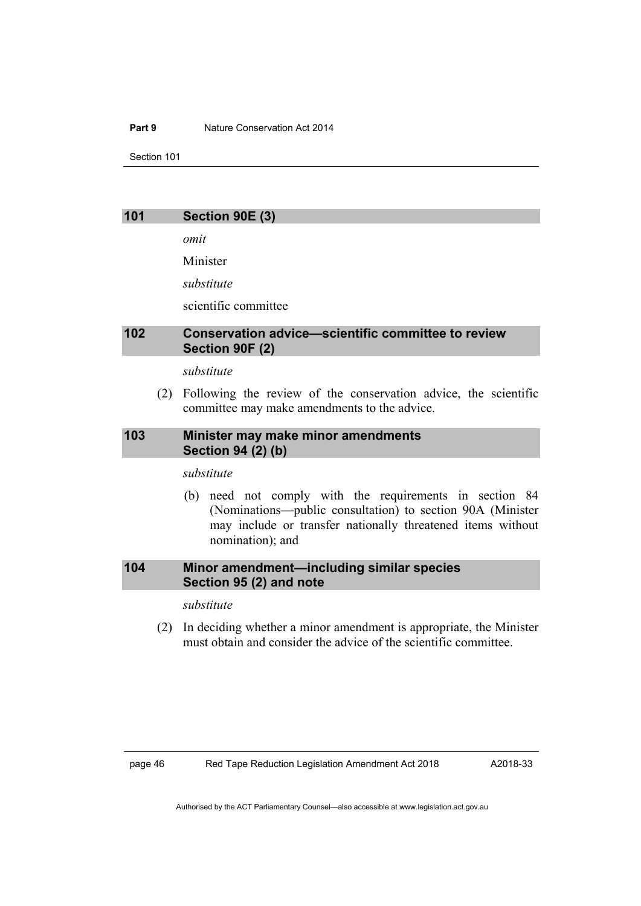### 101 Section 90E (3)

*omit*

Minister

*substitute*

scientific committee

### 102 Conservation advice—scientific committee to review Section 90F (2)

*substitute*

(2) Following the review of the conservation advice, the scientific committee may make amendments to the advice.

### 103 Minister may make minor amendments Section 94 (2) (b)

*substitute*

(b) need not comply with the requirements in section 84 (Nominations—public consultation) to section 90A (Minister may include or transfer nationally threatened items without nomination); and

### 104 Minor amendment—including similar species Section 95 (2) and note

*substitute*

(2) In deciding whether a minor amendment is appropriate, the Minister must obtain and consider the advice of the scientific committee.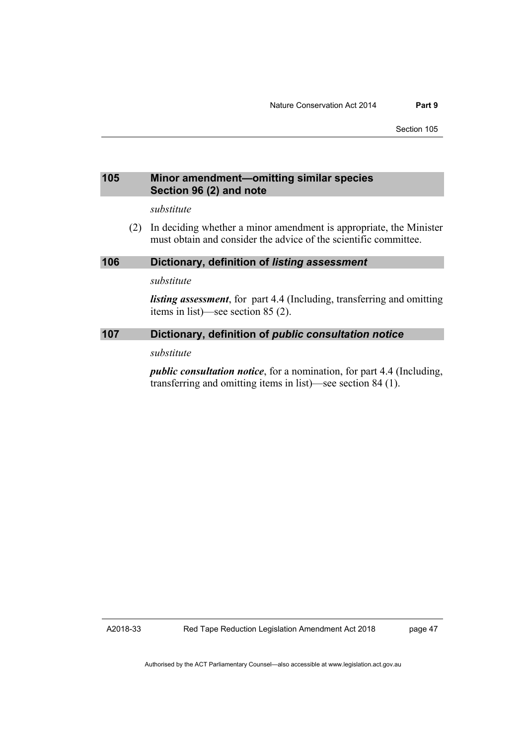### 105 Minor amendment—omitting similar species Section 96 (2) and note

*substitute*

(2) In deciding whether a minor amendment is appropriate, the Minister must obtain and consider the advice of the scientific committee.

### 106 Dictionary, definition of *listing assessment*

*substitute*

***listing assessment***, for part 4.4 (Including, transferring and omitting items in list)—see section 85 (2).

### 107 Dictionary, definition of *public consultation notice*

*substitute*

***public consultation notice***, for a nomination, for part 4.4 (Including, transferring and omitting items in list)—see section 84 (1).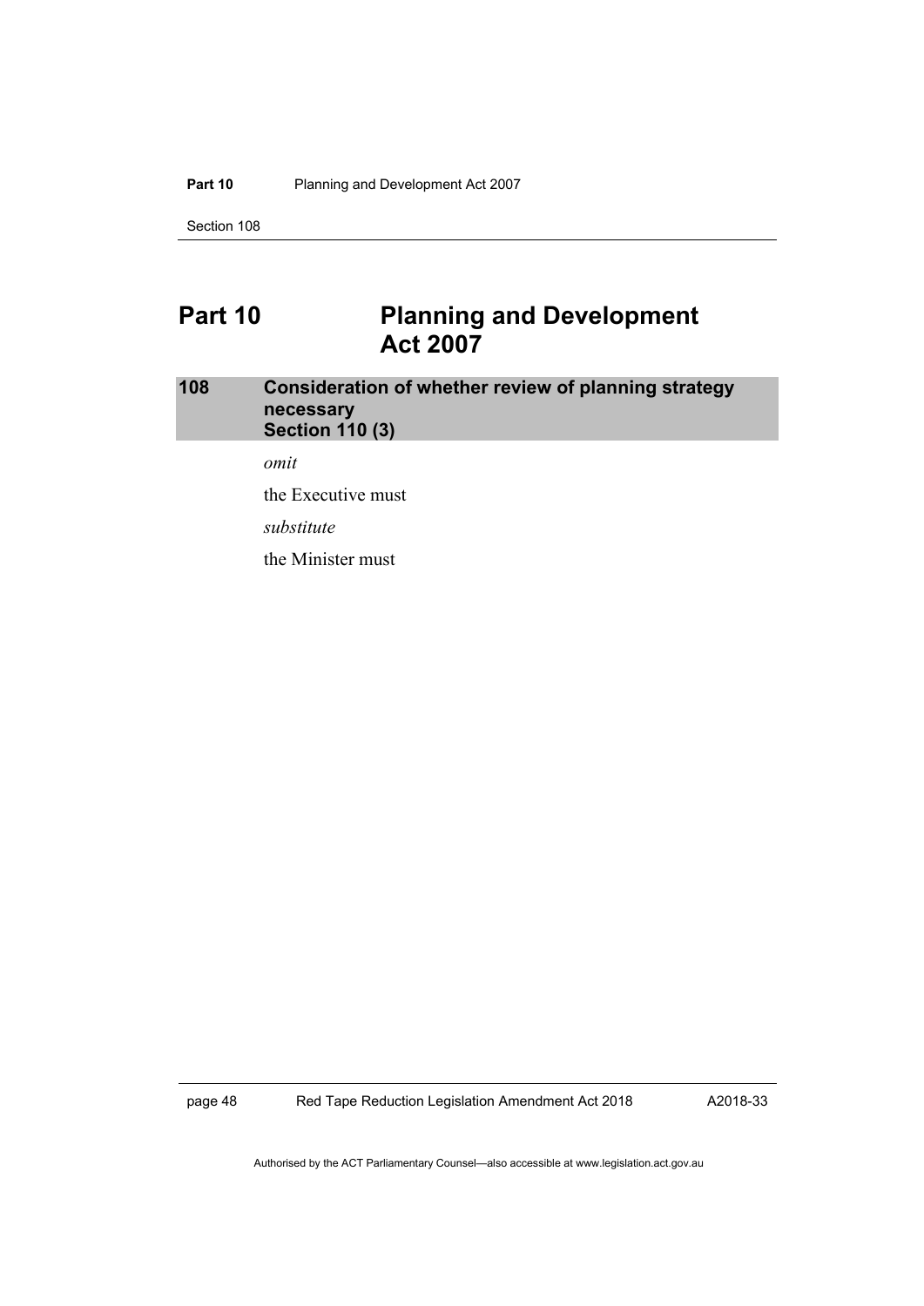# Part 10 Planning and Development Act 2007

## 108 Consideration of whether review of planning strategy necessary
## Section 110 (3)

*omit*

the Executive must

*substitute*

the Minister must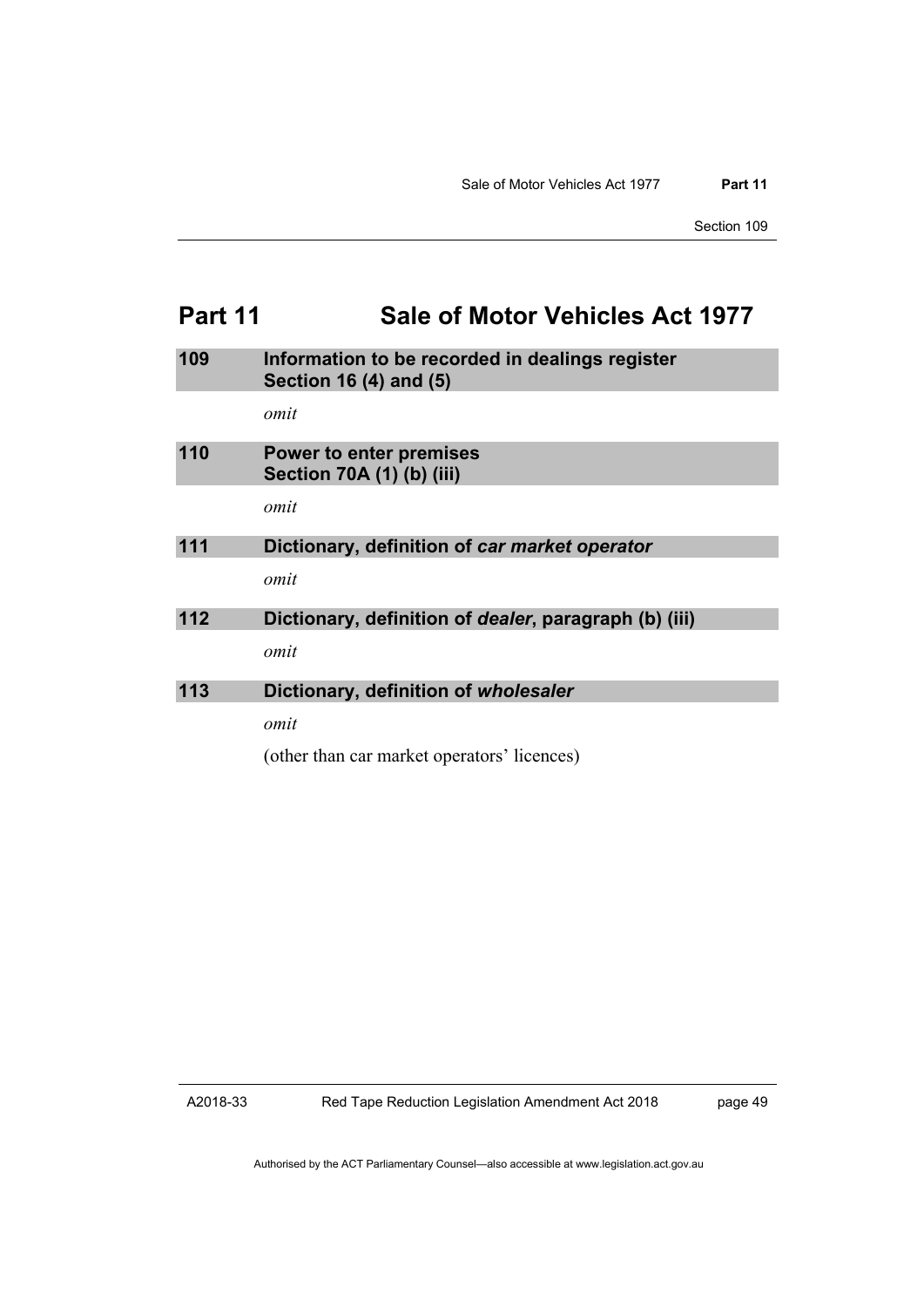## Part 11 Sale of Motor Vehicles Act 1977

### 109 Information to be recorded in dealings register Section 16 (4) and (5)

*omit*

### 110 Power to enter premises Section 70A (1) (b) (iii)

*omit*

### 111 Dictionary, definition of *car market operator*

*omit*

### 112 Dictionary, definition of *dealer*, paragraph (b) (iii)

*omit*

### 113 Dictionary, definition of *wholesaler*

*omit*

(other than car market operators' licences)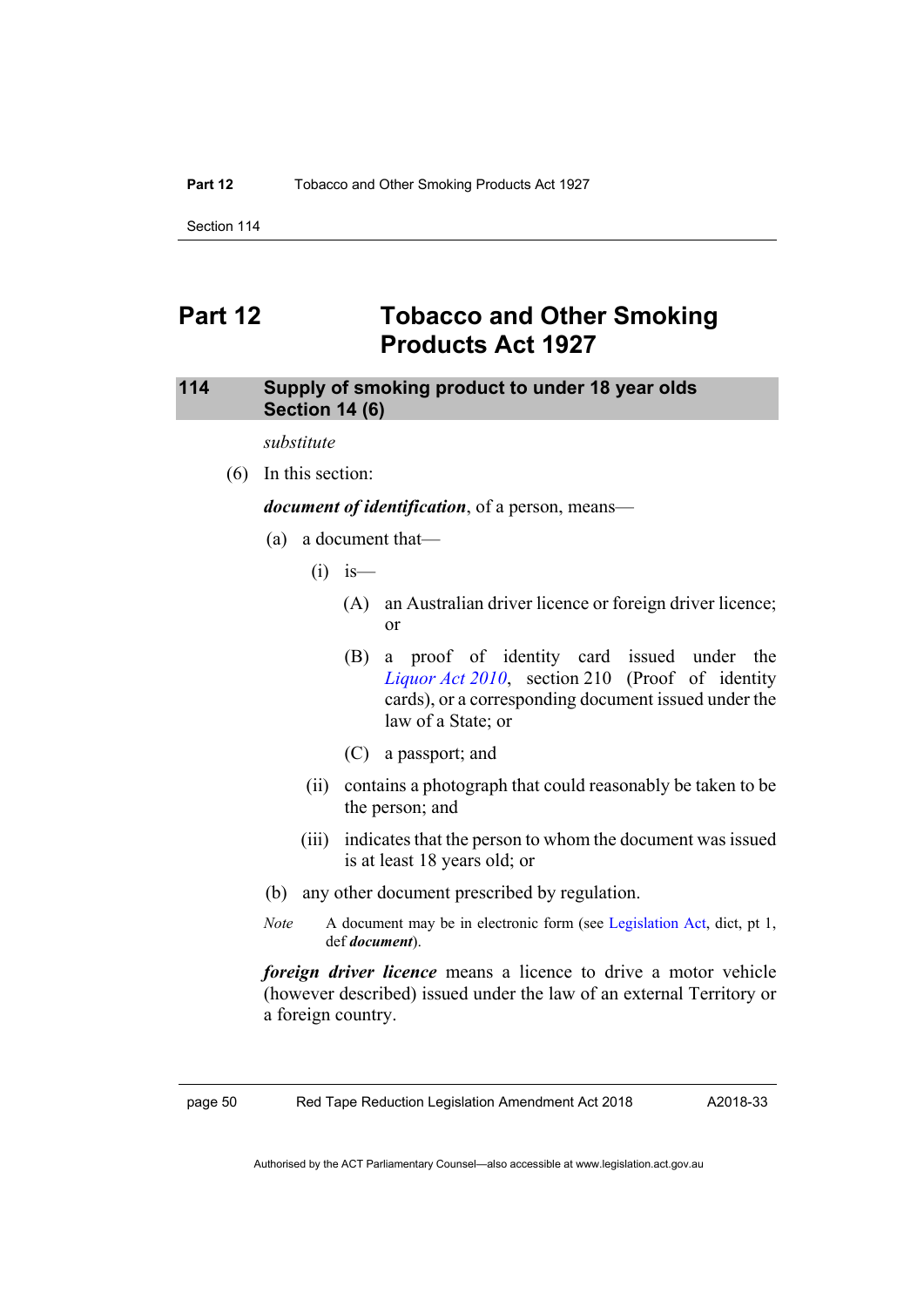# Part 12 Tobacco and Other Smoking Products Act 1927

## 114 Supply of smoking product to under 18 year olds Section 14 (6)

*substitute*

(6) In this section:

***document of identification***, of a person, means—

(a) a document that—

(i) is—

(A) an Australian driver licence or foreign driver licence; or

(B) a proof of identity card issued under the *Liquor Act 2010*, section 210 (Proof of identity cards), or a corresponding document issued under the law of a State; or

(C) a passport; and

(ii) contains a photograph that could reasonably be taken to be the person; and

(iii) indicates that the person to whom the document was issued is at least 18 years old; or

(b) any other document prescribed by regulation.

*Note* A document may be in electronic form (see Legislation Act, dict, pt 1, def ***document***).

***foreign driver licence*** means a licence to drive a motor vehicle (however described) issued under the law of an external Territory or a foreign country.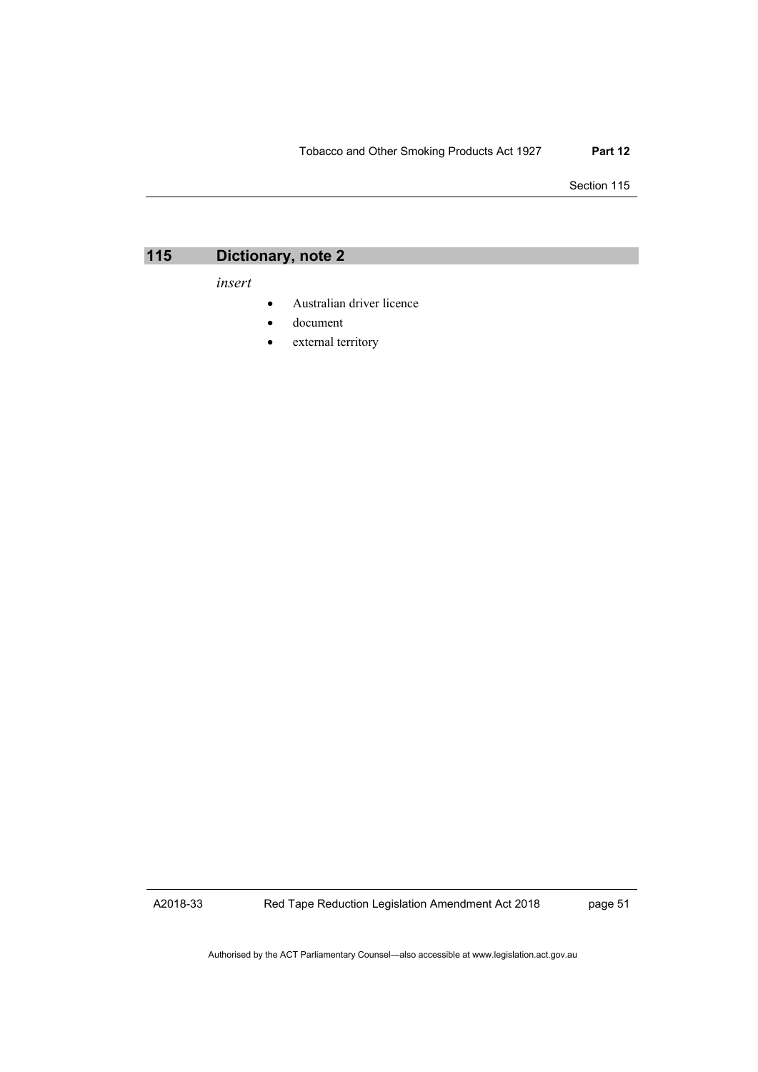## 115 Dictionary, note 2

*insert*

- Australian driver licence
- document
- external territory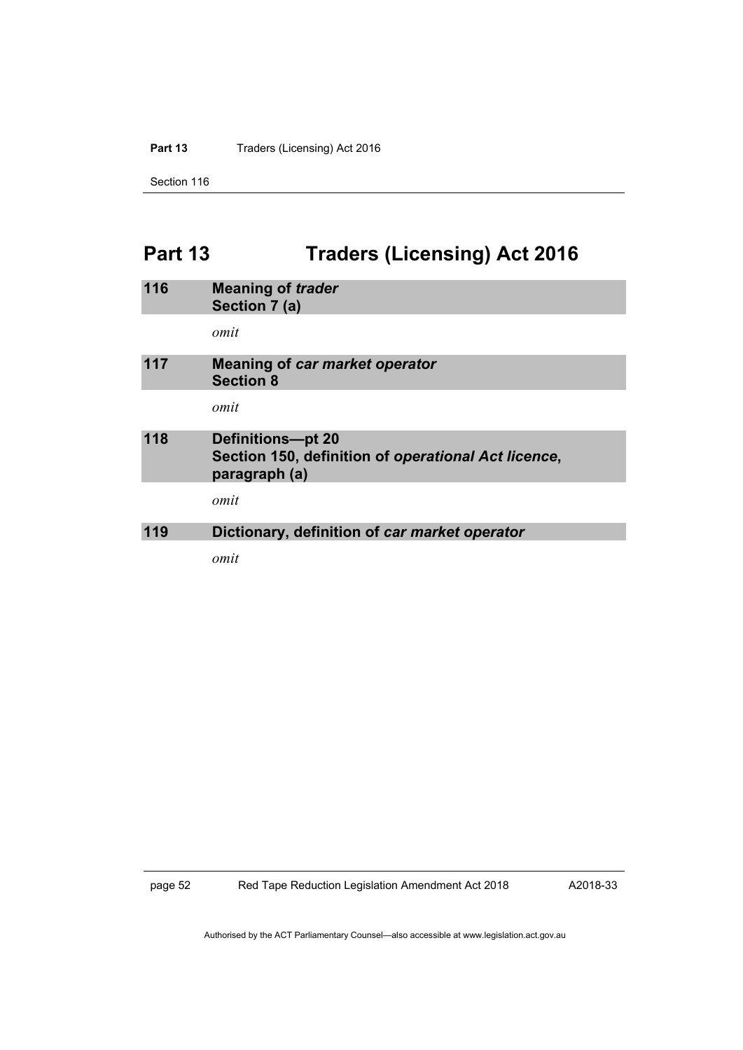# Part 13 Traders (Licensing) Act 2016

## 116 Meaning of *trader*
## Section 7 (a)

*omit*

## 117 Meaning of *car market operator*
## Section 8

*omit*

## 118 Definitions—pt 20
## Section 150, definition of *operational Act licence*, paragraph (a)

*omit*

## 119 Dictionary, definition of *car market operator*

*omit*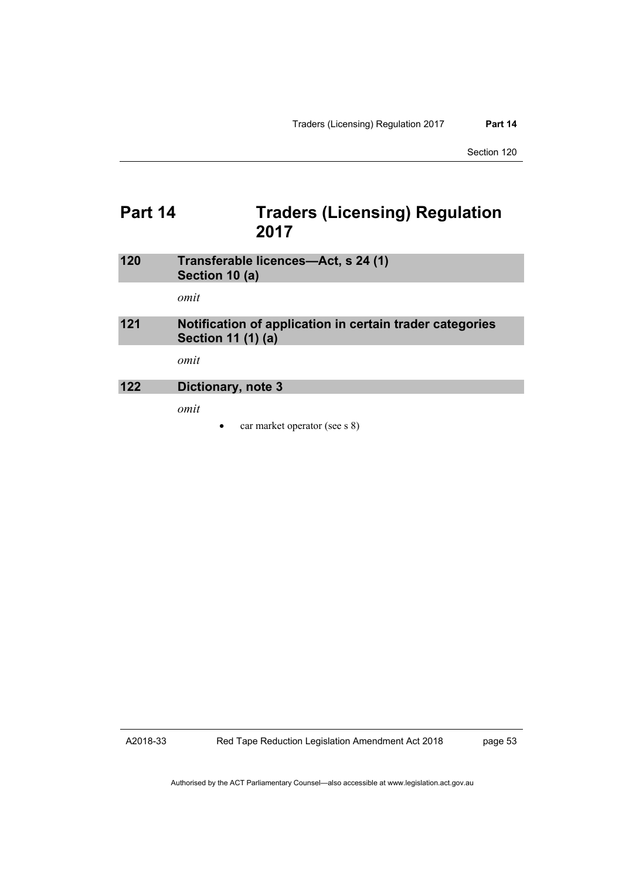# Part 14 Traders (Licensing) Regulation 2017

### 120 Transferable licences—Act, s 24 (1)
### Section 10 (a)

*omit*

### 121 Notification of application in certain trader categories
### Section 11 (1) (a)

*omit*

### 122 Dictionary, note 3

*omit*

- car market operator (see s 8)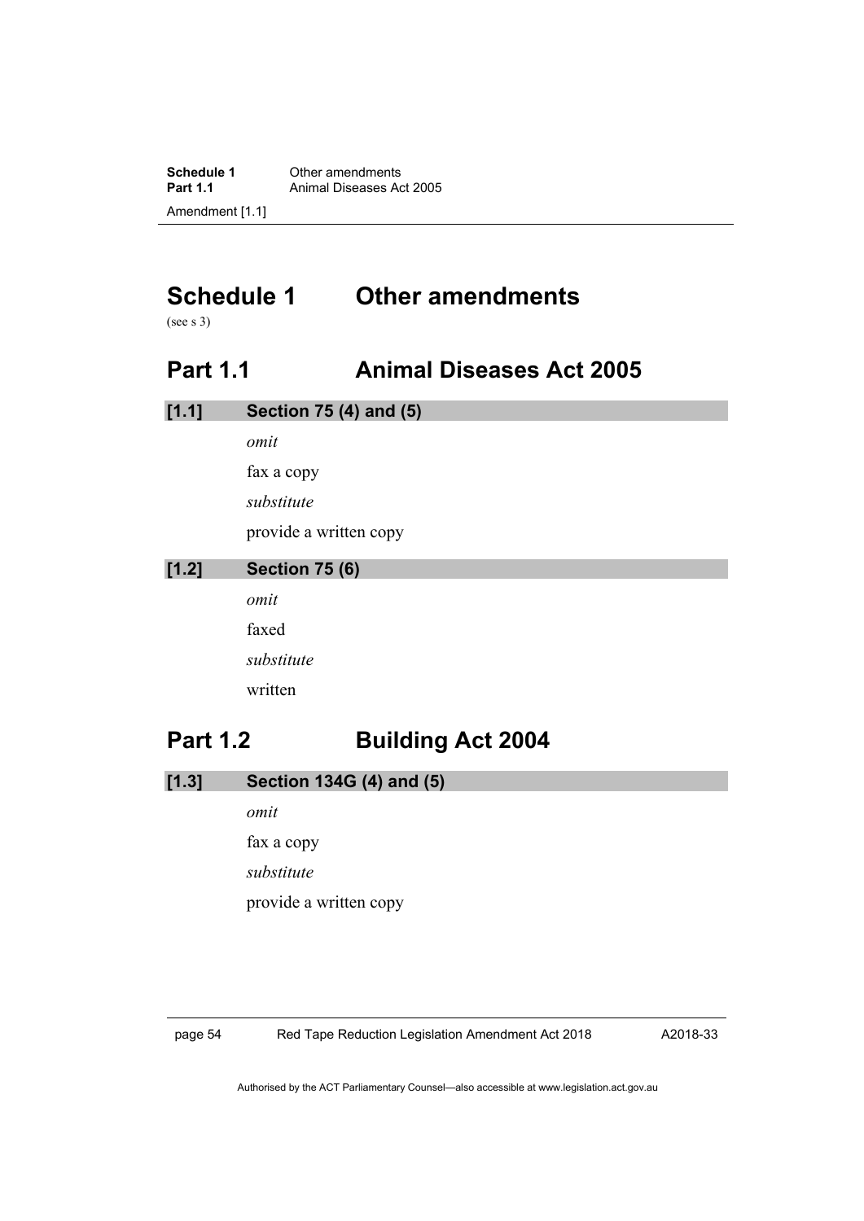# Schedule 1 Other amendments

(see s 3)

## Part 1.1 Animal Diseases Act 2005

### [1.1] Section 75 (4) and (5)

*omit*

fax a copy

*substitute*

provide a written copy

### [1.2] Section 75 (6)

*omit*

faxed

*substitute*

written

## Part 1.2 Building Act 2004

### [1.3] Section 134G (4) and (5)

*omit*

fax a copy

*substitute*

provide a written copy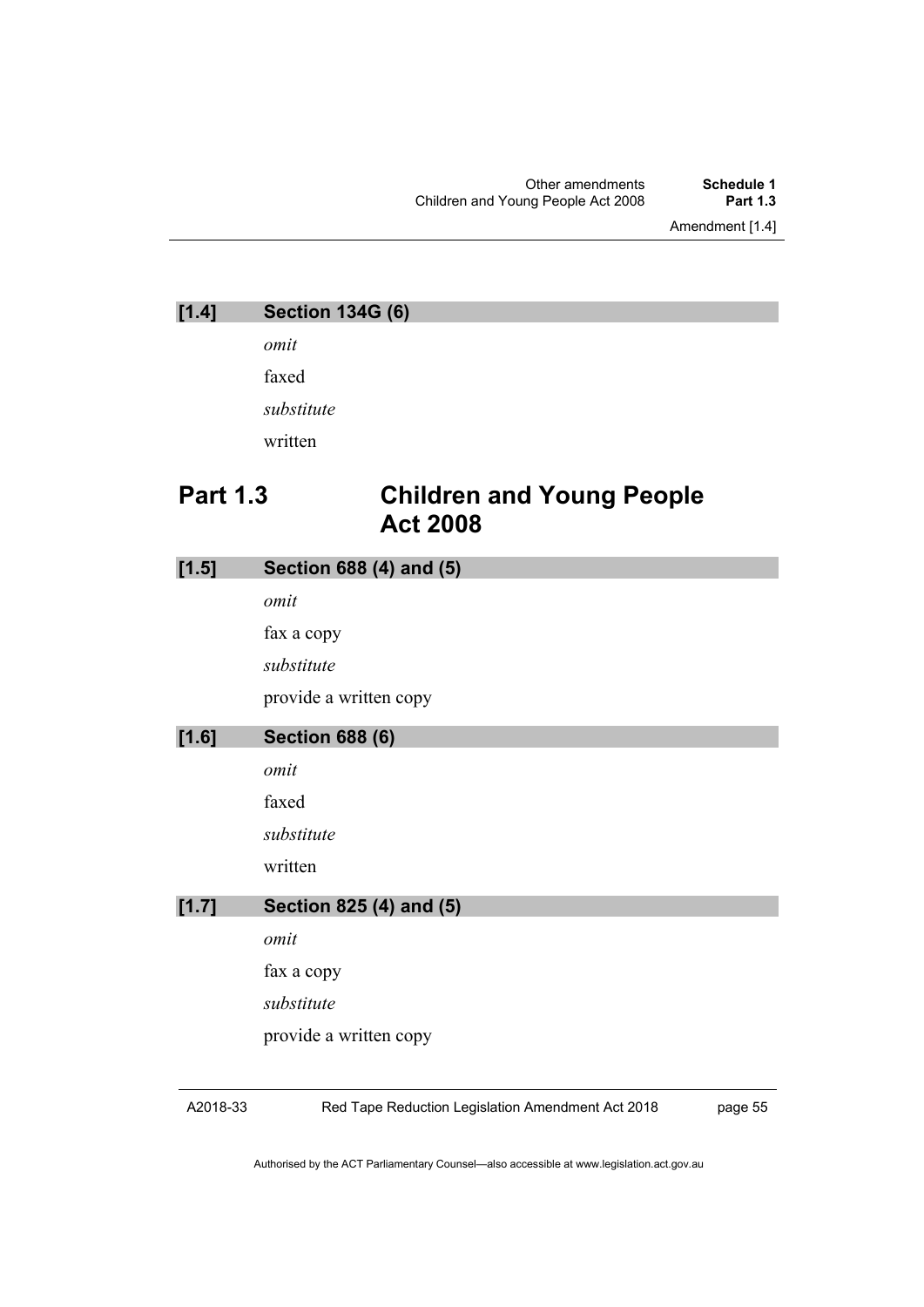### [1.4] Section 134G (6)

*omit*

faxed

*substitute*

written

## Part 1.3 Children and Young People Act 2008

### [1.5] Section 688 (4) and (5)

*omit*

fax a copy

*substitute*

provide a written copy

### [1.6] Section 688 (6)

*omit*

faxed

*substitute*

written

### [1.7] Section 825 (4) and (5)

*omit*

fax a copy

*substitute*

provide a written copy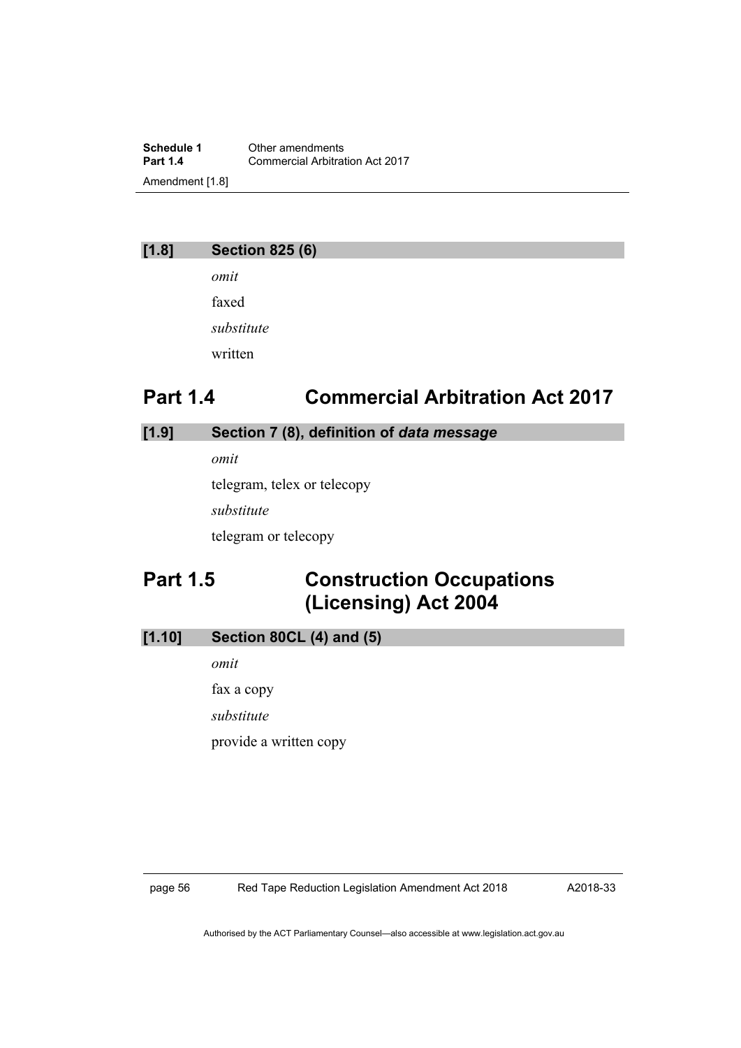**[1.8] Section 825 (6)**

*omit*

faxed

*substitute*

written

# Part 1.4 Commercial Arbitration Act 2017

**[1.9] Section 7 (8), definition of *data message***

*omit*

telegram, telex or telecopy

*substitute*

telegram or telecopy

# Part 1.5 Construction Occupations (Licensing) Act 2004

**[1.10] Section 80CL (4) and (5)**

*omit*

fax a copy

*substitute*

provide a written copy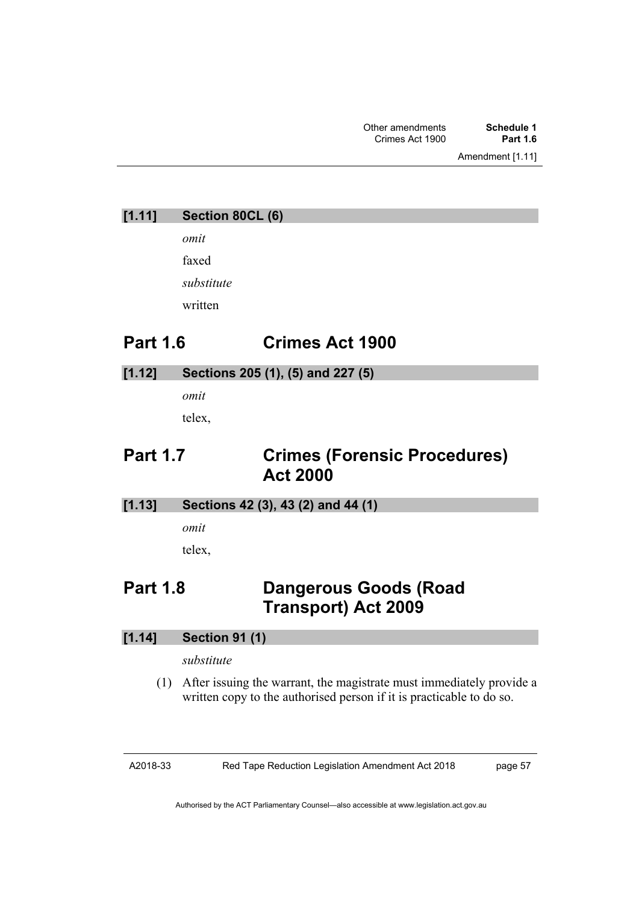### [1.11] Section 80CL (6)

*omit*

faxed

*substitute*

written

## Part 1.6 Crimes Act 1900

### [1.12] Sections 205 (1), (5) and 227 (5)

*omit*

telex,

## Part 1.7 Crimes (Forensic Procedures) Act 2000

### [1.13] Sections 42 (3), 43 (2) and 44 (1)

*omit*

telex,

## Part 1.8 Dangerous Goods (Road Transport) Act 2009

### [1.14] Section 91 (1)

*substitute*

(1) After issuing the warrant, the magistrate must immediately provide a written copy to the authorised person if it is practicable to do so.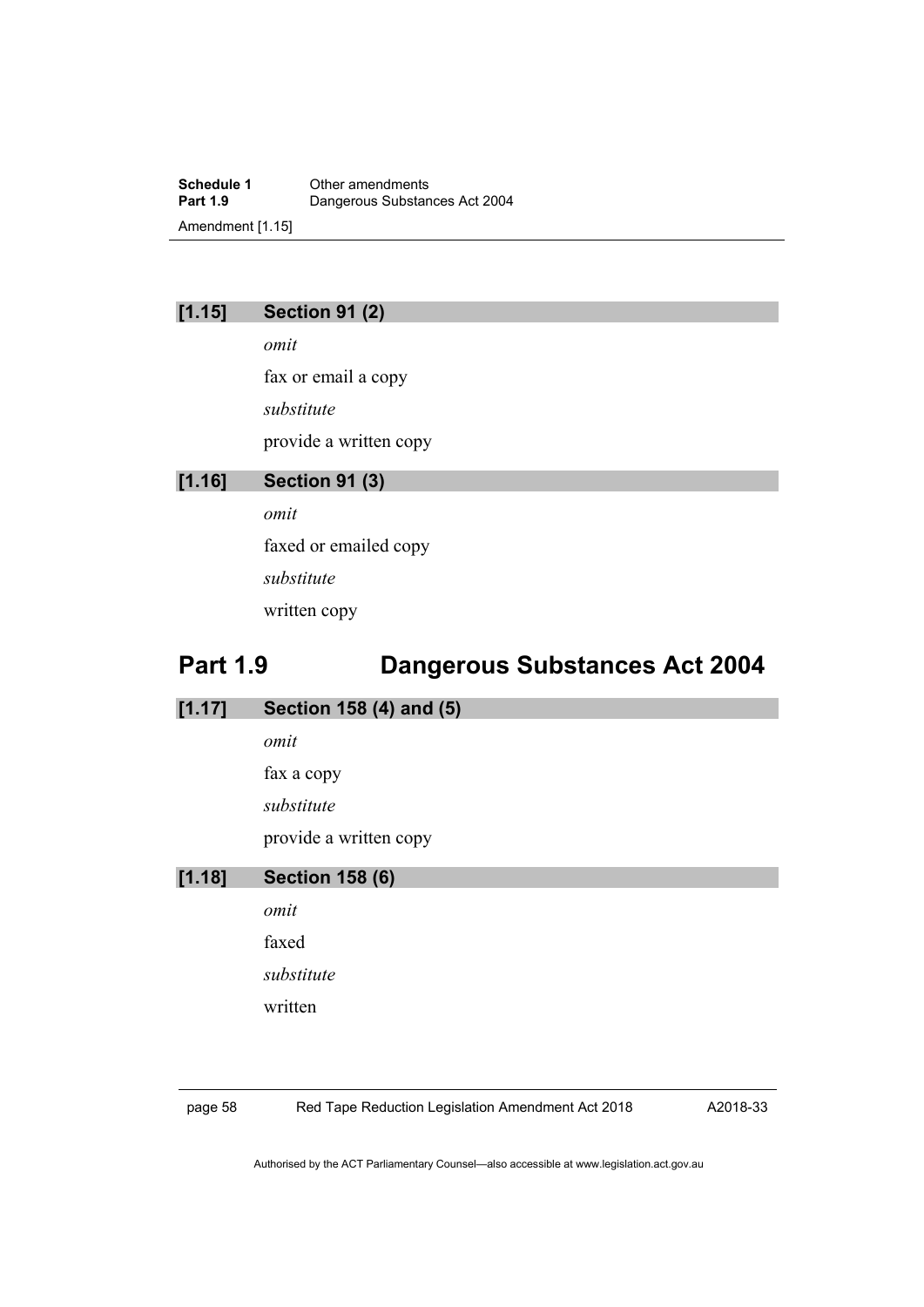### [1.15] Section 91 (2)

*omit*

fax or email a copy

*substitute*

provide a written copy

### [1.16] Section 91 (3)

*omit*

faxed or emailed copy

*substitute*

written copy

## Part 1.9 Dangerous Substances Act 2004

### [1.17] Section 158 (4) and (5)

*omit*

fax a copy

*substitute*

provide a written copy

### [1.18] Section 158 (6)

*omit*

faxed

*substitute*

written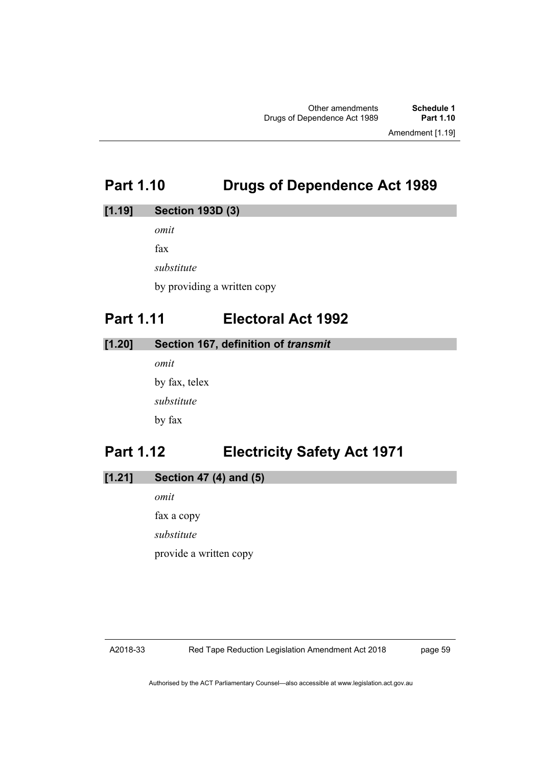# Part 1.10 Drugs of Dependence Act 1989

## [1.19] Section 193D (3)

*omit*

fax

*substitute*

by providing a written copy

# Part 1.11 Electoral Act 1992

## [1.20] Section 167, definition of *transmit*

*omit*

by fax, telex

*substitute*

by fax

# Part 1.12 Electricity Safety Act 1971

## [1.21] Section 47 (4) and (5)

*omit*

fax a copy

*substitute*

provide a written copy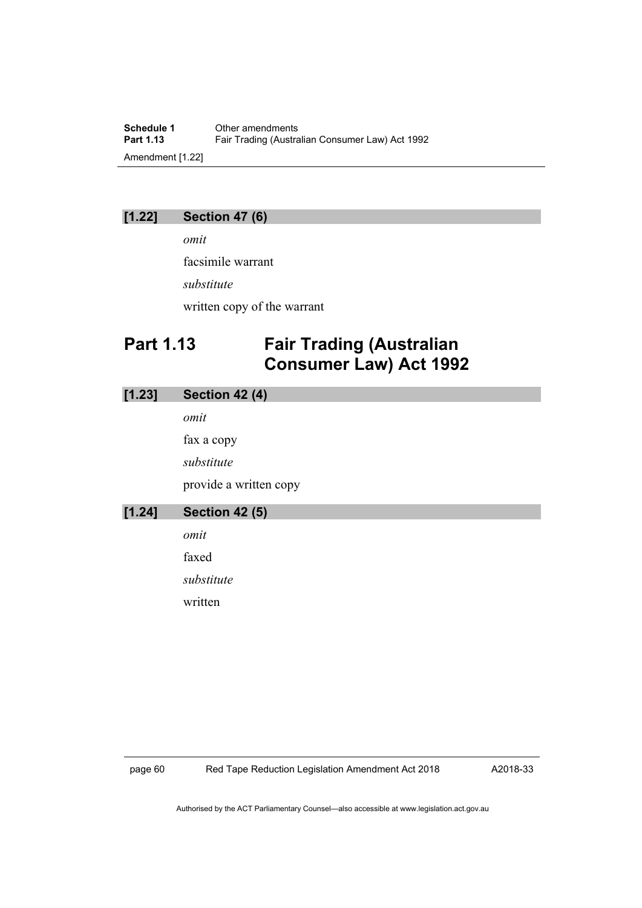### [1.22] Section 47 (6)

*omit*

facsimile warrant

*substitute*

written copy of the warrant

## Part 1.13 Fair Trading (Australian Consumer Law) Act 1992

### [1.23] Section 42 (4)

*omit*

fax a copy

*substitute*

provide a written copy

### [1.24] Section 42 (5)

*omit*

faxed

*substitute*

written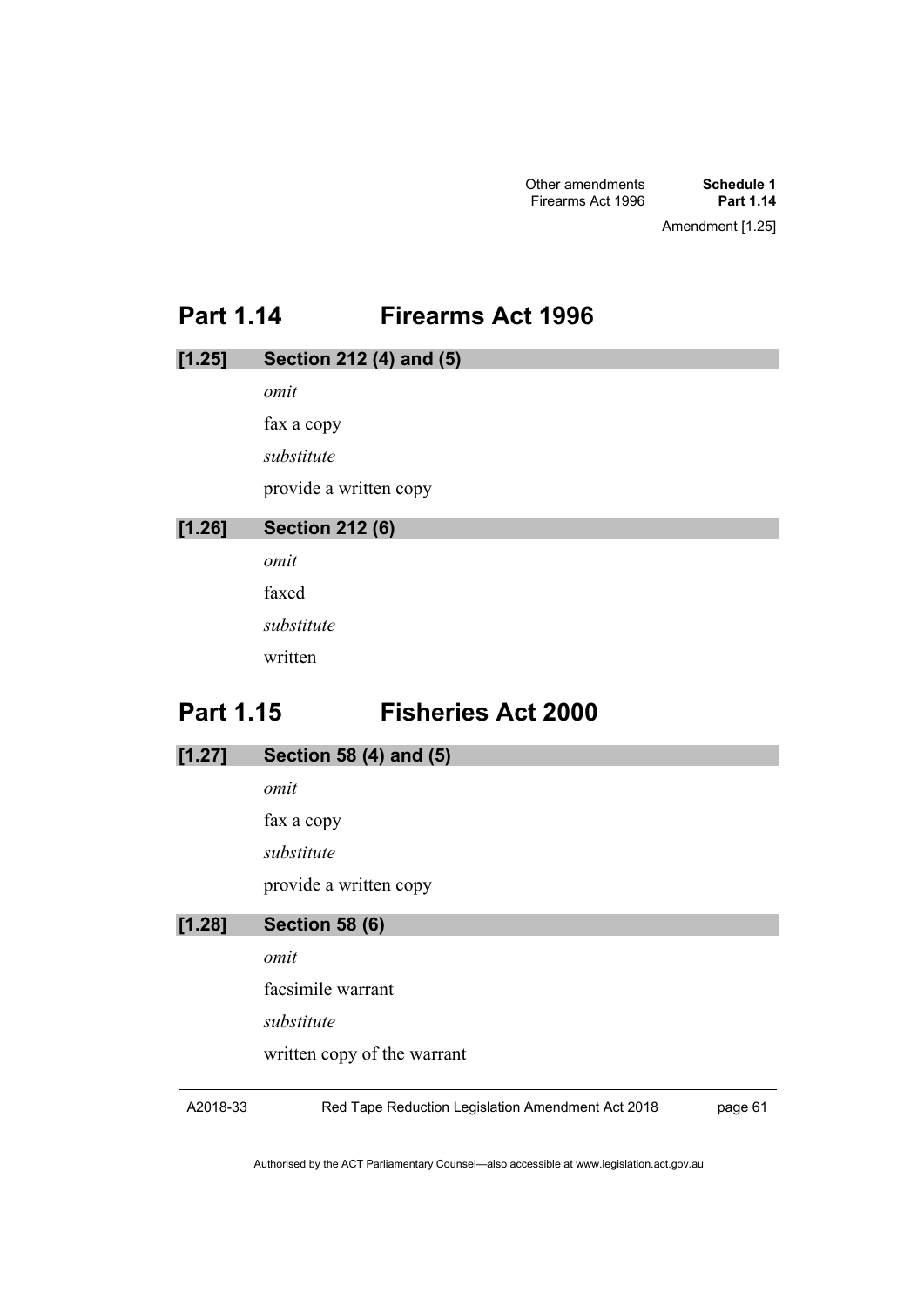## Part 1.14 Firearms Act 1996

### [1.25] Section 212 (4) and (5)

*omit*

fax a copy

*substitute*

provide a written copy

### [1.26] Section 212 (6)

*omit*

faxed

*substitute*

written

## Part 1.15 Fisheries Act 2000

### [1.27] Section 58 (4) and (5)

*omit*

fax a copy

*substitute*

provide a written copy

### [1.28] Section 58 (6)

*omit*

facsimile warrant

*substitute*

written copy of the warrant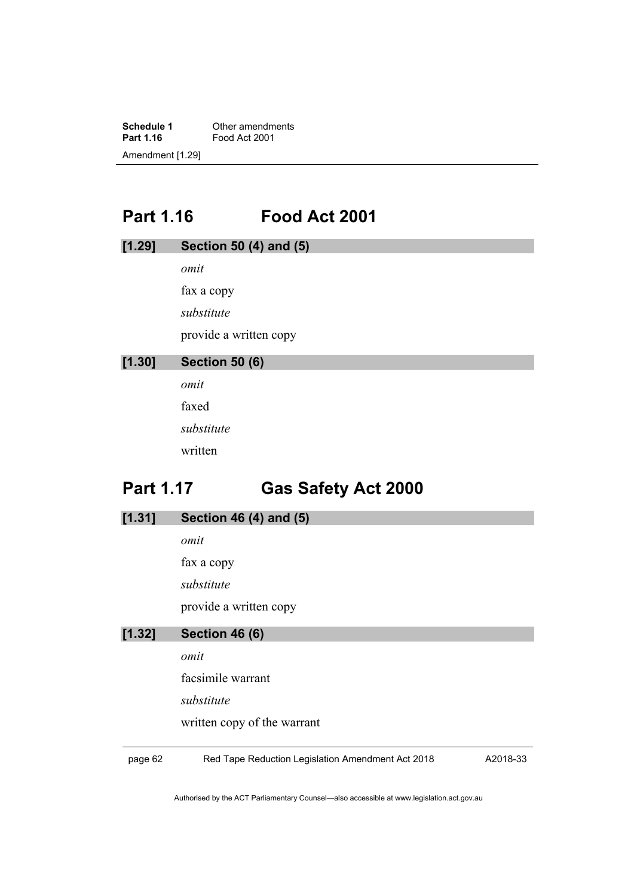## Part 1.16 Food Act 2001

### [1.29] Section 50 (4) and (5)

*omit*

fax a copy

*substitute*

provide a written copy

### [1.30] Section 50 (6)

*omit*

faxed

*substitute*

written

## Part 1.17 Gas Safety Act 2000

### [1.31] Section 46 (4) and (5)

*omit*

fax a copy

*substitute*

provide a written copy

### [1.32] Section 46 (6)

*omit*

facsimile warrant

*substitute*

written copy of the warrant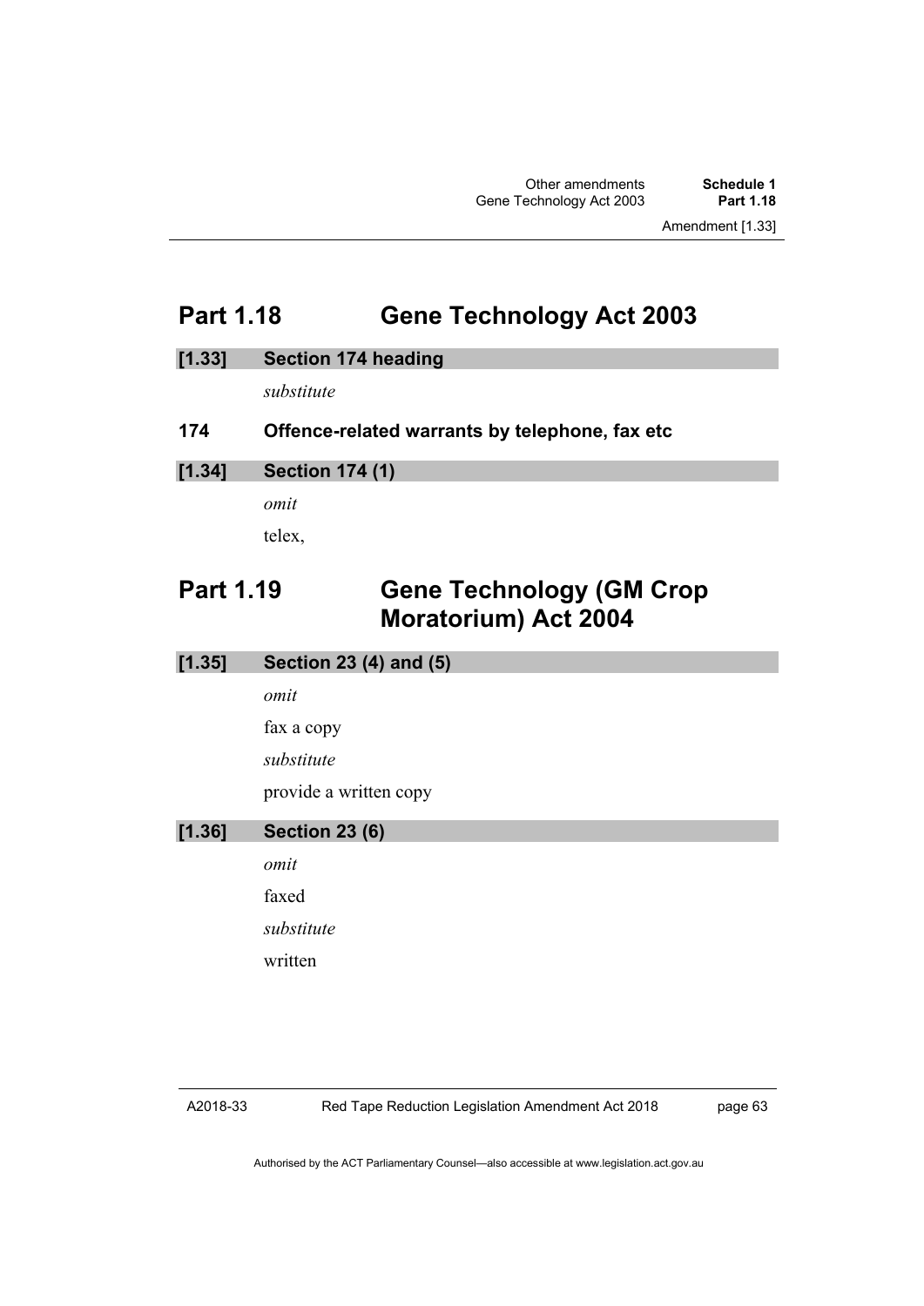## Part 1.18 Gene Technology Act 2003

**[1.33] Section 174 heading**

*substitute*

**174 Offence-related warrants by telephone, fax etc**

**[1.34] Section 174 (1)**

*omit*

telex,

## Part 1.19 Gene Technology (GM Crop Moratorium) Act 2004

**[1.35] Section 23 (4) and (5)**

*omit*

fax a copy

*substitute*

provide a written copy

**[1.36] Section 23 (6)**

*omit*

faxed

*substitute*

written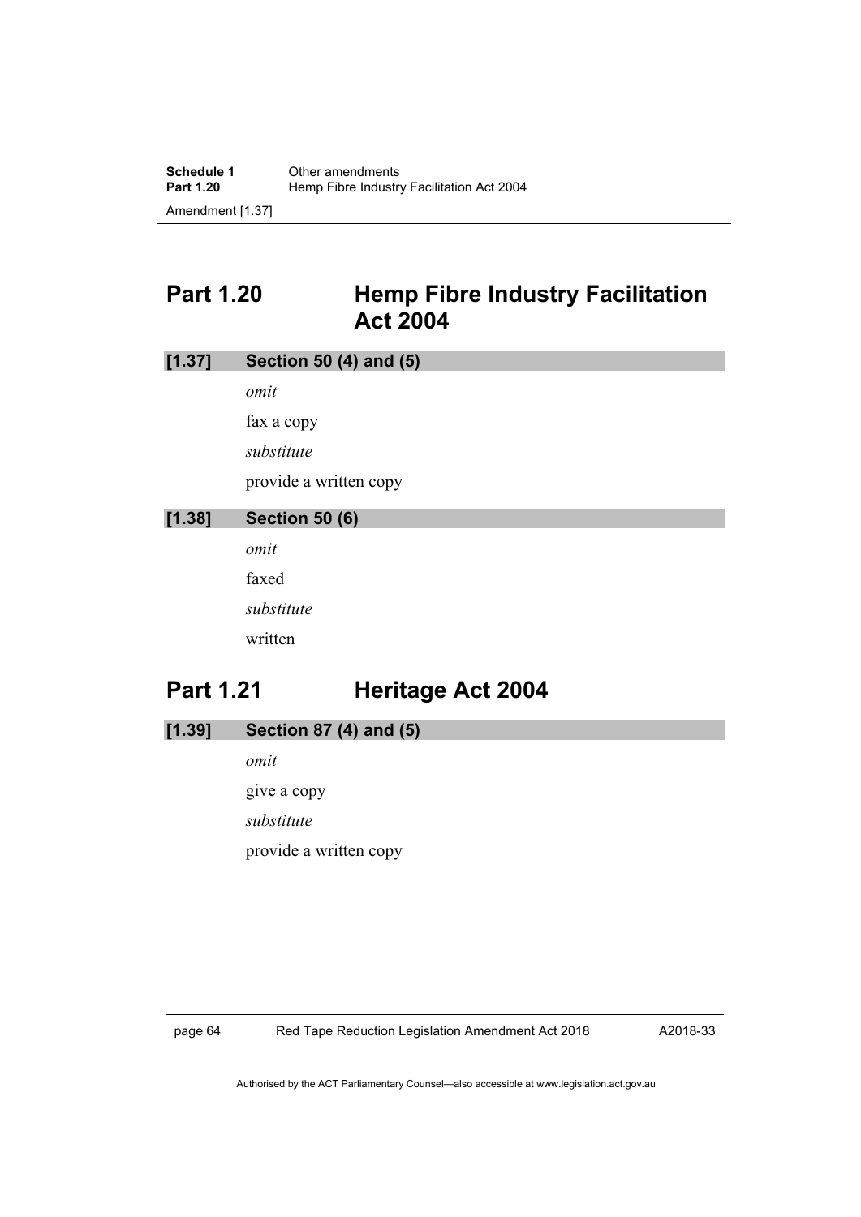## Part 1.20 Hemp Fibre Industry Facilitation Act 2004

**[1.37] Section 50 (4) and (5)**

*omit*

fax a copy

*substitute*

provide a written copy

**[1.38] Section 50 (6)**

*omit*

faxed

*substitute*

written

## Part 1.21 Heritage Act 2004

**[1.39] Section 87 (4) and (5)**

*omit*

give a copy

*substitute*

provide a written copy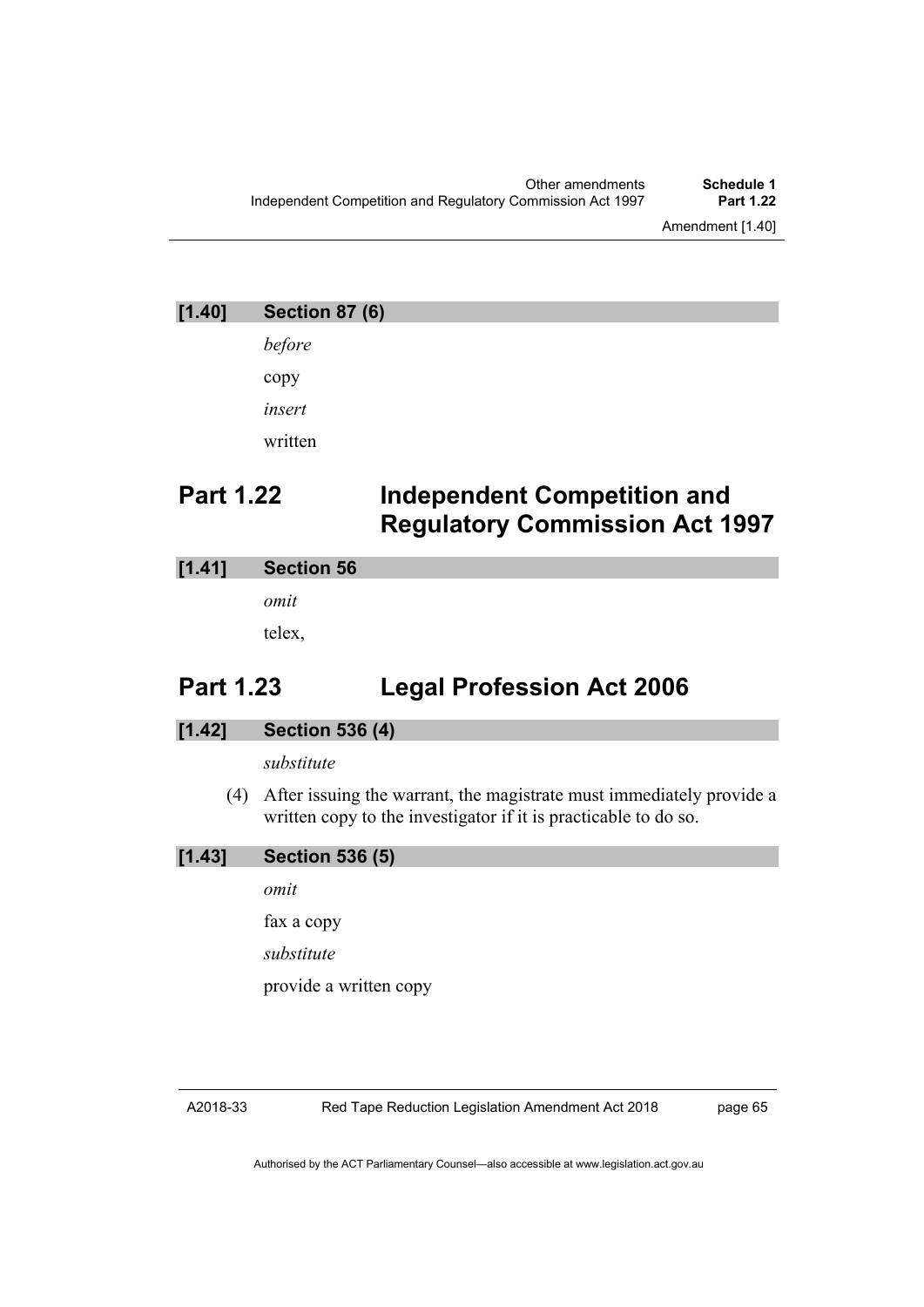### [1.40] Section 87 (6)

*before*

copy

*insert*

written

## Part 1.22 Independent Competition and Regulatory Commission Act 1997

### [1.41] Section 56

*omit*

telex,

## Part 1.23 Legal Profession Act 2006

### [1.42] Section 536 (4)

*substitute*

(4) After issuing the warrant, the magistrate must immediately provide a written copy to the investigator if it is practicable to do so.

### [1.43] Section 536 (5)

*omit*

fax a copy

*substitute*

provide a written copy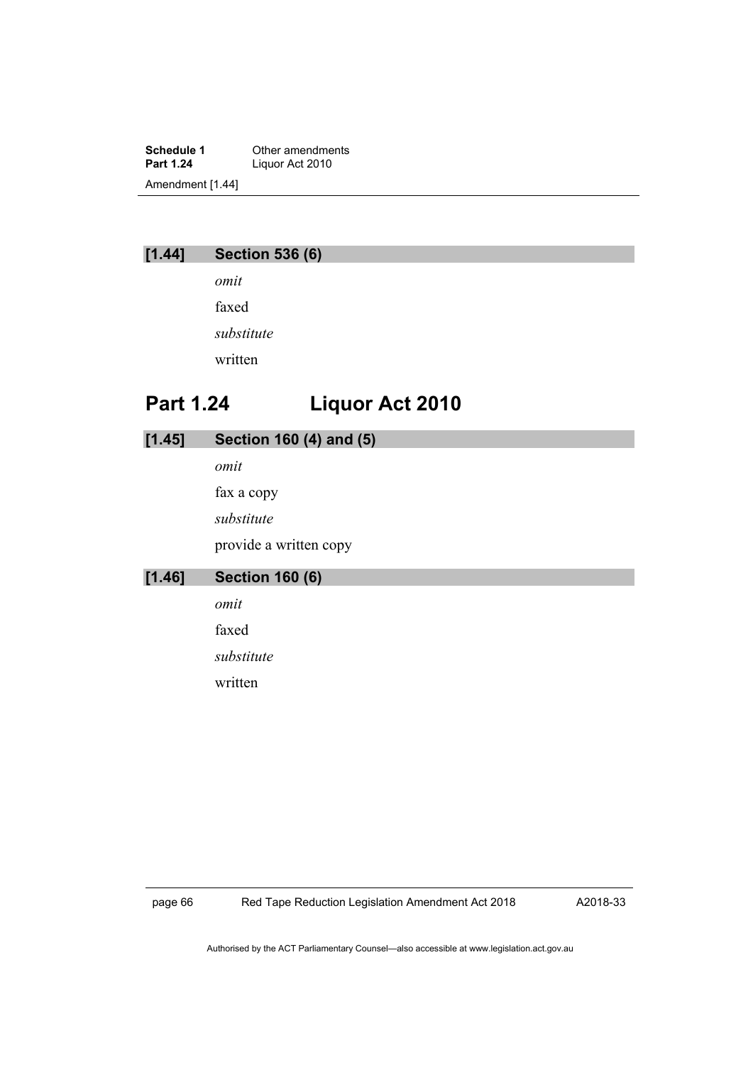### [1.44] Section 536 (6)

*omit*

faxed

*substitute*

written

## Part 1.24 Liquor Act 2010

### [1.45] Section 160 (4) and (5)

*omit*

fax a copy

*substitute*

provide a written copy

### [1.46] Section 160 (6)

*omit*

faxed

*substitute*

written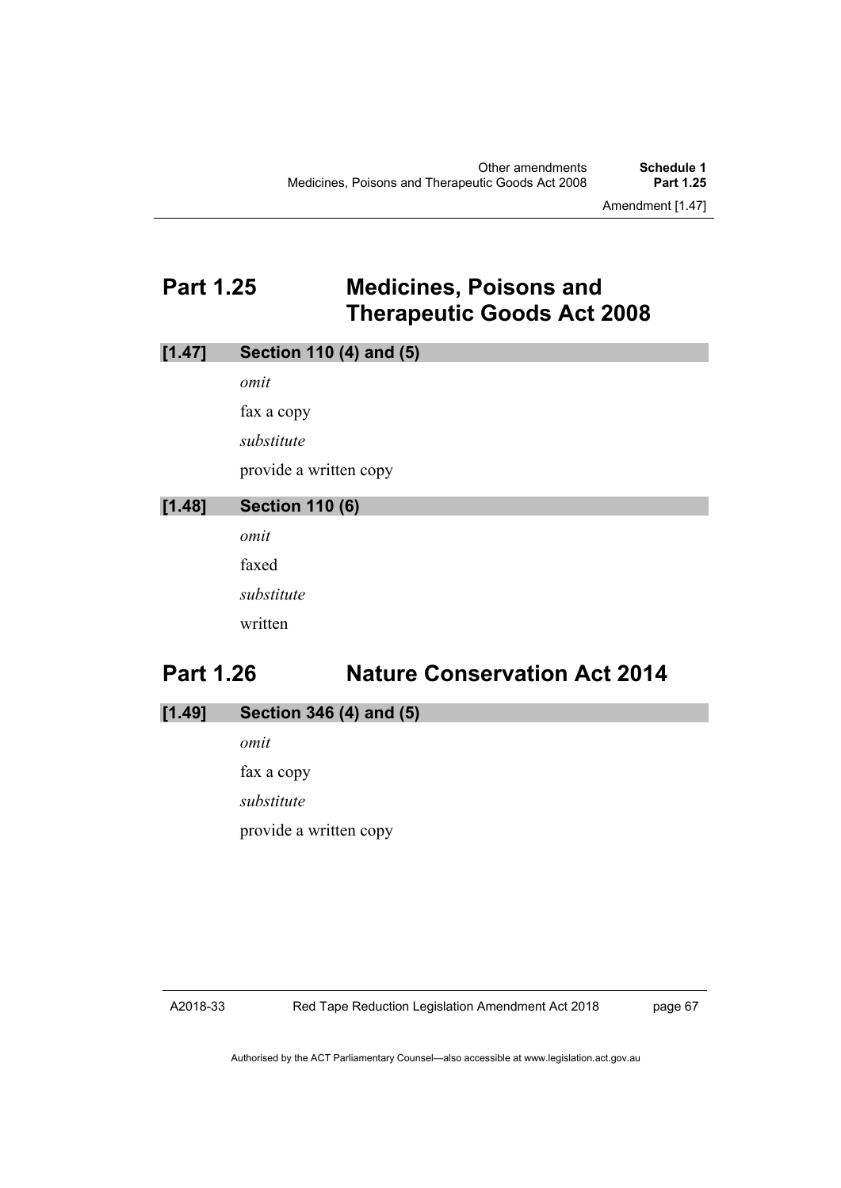## Part 1.25 Medicines, Poisons and Therapeutic Goods Act 2008

### [1.47] Section 110 (4) and (5)

*omit*

fax a copy

*substitute*

provide a written copy

### [1.48] Section 110 (6)

*omit*

faxed

*substitute*

written

## Part 1.26 Nature Conservation Act 2014

### [1.49] Section 346 (4) and (5)

*omit*

fax a copy

*substitute*

provide a written copy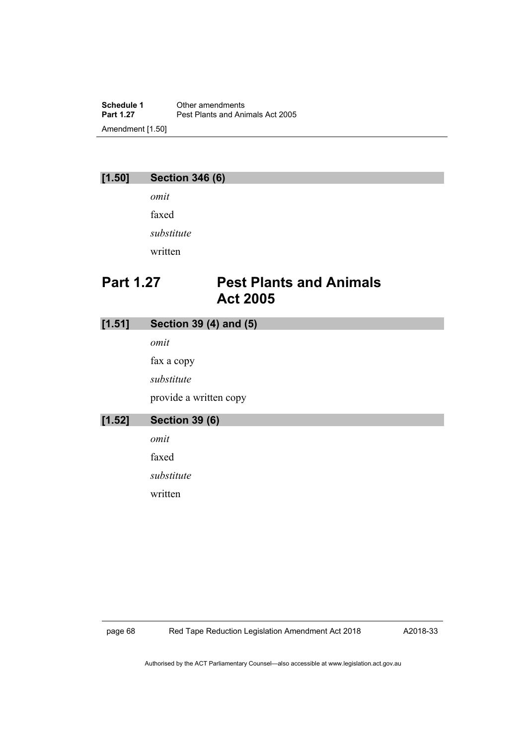### [1.50] Section 346 (6)

*omit*

faxed

*substitute*

written

## Part 1.27 Pest Plants and Animals Act 2005

### [1.51] Section 39 (4) and (5)

*omit*

fax a copy

*substitute*

provide a written copy

### [1.52] Section 39 (6)

*omit*

faxed

*substitute*

written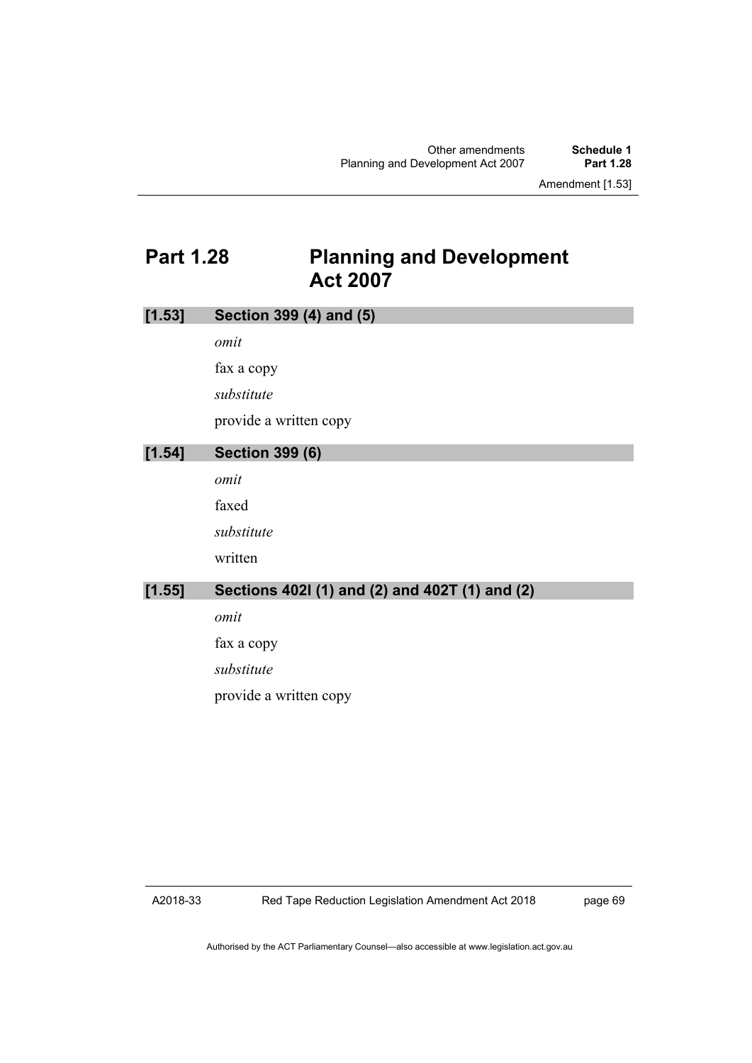## Part 1.28 Planning and Development Act 2007

### [1.53] Section 399 (4) and (5)

*omit*

fax a copy

*substitute*

provide a written copy

### [1.54] Section 399 (6)

*omit*

faxed

*substitute*

written

### [1.55] Sections 402I (1) and (2) and 402T (1) and (2)

*omit*

fax a copy

*substitute*

provide a written copy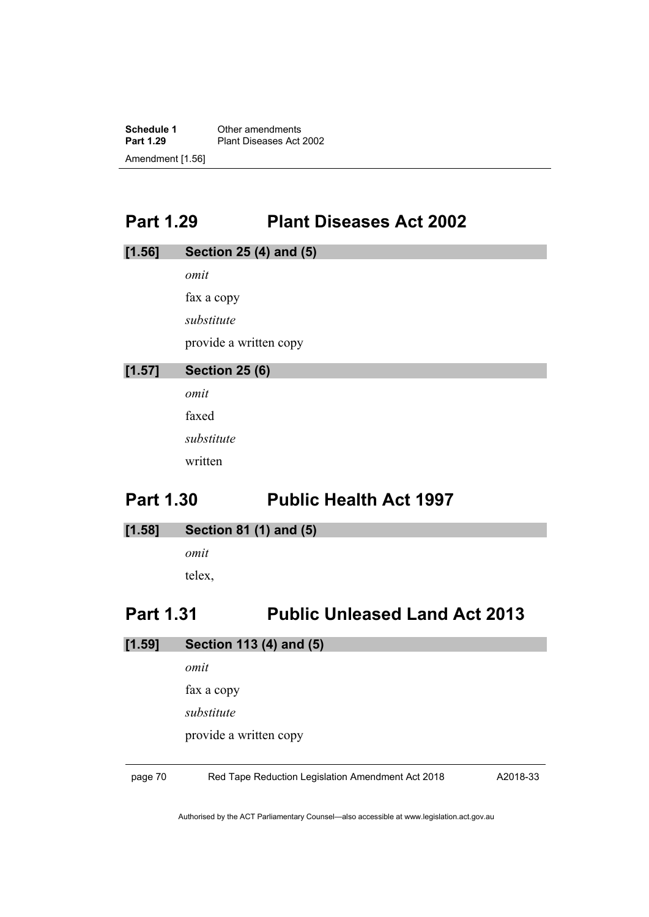## Part 1.29 Plant Diseases Act 2002

### [1.56] Section 25 (4) and (5)

*omit*

fax a copy

*substitute*

provide a written copy

### [1.57] Section 25 (6)

*omit*

faxed

*substitute*

written

## Part 1.30 Public Health Act 1997

### [1.58] Section 81 (1) and (5)

*omit*

telex,

## Part 1.31 Public Unleased Land Act 2013

### [1.59] Section 113 (4) and (5)

*omit*

fax a copy

*substitute*

provide a written copy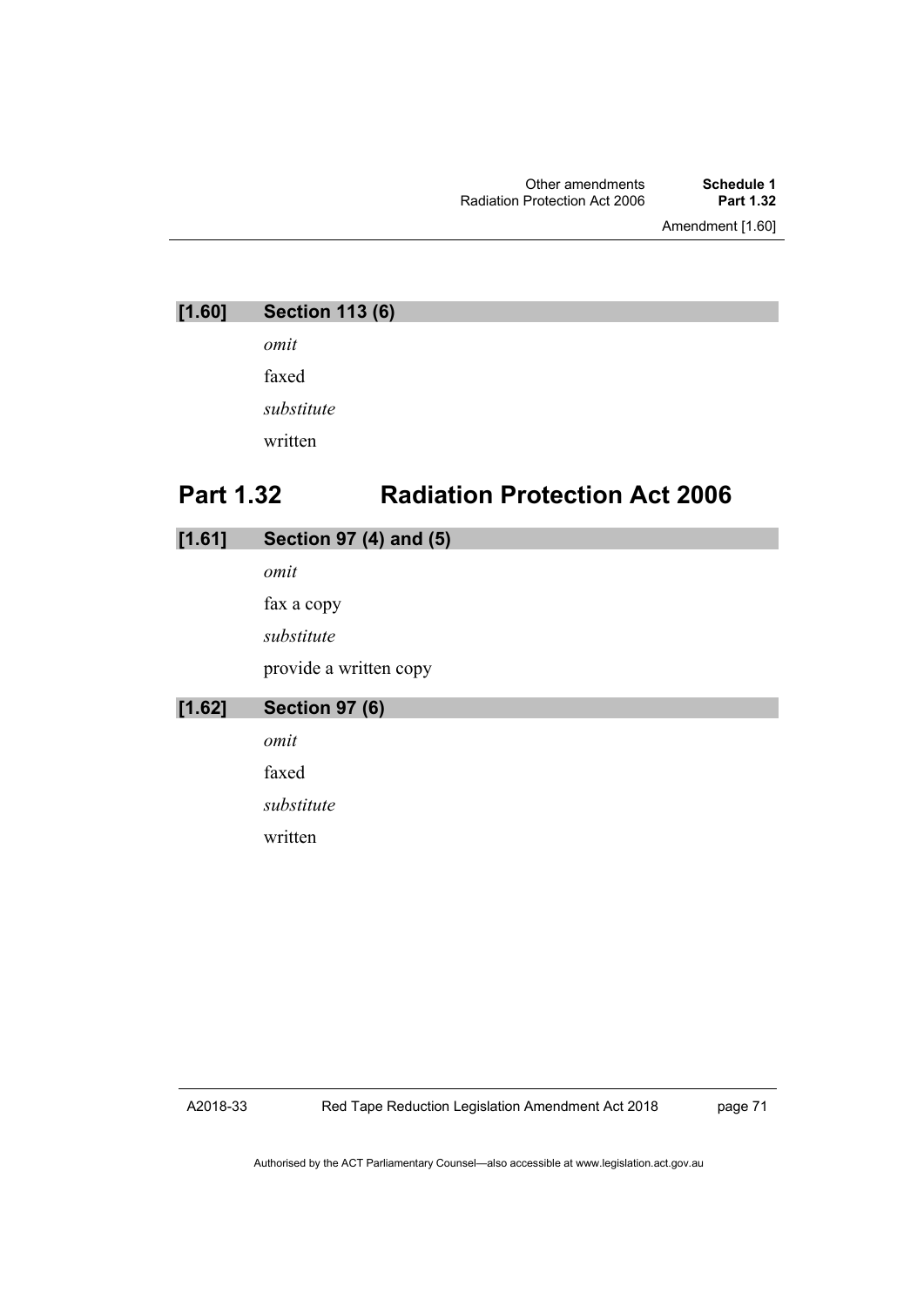### [1.60] Section 113 (6)

*omit*

faxed

*substitute*

written

## Part 1.32 Radiation Protection Act 2006

### [1.61] Section 97 (4) and (5)

*omit*

fax a copy

*substitute*

provide a written copy

### [1.62] Section 97 (6)

*omit*

faxed

*substitute*

written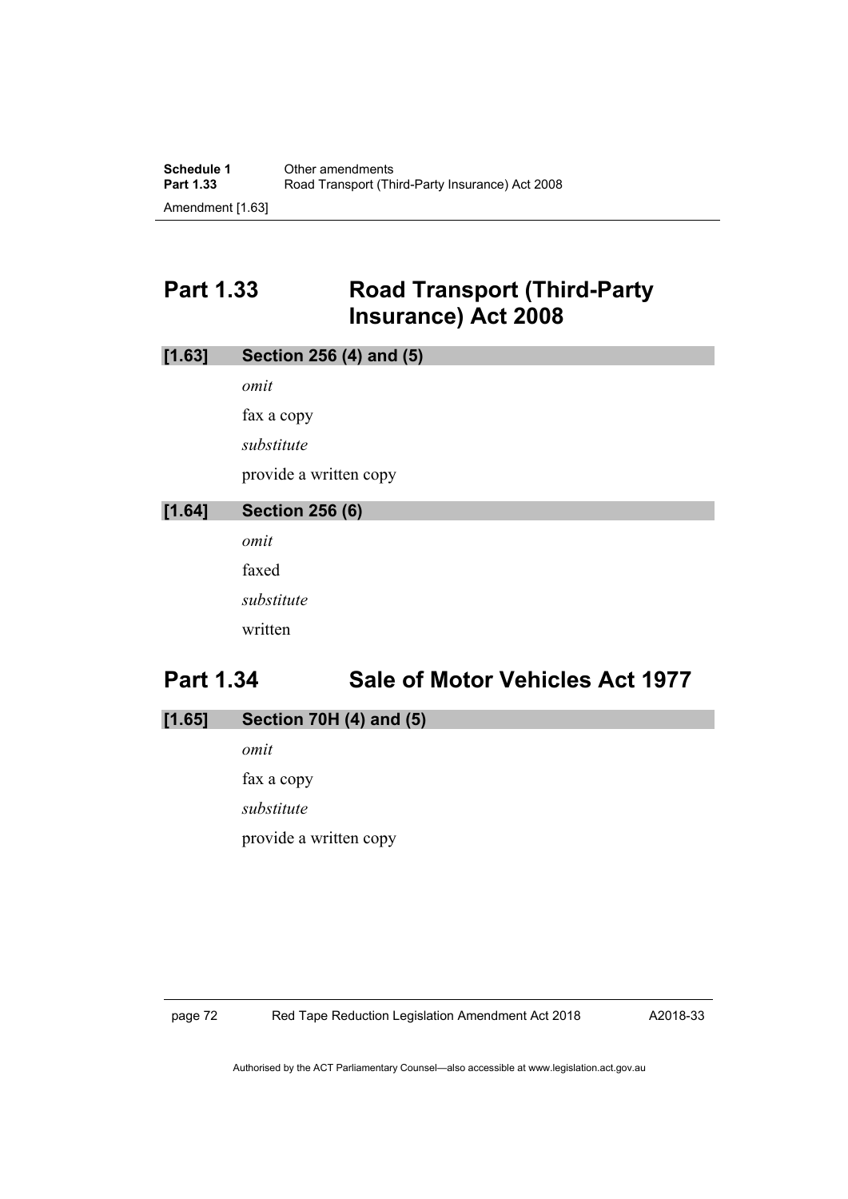## Part 1.33 Road Transport (Third-Party Insurance) Act 2008

### [1.63] Section 256 (4) and (5)

*omit*

fax a copy

*substitute*

provide a written copy

### [1.64] Section 256 (6)

*omit*

faxed

*substitute*

written

## Part 1.34 Sale of Motor Vehicles Act 1977

### [1.65] Section 70H (4) and (5)

*omit*

fax a copy

*substitute*

provide a written copy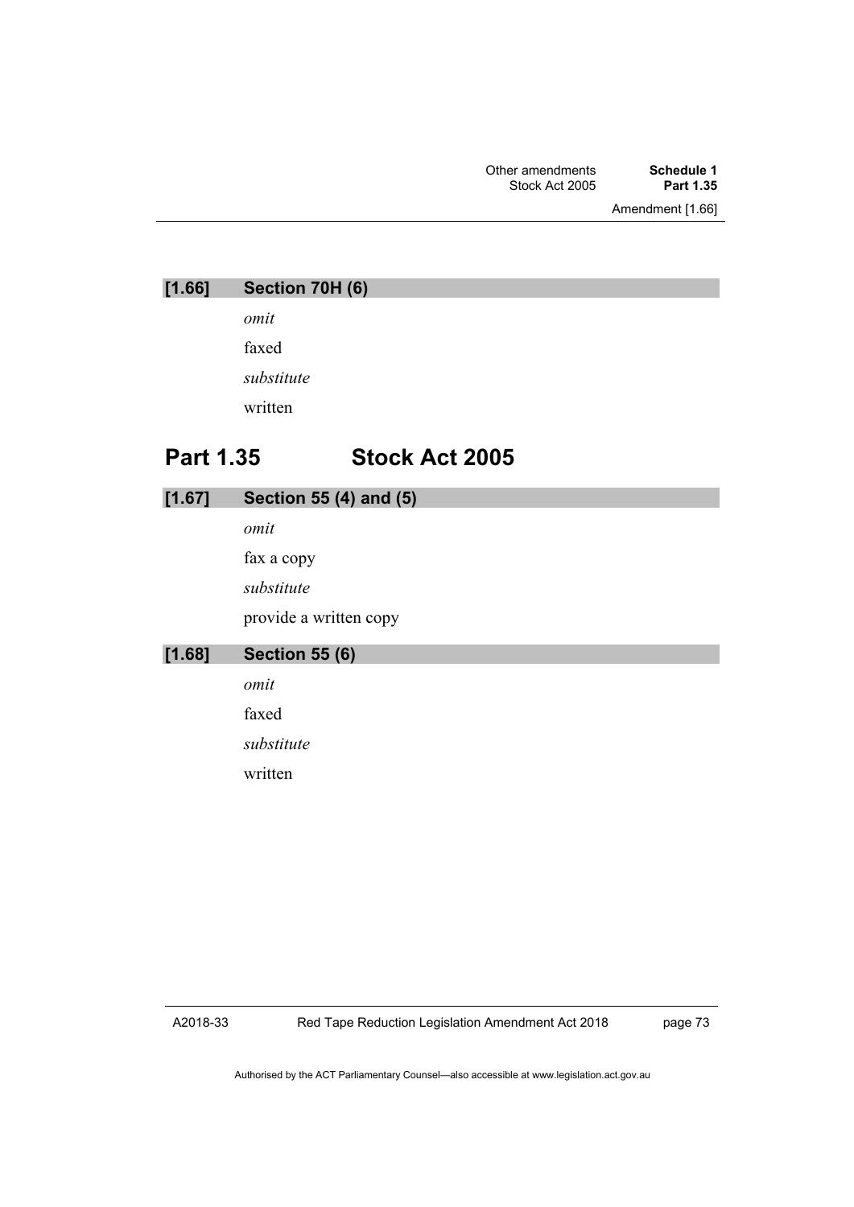### [1.66] Section 70H (6)

*omit*

faxed

*substitute*

written

## Part 1.35 Stock Act 2005

### [1.67] Section 55 (4) and (5)

*omit*

fax a copy

*substitute*

provide a written copy

### [1.68] Section 55 (6)

*omit*

faxed

*substitute*

written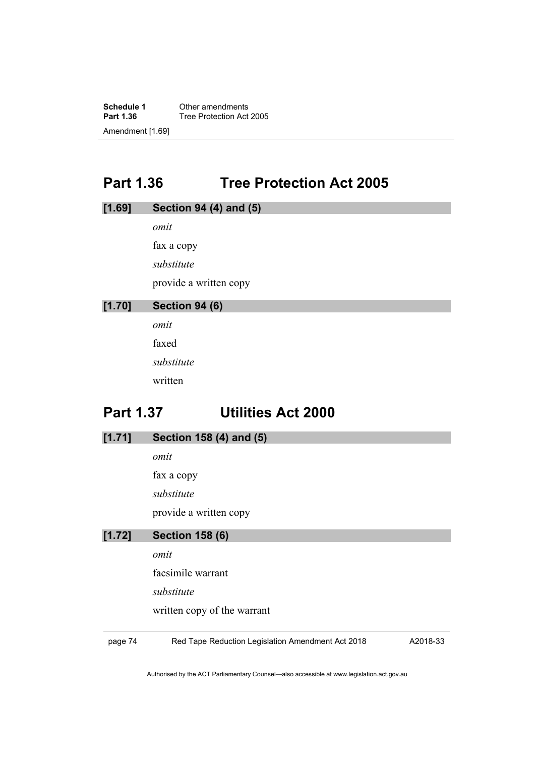## Part 1.36 Tree Protection Act 2005

### [1.69] Section 94 (4) and (5)

*omit*

fax a copy

*substitute*

provide a written copy

### [1.70] Section 94 (6)

*omit*

faxed

*substitute*

written

## Part 1.37 Utilities Act 2000

### [1.71] Section 158 (4) and (5)

*omit*

fax a copy

*substitute*

provide a written copy

### [1.72] Section 158 (6)

*omit*

facsimile warrant

*substitute*

written copy of the warrant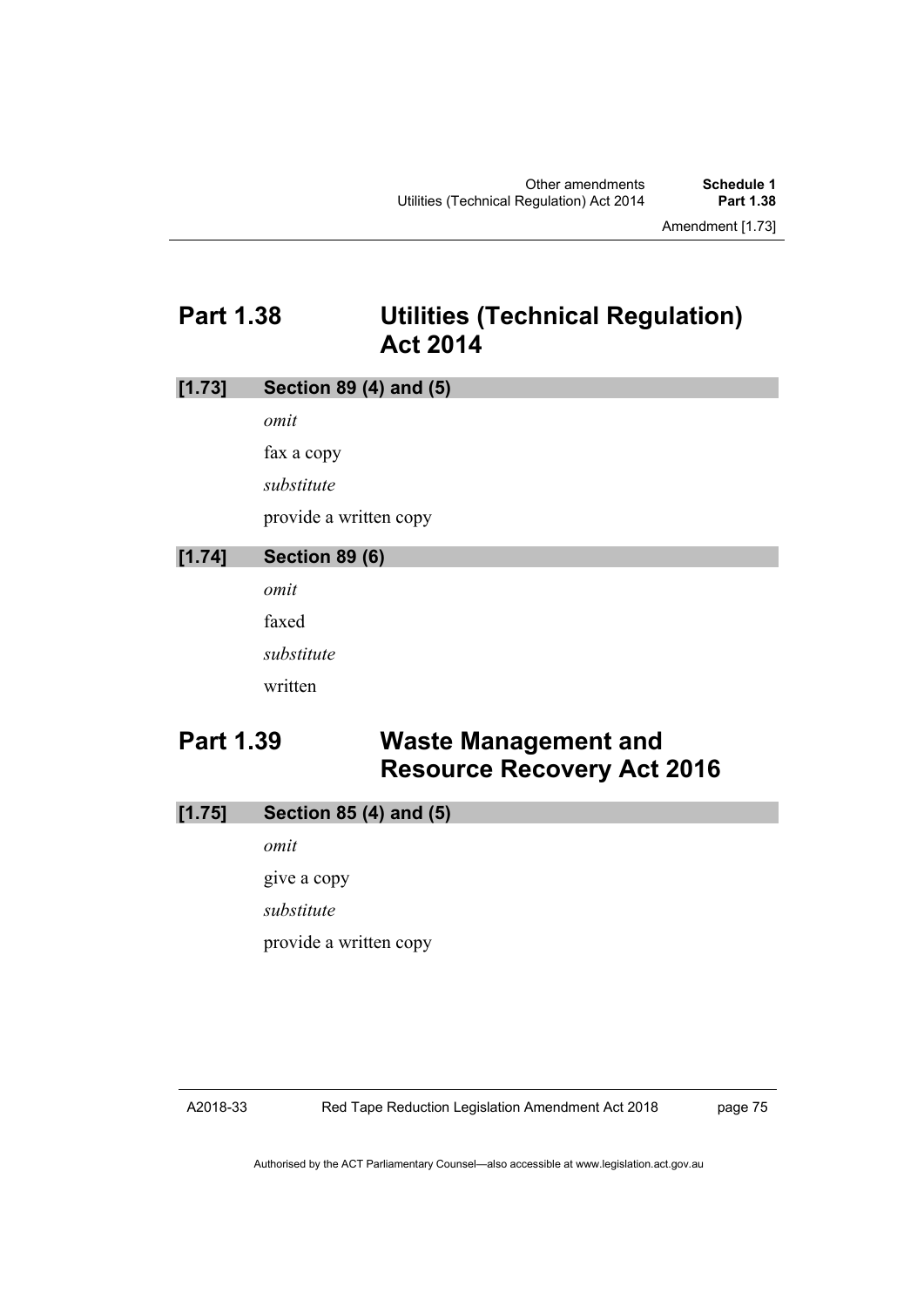## Part 1.38 Utilities (Technical Regulation) Act 2014

### [1.73] Section 89 (4) and (5)

*omit*

fax a copy

*substitute*

provide a written copy

### [1.74] Section 89 (6)

*omit*

faxed

*substitute*

written

## Part 1.39 Waste Management and Resource Recovery Act 2016

### [1.75] Section 85 (4) and (5)

*omit*

give a copy

*substitute*

provide a written copy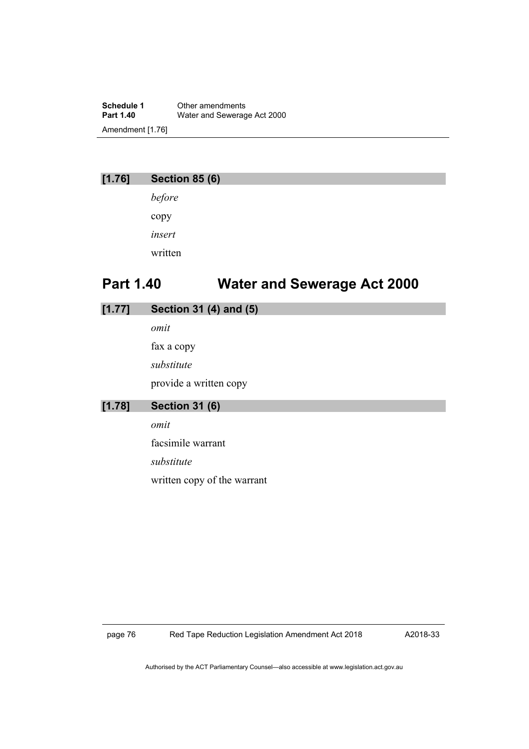**[1.76] Section 85 (6)**

*before*

copy

*insert*

written

## Part 1.40 Water and Sewerage Act 2000

**[1.77] Section 31 (4) and (5)**

*omit*

fax a copy

*substitute*

provide a written copy

**[1.78] Section 31 (6)**

*omit*

facsimile warrant

*substitute*

written copy of the warrant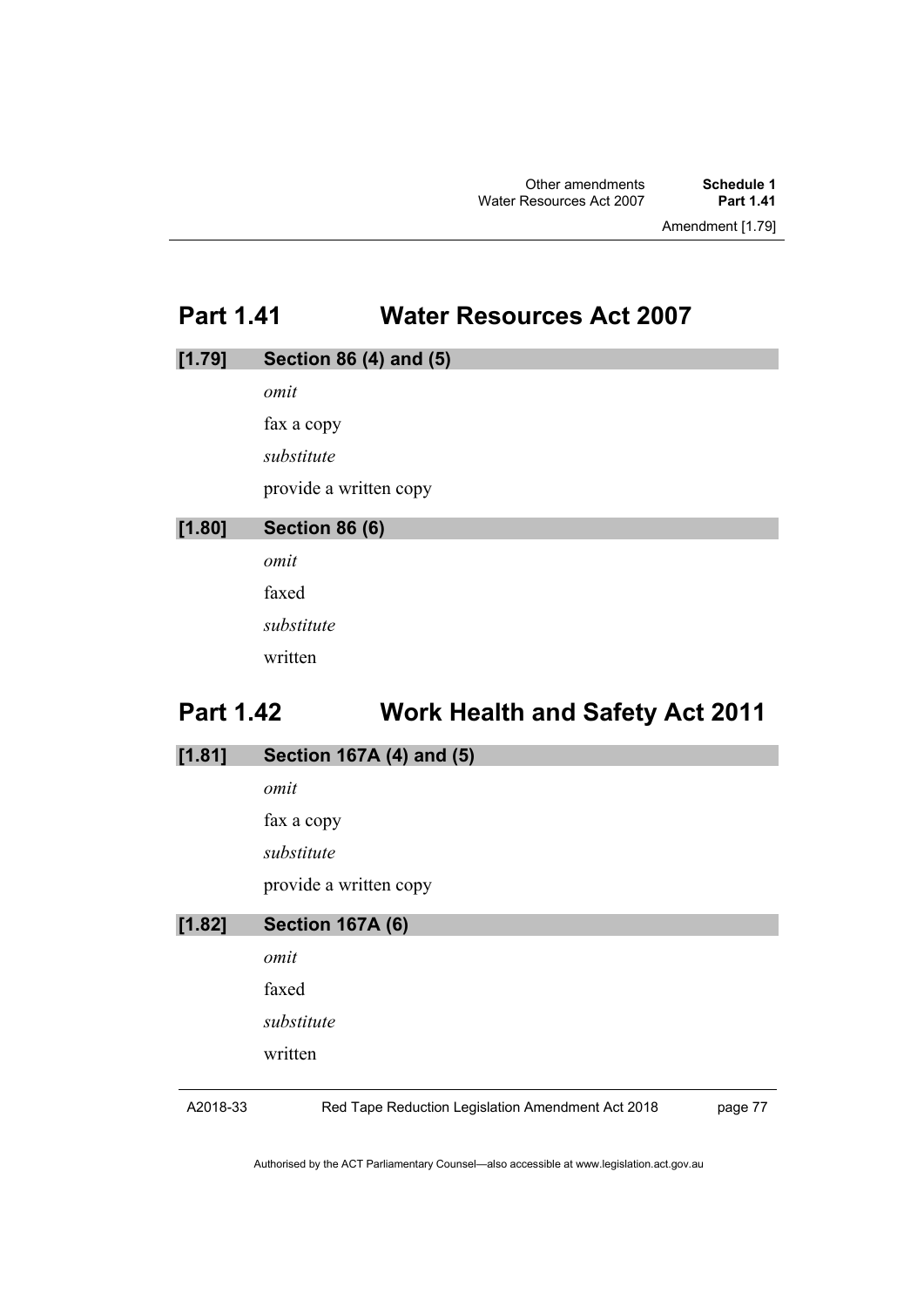## Part 1.41 Water Resources Act 2007

### [1.79] Section 86 (4) and (5)

*omit*

fax a copy

*substitute*

provide a written copy

### [1.80] Section 86 (6)

*omit*

faxed

*substitute*

written

## Part 1.42 Work Health and Safety Act 2011

### [1.81] Section 167A (4) and (5)

*omit*

fax a copy

*substitute*

provide a written copy

### [1.82] Section 167A (6)

*omit*

faxed

*substitute*

written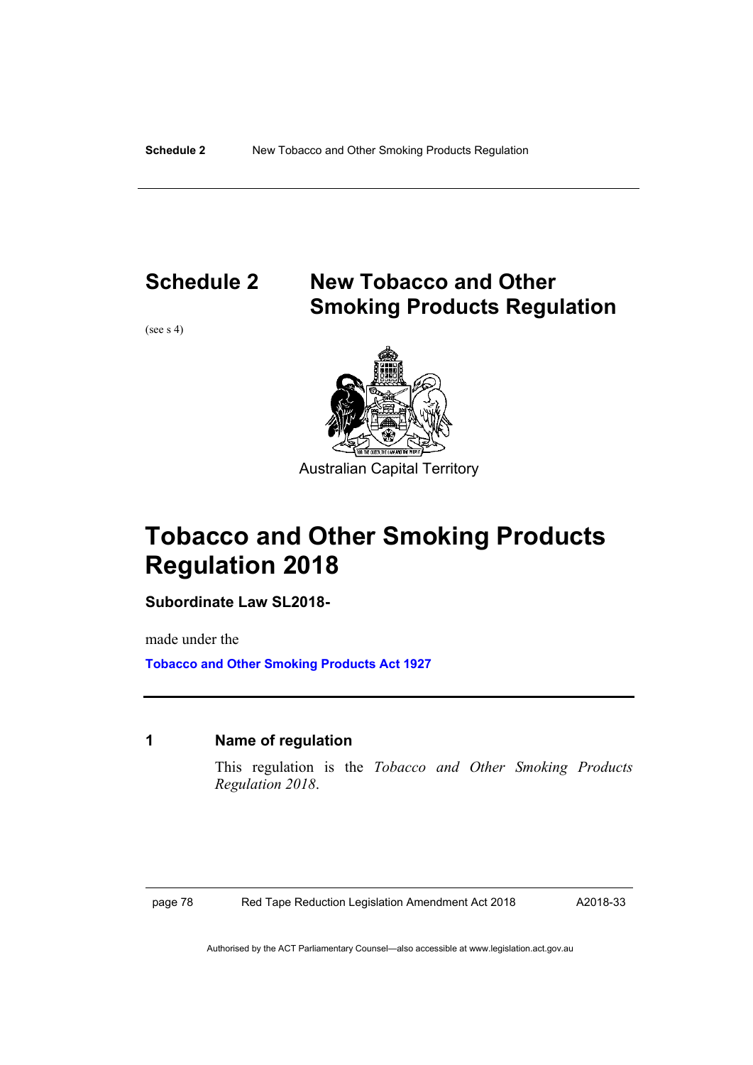# Schedule 2 New Tobacco and Other Smoking Products Regulation

(see s 4)

Australian Capital Territory

# Tobacco and Other Smoking Products Regulation 2018

**Subordinate Law SL2018-**

made under the

**Tobacco and Other Smoking Products Act 1927**

## 1 Name of regulation

This regulation is the *Tobacco and Other Smoking Products Regulation 2018*.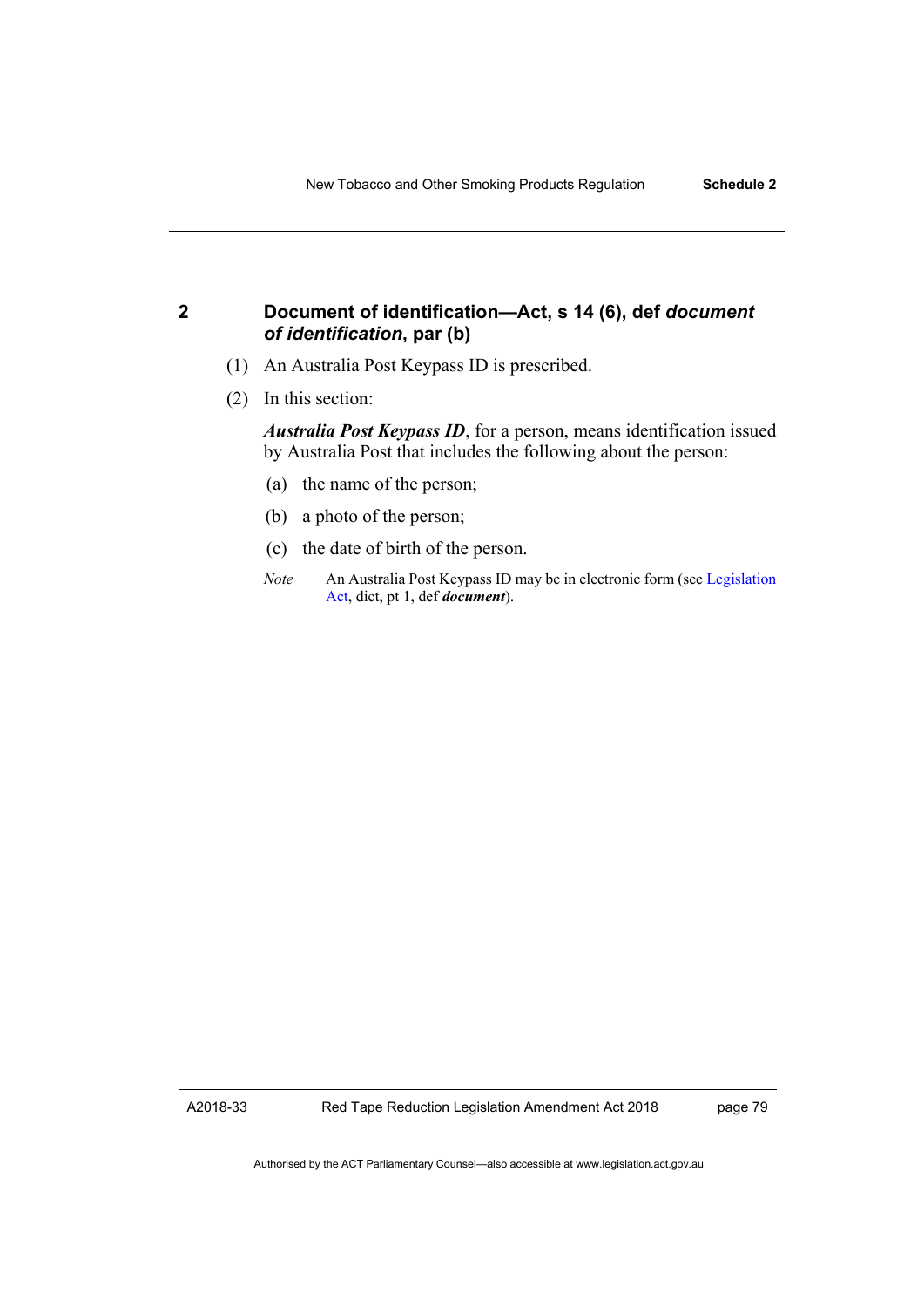## 2 Document of identification—Act, s 14 (6), def *document of identification*, par (b)

(1) An Australia Post Keypass ID is prescribed.

(2) In this section:

***Australia Post Keypass ID***, for a person, means identification issued by Australia Post that includes the following about the person:

(a) the name of the person;

(b) a photo of the person;

(c) the date of birth of the person.

*Note* An Australia Post Keypass ID may be in electronic form (see Legislation Act, dict, pt 1, def ***document***).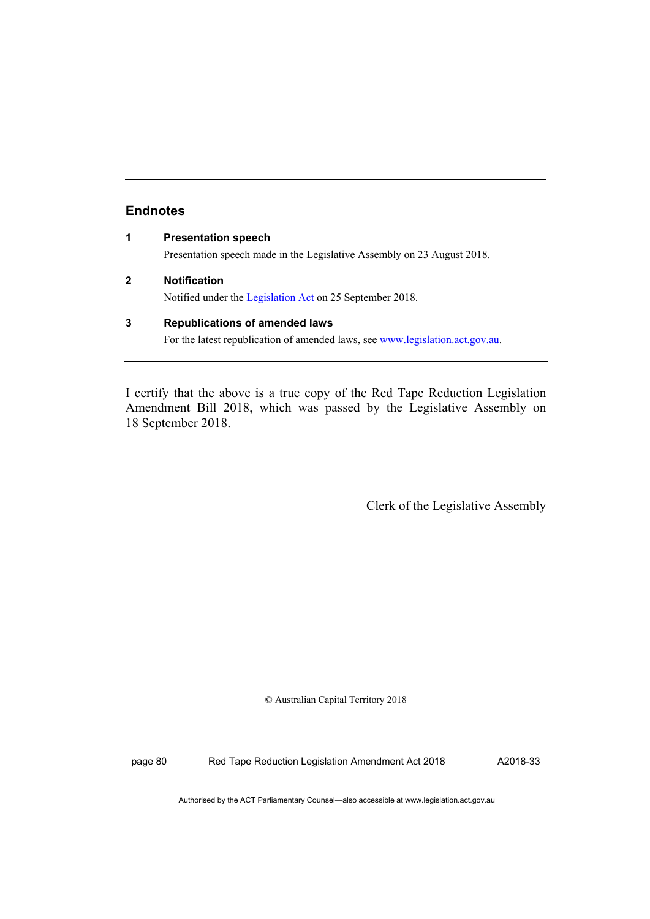## Endnotes

### 1 Presentation speech

Presentation speech made in the Legislative Assembly on 23 August 2018.

### 2 Notification

Notified under the Legislation Act on 25 September 2018.

### 3 Republications of amended laws

For the latest republication of amended laws, see www.legislation.act.gov.au.

---

I certify that the above is a true copy of the Red Tape Reduction Legislation Amendment Bill 2018, which was passed by the Legislative Assembly on 18 September 2018.

Clerk of the Legislative Assembly

© Australian Capital Territory 2018